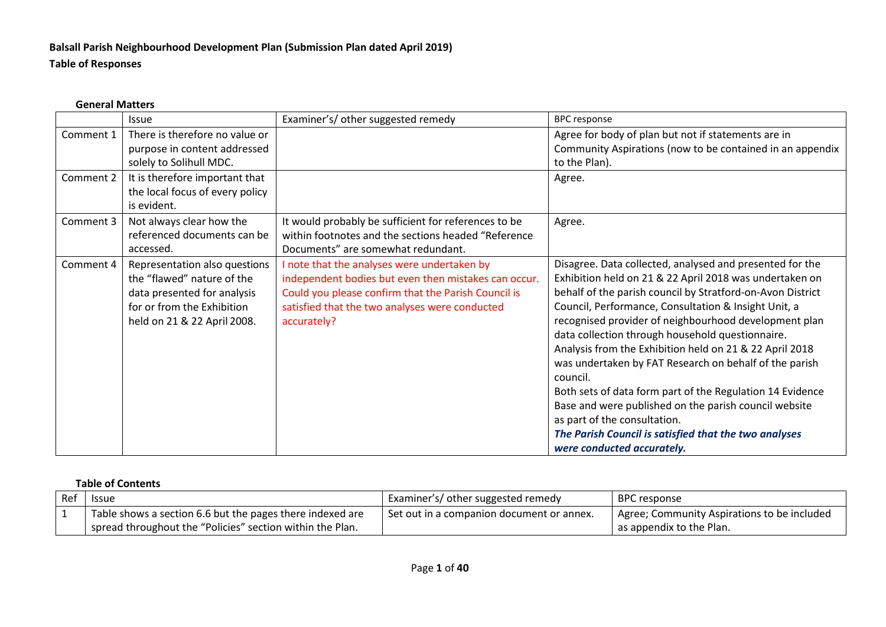**Balsall Parish Neighbourhood Development Plan (Submission Plan dated April 2019)**

**Table of Responses**

**General Matters**

| | Issue | Examiner's/ other suggested remedy | BPC response |
|---|---|---|---|
| Comment 1 | There is therefore no value or purpose in content addressed solely to Solihull MDC. | | Agree for body of plan but not if statements are in Community Aspirations (now to be contained in an appendix to the Plan). |
| Comment 2 | It is therefore important that the local focus of every policy is evident. | | Agree. |
| Comment 3 | Not always clear how the referenced documents can be accessed. | It would probably be sufficient for references to be within footnotes and the sections headed "Reference Documents" are somewhat redundant. | Agree. |
| Comment 4 | Representation also questions the "flawed" nature of the data presented for analysis for or from the Exhibition held on 21 & 22 April 2008. | I note that the analyses were undertaken by independent bodies but even then mistakes can occur. Could you please confirm that the Parish Council is satisfied that the two analyses were conducted accurately? | Disagree. Data collected, analysed and presented for the Exhibition held on 21 & 22 April 2018 was undertaken on behalf of the parish council by Stratford-on-Avon District Council, Performance, Consultation & Insight Unit, a recognised provider of neighbourhood development plan data collection through household questionnaire. Analysis from the Exhibition held on 21 & 22 April 2018 was undertaken by FAT Research on behalf of the parish council. Both sets of data form part of the Regulation 14 Evidence Base and were published on the parish council website as part of the consultation. ***The Parish Council is satisfied that the two analyses were conducted accurately.*** |

**Table of Contents**

| Ref | Issue | Examiner's/ other suggested remedy | BPC response |
|---|---|---|---|
| 1 | Table shows a section 6.6 but the pages there indexed are spread throughout the "Policies" section within the Plan. | Set out in a companion document or annex. | Agree; Community Aspirations to be included as appendix to the Plan. |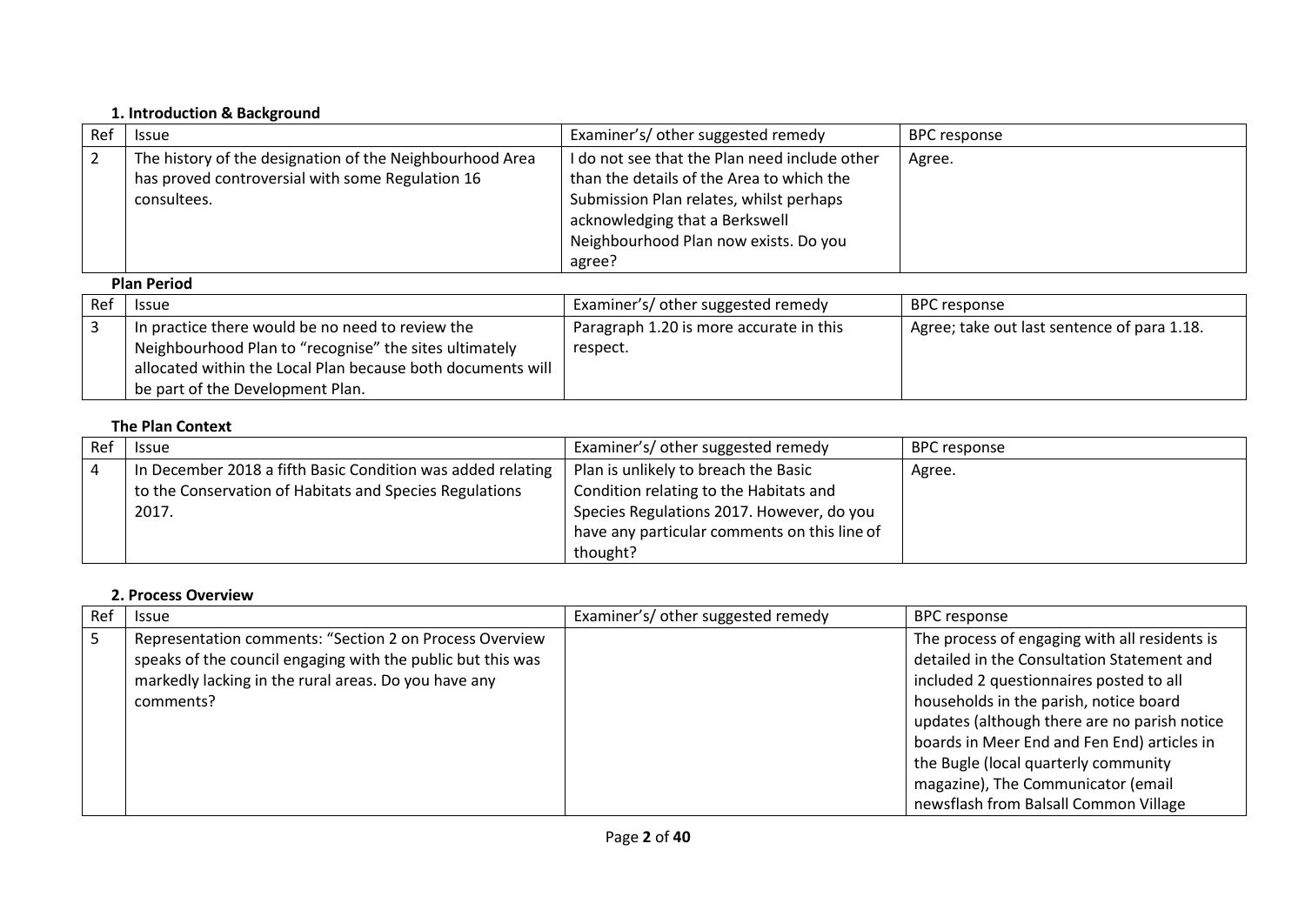### 1. Introduction & Background

| Ref | Issue | Examiner's/ other suggested remedy | BPC response |
|---|---|---|---|
| 2 | The history of the designation of the Neighbourhood Area has proved controversial with some Regulation 16 consultees. | I do not see that the Plan need include other than the details of the Area to which the Submission Plan relates, whilst perhaps acknowledging that a Berkswell Neighbourhood Plan now exists. Do you agree? | Agree. |

**Plan Period**

| Ref | Issue | Examiner's/ other suggested remedy | BPC response |
|---|---|---|---|
| 3 | In practice there would be no need to review the Neighbourhood Plan to "recognise" the sites ultimately allocated within the Local Plan because both documents will be part of the Development Plan. | Paragraph 1.20 is more accurate in this respect. | Agree; take out last sentence of para 1.18. |

**The Plan Context**

| Ref | Issue | Examiner's/ other suggested remedy | BPC response |
|---|---|---|---|
| 4 | In December 2018 a fifth Basic Condition was added relating to the Conservation of Habitats and Species Regulations 2017. | Plan is unlikely to breach the Basic Condition relating to the Habitats and Species Regulations 2017. However, do you have any particular comments on this line of thought? | Agree. |

### 2. Process Overview

| Ref | Issue | Examiner's/ other suggested remedy | BPC response |
|---|---|---|---|
| 5 | Representation comments: "Section 2 on Process Overview speaks of the council engaging with the public but this was markedly lacking in the rural areas. Do you have any comments? | | The process of engaging with all residents is detailed in the Consultation Statement and included 2 questionnaires posted to all households in the parish, notice board updates (although there are no parish notice boards in Meer End and Fen End) articles in the Bugle (local quarterly community magazine), The Communicator (email newsflash from Balsall Common Village |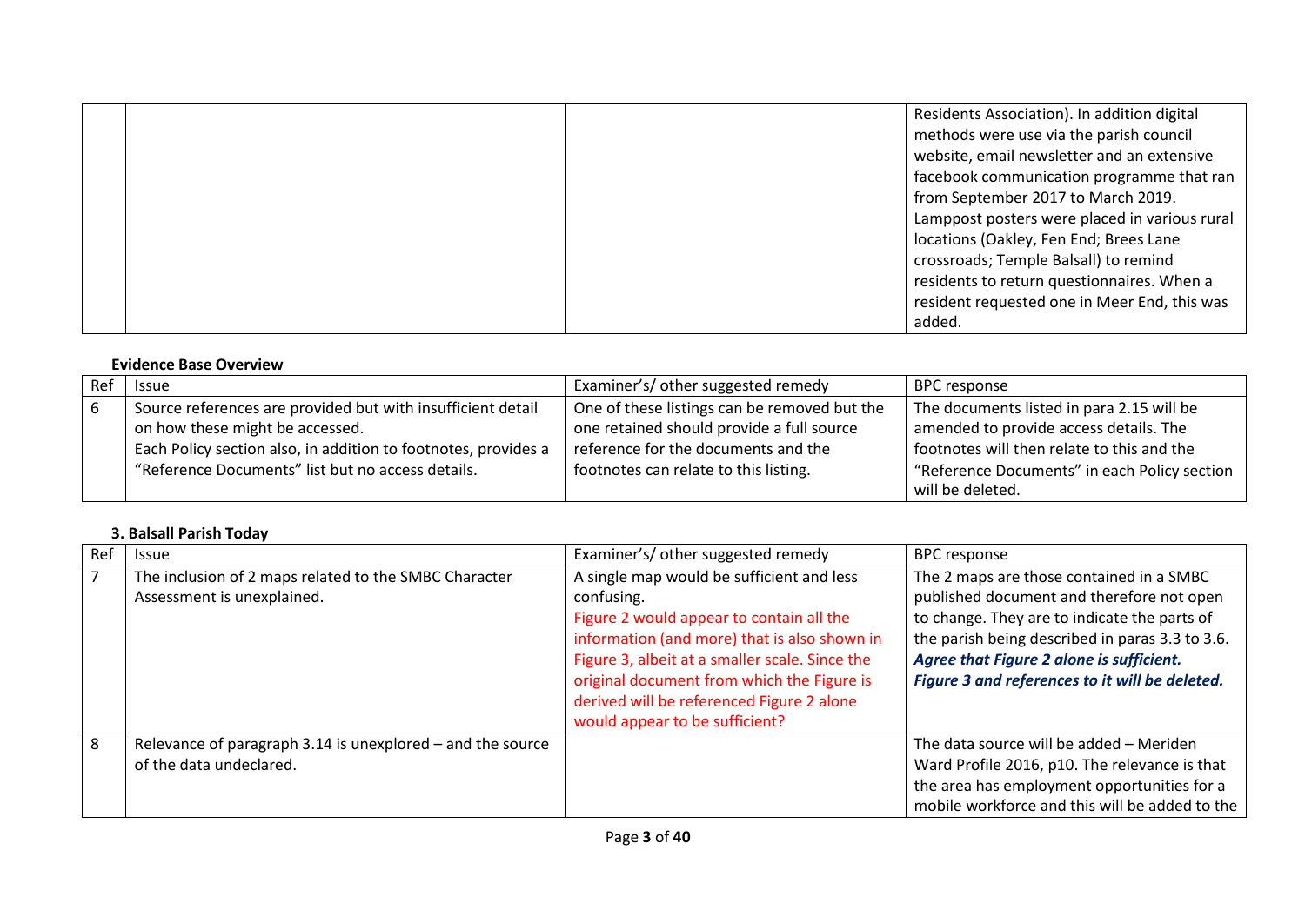| | | | |
|---|---|---|---|
| | | | Residents Association). In addition digital methods were use via the parish council website, email newsletter and an extensive facebook communication programme that ran from September 2017 to March 2019. Lamppost posters were placed in various rural locations (Oakley, Fen End; Brees Lane crossroads; Temple Balsall) to remind residents to return questionnaires. When a resident requested one in Meer End, this was added. |

**Evidence Base Overview**

| Ref | Issue | Examiner's/ other suggested remedy | BPC response |
|---|---|---|---|
| 6 | Source references are provided but with insufficient detail on how these might be accessed.<br>Each Policy section also, in addition to footnotes, provides a "Reference Documents" list but no access details. | One of these listings can be removed but the one retained should provide a full source reference for the documents and the footnotes can relate to this listing. | The documents listed in para 2.15 will be amended to provide access details. The footnotes will then relate to this and the "Reference Documents" in each Policy section will be deleted. |

**3. Balsall Parish Today**

| Ref | Issue | Examiner's/ other suggested remedy | BPC response |
|---|---|---|---|
| 7 | The inclusion of 2 maps related to the SMBC Character Assessment is unexplained. | A single map would be sufficient and less confusing.<br>Figure 2 would appear to contain all the information (and more) that is also shown in Figure 3, albeit at a smaller scale. Since the original document from which the Figure is derived will be referenced Figure 2 alone would appear to be sufficient? | The 2 maps are those contained in a SMBC published document and therefore not open to change. They are to indicate the parts of the parish being described in paras 3.3 to 3.6.<br>***Agree that Figure 2 alone is sufficient. Figure 3 and references to it will be deleted.*** |
| 8 | Relevance of paragraph 3.14 is unexplored – and the source of the data undeclared. | | The data source will be added – Meriden Ward Profile 2016, p10. The relevance is that the area has employment opportunities for a mobile workforce and this will be added to the |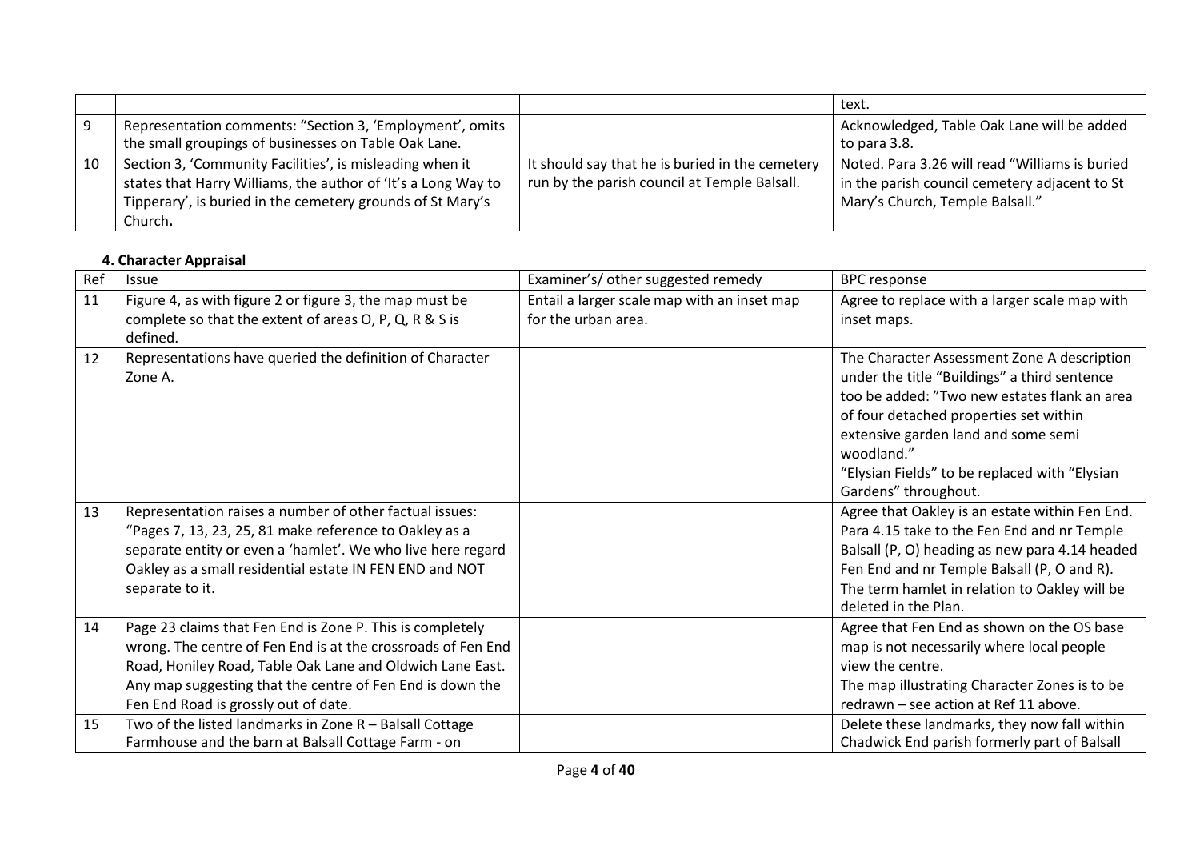|  |  |  | text. |
|---|---|---|---|
| 9 | Representation comments: "Section 3, 'Employment', omits the small groupings of businesses on Table Oak Lane. |  | Acknowledged, Table Oak Lane will be added to para 3.8. |
| 10 | Section 3, 'Community Facilities', is misleading when it states that Harry Williams, the author of 'It's a Long Way to Tipperary', is buried in the cemetery grounds of St Mary's Church**.** | It should say that he is buried in the cemetery run by the parish council at Temple Balsall. | Noted. Para 3.26 will read "Williams is buried in the parish council cemetery adjacent to St Mary's Church, Temple Balsall." |

**4. Character Appraisal**

| Ref | Issue | Examiner's/ other suggested remedy | BPC response |
|---|---|---|---|
| 11 | Figure 4, as with figure 2 or figure 3, the map must be complete so that the extent of areas O, P, Q, R & S is defined. | Entail a larger scale map with an inset map for the urban area. | Agree to replace with a larger scale map with inset maps. |
| 12 | Representations have queried the definition of Character Zone A. |  | The Character Assessment Zone A description under the title "Buildings" a third sentence too be added: "Two new estates flank an area of four detached properties set within extensive garden land and some semi woodland." "Elysian Fields" to be replaced with "Elysian Gardens" throughout. |
| 13 | Representation raises a number of other factual issues: "Pages 7, 13, 23, 25, 81 make reference to Oakley as a separate entity or even a 'hamlet'. We who live here regard Oakley as a small residential estate IN FEN END and NOT separate to it. |  | Agree that Oakley is an estate within Fen End. Para 4.15 take to the Fen End and nr Temple Balsall (P, O) heading as new para 4.14 headed Fen End and nr Temple Balsall (P, O and R). The term hamlet in relation to Oakley will be deleted in the Plan. |
| 14 | Page 23 claims that Fen End is Zone P. This is completely wrong. The centre of Fen End is at the crossroads of Fen End Road, Honiley Road, Table Oak Lane and Oldwich Lane East. Any map suggesting that the centre of Fen End is down the Fen End Road is grossly out of date. |  | Agree that Fen End as shown on the OS base map is not necessarily where local people view the centre. The map illustrating Character Zones is to be redrawn – see action at Ref 11 above. |
| 15 | Two of the listed landmarks in Zone R – Balsall Cottage Farmhouse and the barn at Balsall Cottage Farm - on |  | Delete these landmarks, they now fall within Chadwick End parish formerly part of Balsall |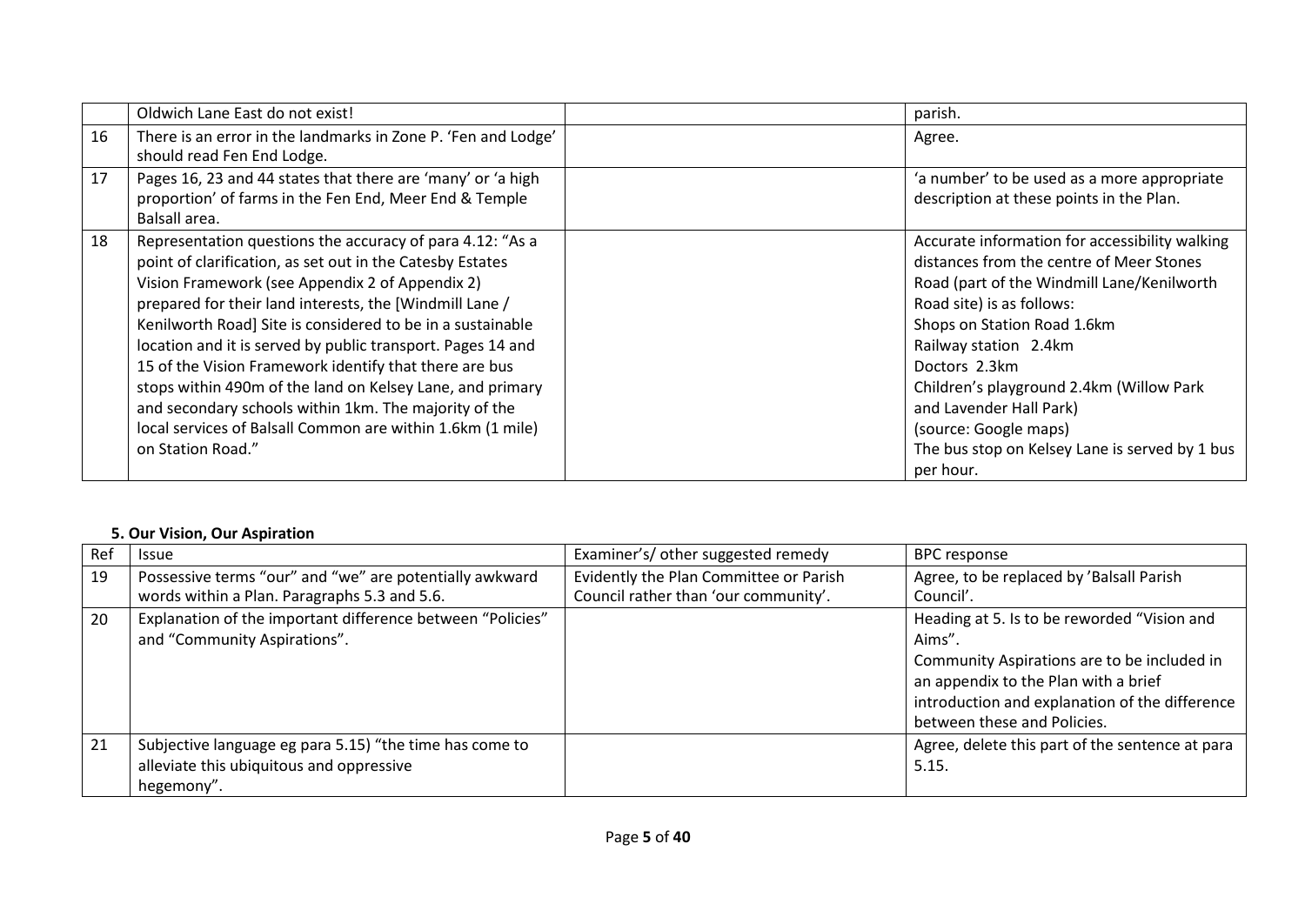| | | | |
|---|---|---|---|
| | Oldwich Lane East do not exist! | | parish. |
| 16 | There is an error in the landmarks in Zone P. 'Fen and Lodge' should read Fen End Lodge. | | Agree. |
| 17 | Pages 16, 23 and 44 states that there are 'many' or 'a high proportion' of farms in the Fen End, Meer End & Temple Balsall area. | | 'a number' to be used as a more appropriate description at these points in the Plan. |
| 18 | Representation questions the accuracy of para 4.12: "As a point of clarification, as set out in the Catesby Estates Vision Framework (see Appendix 2 of Appendix 2) prepared for their land interests, the [Windmill Lane / Kenilworth Road] Site is considered to be in a sustainable location and it is served by public transport. Pages 14 and 15 of the Vision Framework identify that there are bus stops within 490m of the land on Kelsey Lane, and primary and secondary schools within 1km. The majority of the local services of Balsall Common are within 1.6km (1 mile) on Station Road." | | Accurate information for accessibility walking distances from the centre of Meer Stones Road (part of the Windmill Lane/Kenilworth Road site) is as follows:<br>Shops on Station Road 1.6km<br>Railway station 2.4km<br>Doctors 2.3km<br>Children's playground 2.4km (Willow Park and Lavender Hall Park)<br>(source: Google maps)<br>The bus stop on Kelsey Lane is served by 1 bus per hour. |

### 5. Our Vision, Our Aspiration

| Ref | Issue | Examiner's/ other suggested remedy | BPC response |
|---|---|---|---|
| 19 | Possessive terms "our" and "we" are potentially awkward words within a Plan. Paragraphs 5.3 and 5.6. | Evidently the Plan Committee or Parish Council rather than 'our community'. | Agree, to be replaced by 'Balsall Parish Council'. |
| 20 | Explanation of the important difference between "Policies" and "Community Aspirations". | | Heading at 5. Is to be reworded "Vision and Aims".<br>Community Aspirations are to be included in an appendix to the Plan with a brief introduction and explanation of the difference between these and Policies. |
| 21 | Subjective language eg para 5.15) "the time has come to alleviate this ubiquitous and oppressive hegemony". | | Agree, delete this part of the sentence at para 5.15. |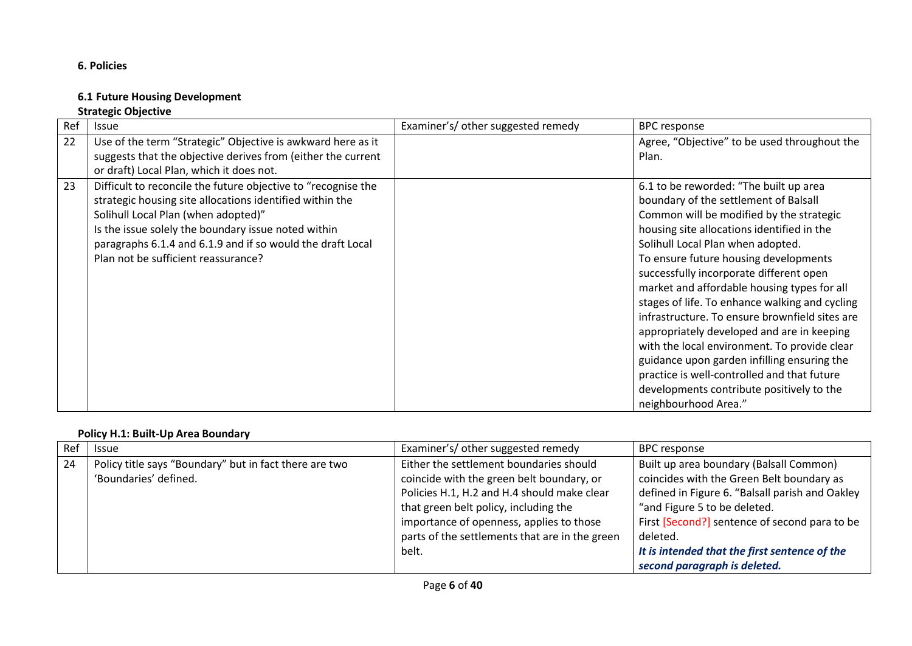## 6. Policies

### 6.1 Future Housing Development

**Strategic Objective**

| Ref | Issue | Examiner's/ other suggested remedy | BPC response |
| --- | --- | --- | --- |
| 22 | Use of the term "Strategic" Objective is awkward here as it suggests that the objective derives from (either the current or draft) Local Plan, which it does not. | | Agree, "Objective" to be used throughout the Plan. |
| 23 | Difficult to reconcile the future objective to "recognise the strategic housing site allocations identified within the Solihull Local Plan (when adopted)"<br>Is the issue solely the boundary issue noted within paragraphs 6.1.4 and 6.1.9 and if so would the draft Local Plan not be sufficient reassurance? | | 6.1 to be reworded: "The built up area boundary of the settlement of Balsall Common will be modified by the strategic housing site allocations identified in the Solihull Local Plan when adopted.<br>To ensure future housing developments successfully incorporate different open market and affordable housing types for all stages of life. To enhance walking and cycling infrastructure. To ensure brownfield sites are appropriately developed and are in keeping with the local environment. To provide clear guidance upon garden infilling ensuring the practice is well-controlled and that future developments contribute positively to the neighbourhood Area." |

**Policy H.1: Built-Up Area Boundary**

| Ref | Issue | Examiner's/ other suggested remedy | BPC response |
| --- | --- | --- | --- |
| 24 | Policy title says "Boundary" but in fact there are two 'Boundaries' defined. | Either the settlement boundaries should coincide with the green belt boundary, or Policies H.1, H.2 and H.4 should make clear that green belt policy, including the importance of openness, applies to those parts of the settlements that are in the green belt. | Built up area boundary (Balsall Common) coincides with the Green Belt boundary as defined in Figure 6. "Balsall parish and Oakley "and Figure 5 to be deleted.<br>First [Second?] sentence of second para to be deleted.<br>***It is intended that the first sentence of the second paragraph is deleted.*** |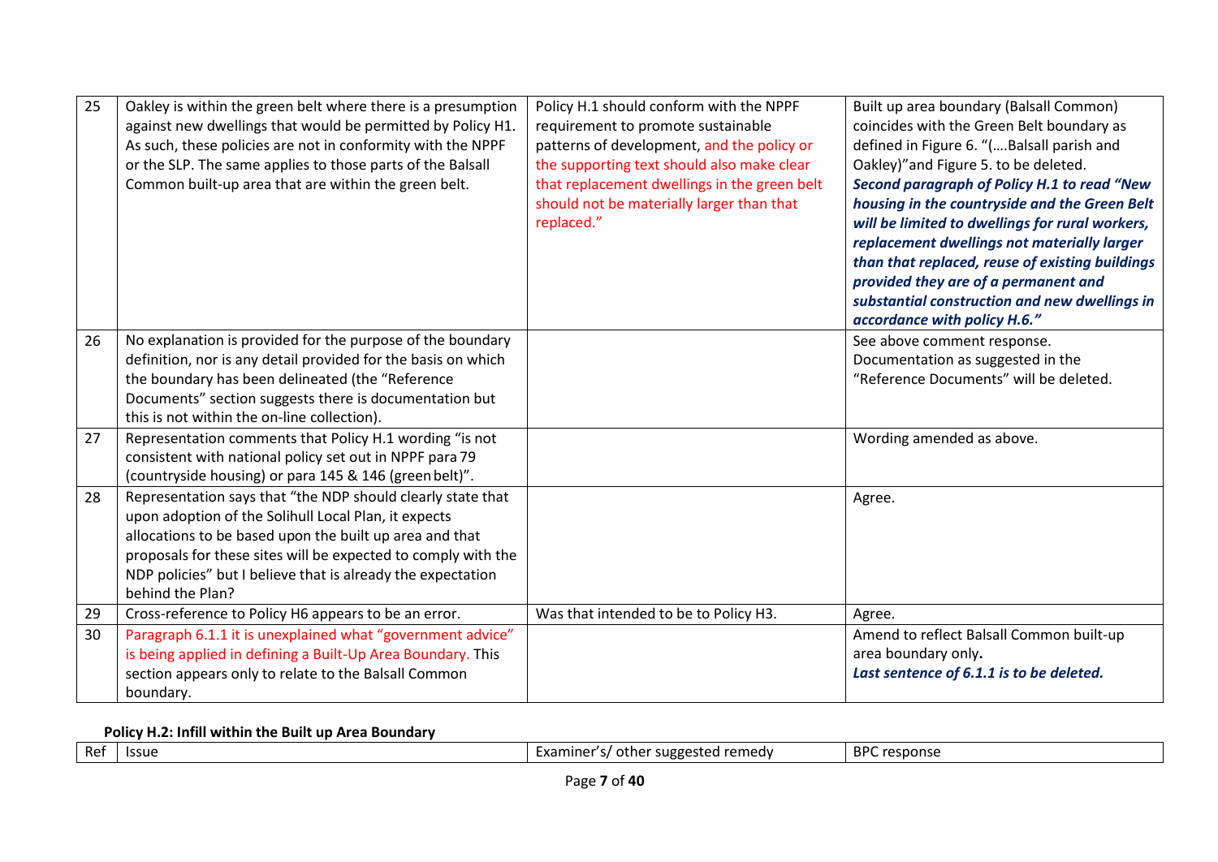| 25 | Oakley is within the green belt where there is a presumption against new dwellings that would be permitted by Policy H1. As such, these policies are not in conformity with the NPPF or the SLP. The same applies to those parts of the Balsall Common built-up area that are within the green belt. | Policy H.1 should conform with the NPPF requirement to promote sustainable patterns of development, and the policy or the supporting text should also make clear that replacement dwellings in the green belt should not be materially larger than that replaced." | Built up area boundary (Balsall Common) coincides with the Green Belt boundary as defined in Figure 6. "(….Balsall parish and Oakley)"and Figure 5. to be deleted. ***Second paragraph of Policy H.1 to read "New housing in the countryside and the Green Belt will be limited to dwellings for rural workers, replacement dwellings not materially larger than that replaced, reuse of existing buildings provided they are of a permanent and substantial construction and new dwellings in accordance with policy H.6."*** |
|---|---|---|---|
| 26 | No explanation is provided for the purpose of the boundary definition, nor is any detail provided for the basis on which the boundary has been delineated (the "Reference Documents" section suggests there is documentation but this is not within the on-line collection). | | See above comment response. Documentation as suggested in the "Reference Documents" will be deleted. |
| 27 | Representation comments that Policy H.1 wording "is not consistent with national policy set out in NPPF para 79 (countryside housing) or para 145 & 146 (green belt)". | | Wording amended as above. |
| 28 | Representation says that "the NDP should clearly state that upon adoption of the Solihull Local Plan, it expects allocations to be based upon the built up area and that proposals for these sites will be expected to comply with the NDP policies" but I believe that is already the expectation behind the Plan? | | Agree. |
| 29 | Cross-reference to Policy H6 appears to be an error. | Was that intended to be to Policy H3. | Agree. |
| 30 | Paragraph 6.1.1 it is unexplained what "government advice" is being applied in defining a Built-Up Area Boundary. This section appears only to relate to the Balsall Common boundary. | | Amend to reflect Balsall Common built-up area boundary only**.** ***Last sentence of 6.1.1 is to be deleted.*** |

**Policy H.2: Infill within the Built up Area Boundary**

| Ref | Issue | Examiner's/ other suggested remedy | BPC response |
|---|---|---|---|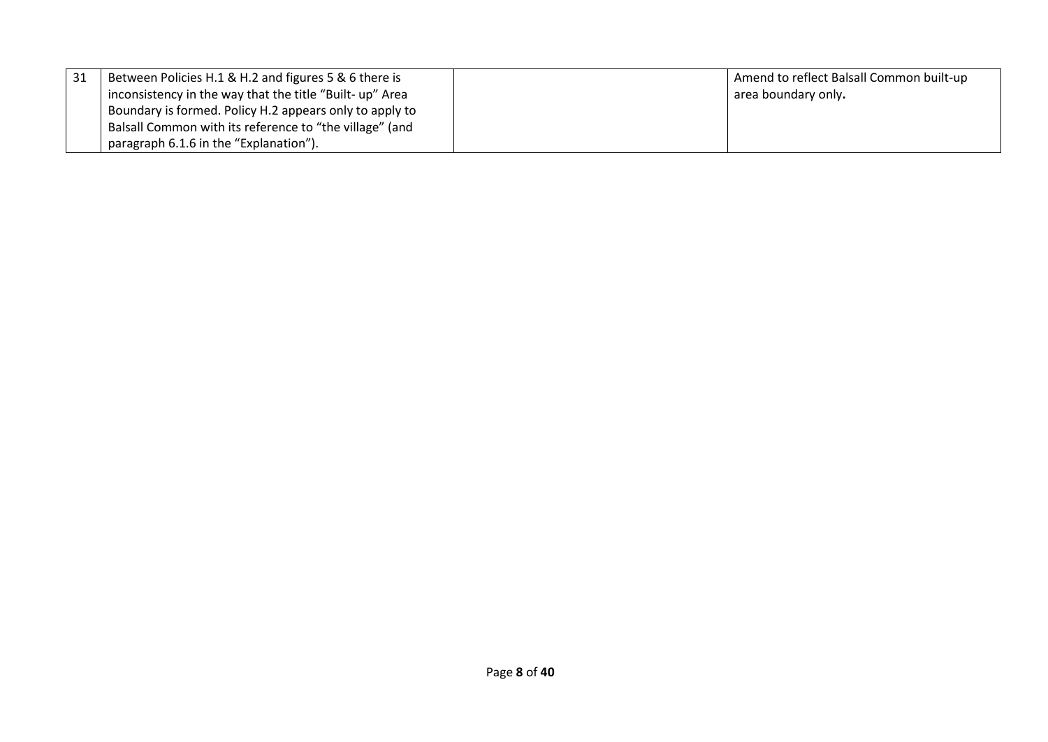| | | | |
|---|---|---|---|
| 31 | Between Policies H.1 & H.2 and figures 5 & 6 there is inconsistency in the way that the title "Built- up" Area Boundary is formed. Policy H.2 appears only to apply to Balsall Common with its reference to "the village" (and paragraph 6.1.6 in the "Explanation"). | | Amend to reflect Balsall Common built-up area boundary only**.** |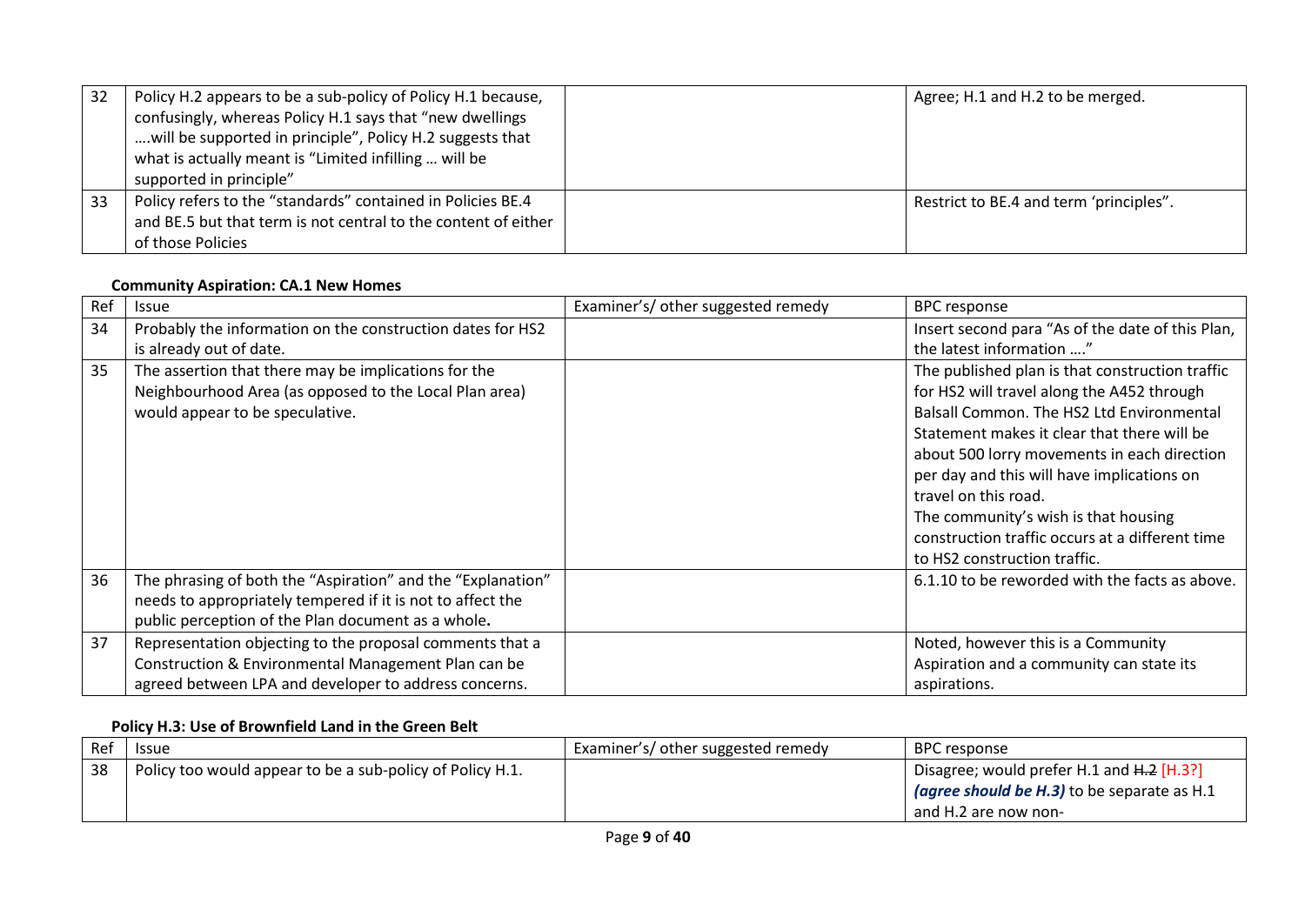| Ref | Issue | Examiner's/ other suggested remedy | BPC response |
|---|---|---|---|
| 32 | Policy H.2 appears to be a sub-policy of Policy H.1 because, confusingly, whereas Policy H.1 says that "new dwellings ….will be supported in principle", Policy H.2 suggests that what is actually meant is "Limited infilling … will be supported in principle" | | Agree; H.1 and H.2 to be merged. |
| 33 | Policy refers to the "standards" contained in Policies BE.4 and BE.5 but that term is not central to the content of either of those Policies | | Restrict to BE.4 and term 'principles". |

**Community Aspiration: CA.1 New Homes**

| Ref | Issue | Examiner's/ other suggested remedy | BPC response |
|---|---|---|---|
| 34 | Probably the information on the construction dates for HS2 is already out of date. | | Insert second para "As of the date of this Plan, the latest information …." |
| 35 | The assertion that there may be implications for the Neighbourhood Area (as opposed to the Local Plan area) would appear to be speculative. | | The published plan is that construction traffic for HS2 will travel along the A452 through Balsall Common. The HS2 Ltd Environmental Statement makes it clear that there will be about 500 lorry movements in each direction per day and this will have implications on travel on this road.<br>The community's wish is that housing construction traffic occurs at a different time to HS2 construction traffic. |
| 36 | The phrasing of both the "Aspiration" and the "Explanation" needs to appropriately tempered if it is not to affect the public perception of the Plan document as a whole**.** | | 6.1.10 to be reworded with the facts as above. |
| 37 | Representation objecting to the proposal comments that a Construction & Environmental Management Plan can be agreed between LPA and developer to address concerns. | | Noted, however this is a Community Aspiration and a community can state its aspirations. |

**Policy H.3: Use of Brownfield Land in the Green Belt**

| Ref | Issue | Examiner's/ other suggested remedy | BPC response |
|---|---|---|---|
| 38 | Policy too would appear to be a sub-policy of Policy H.1. | | Disagree; would prefer H.1 and ~~H.2~~ [H.3?] ***(agree should be H.3)*** to be separate as H.1 and H.2 are now non- |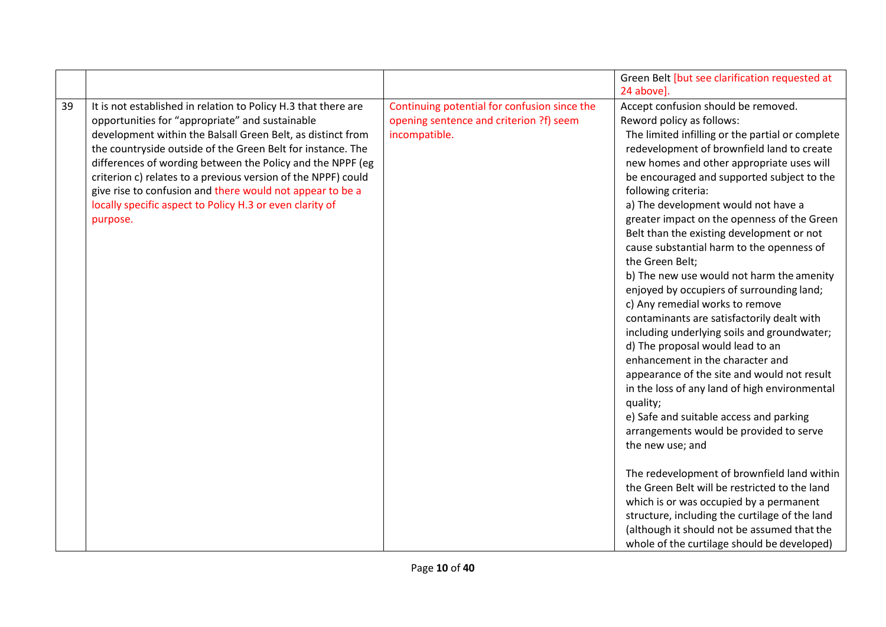| | | | |
|---|---|---|---|
| | | | Green Belt [but see clarification requested at 24 above]. |
| 39 | It is not established in relation to Policy H.3 that there are opportunities for "appropriate" and sustainable development within the Balsall Green Belt, as distinct from the countryside outside of the Green Belt for instance. The differences of wording between the Policy and the NPPF (eg criterion c) relates to a previous version of the NPPF) could give rise to confusion and there would not appear to be a locally specific aspect to Policy H.3 or even clarity of purpose. | Continuing potential for confusion since the opening sentence and criterion ?f) seem incompatible. | Accept confusion should be removed.<br>Reword policy as follows:<br>The limited infilling or the partial or complete redevelopment of brownfield land to create new homes and other appropriate uses will be encouraged and supported subject to the following criteria:<br>a) The development would not have a greater impact on the openness of the Green Belt than the existing development or not cause substantial harm to the openness of the Green Belt;<br>b) The new use would not harm the amenity enjoyed by occupiers of surrounding land;<br>c) Any remedial works to remove contaminants are satisfactorily dealt with including underlying soils and groundwater;<br>d) The proposal would lead to an enhancement in the character and appearance of the site and would not result in the loss of any land of high environmental quality;<br>e) Safe and suitable access and parking arrangements would be provided to serve the new use; and<br><br>The redevelopment of brownfield land within the Green Belt will be restricted to the land which is or was occupied by a permanent structure, including the curtilage of the land (although it should not be assumed that the whole of the curtilage should be developed) |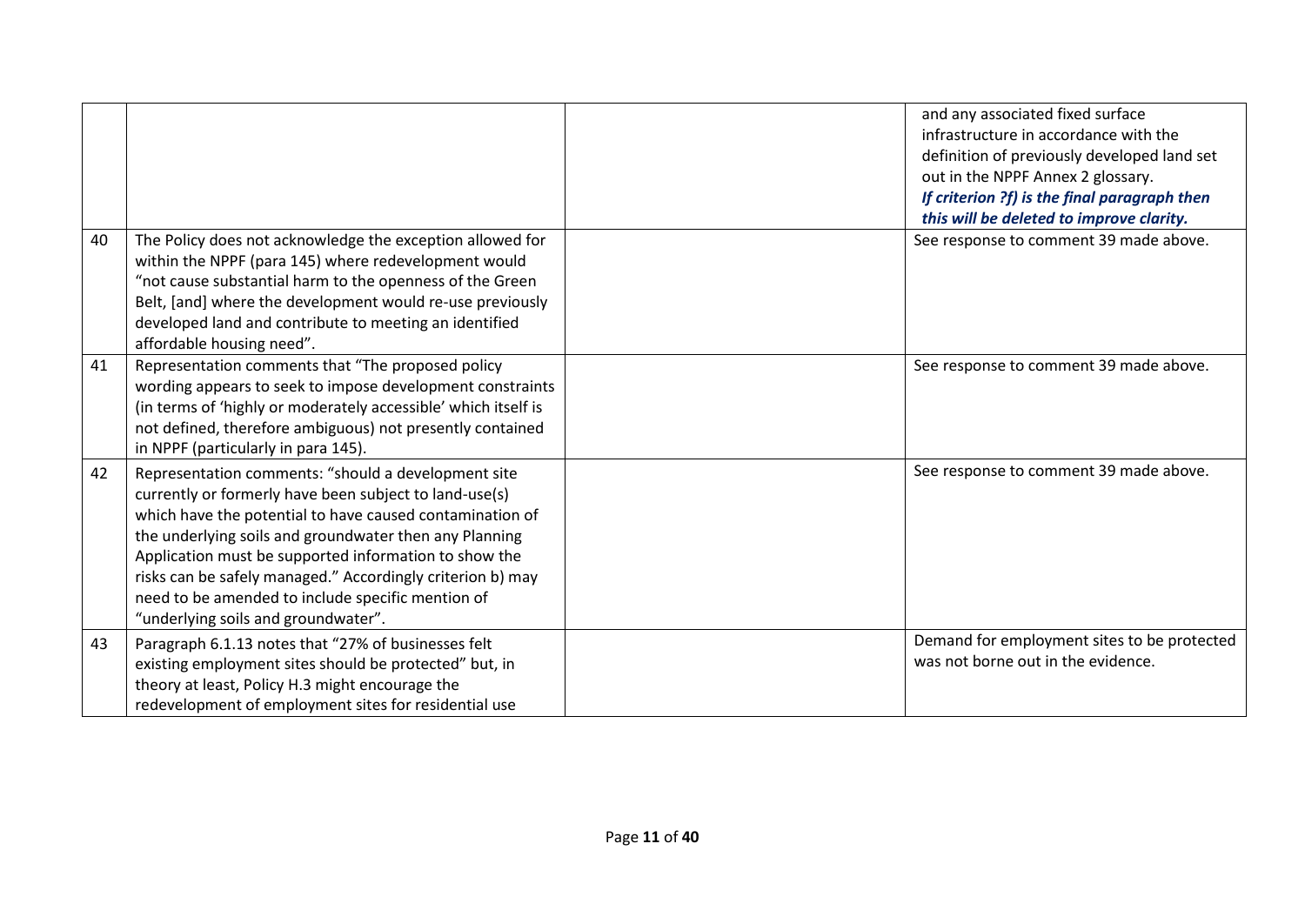| | | | |
|---|---|---|---|
| | | | and any associated fixed surface infrastructure in accordance with the definition of previously developed land set out in the NPPF Annex 2 glossary. ***If criterion ?f) is the final paragraph then this will be deleted to improve clarity.*** |
| 40 | The Policy does not acknowledge the exception allowed for within the NPPF (para 145) where redevelopment would "not cause substantial harm to the openness of the Green Belt, [and] where the development would re-use previously developed land and contribute to meeting an identified affordable housing need". | | See response to comment 39 made above. |
| 41 | Representation comments that "The proposed policy wording appears to seek to impose development constraints (in terms of 'highly or moderately accessible' which itself is not defined, therefore ambiguous) not presently contained in NPPF (particularly in para 145). | | See response to comment 39 made above. |
| 42 | Representation comments: "should a development site currently or formerly have been subject to land-use(s) which have the potential to have caused contamination of the underlying soils and groundwater then any Planning Application must be supported information to show the risks can be safely managed." Accordingly criterion b) may need to be amended to include specific mention of "underlying soils and groundwater". | | See response to comment 39 made above. |
| 43 | Paragraph 6.1.13 notes that "27% of businesses felt existing employment sites should be protected" but, in theory at least, Policy H.3 might encourage the redevelopment of employment sites for residential use | | Demand for employment sites to be protected was not borne out in the evidence. |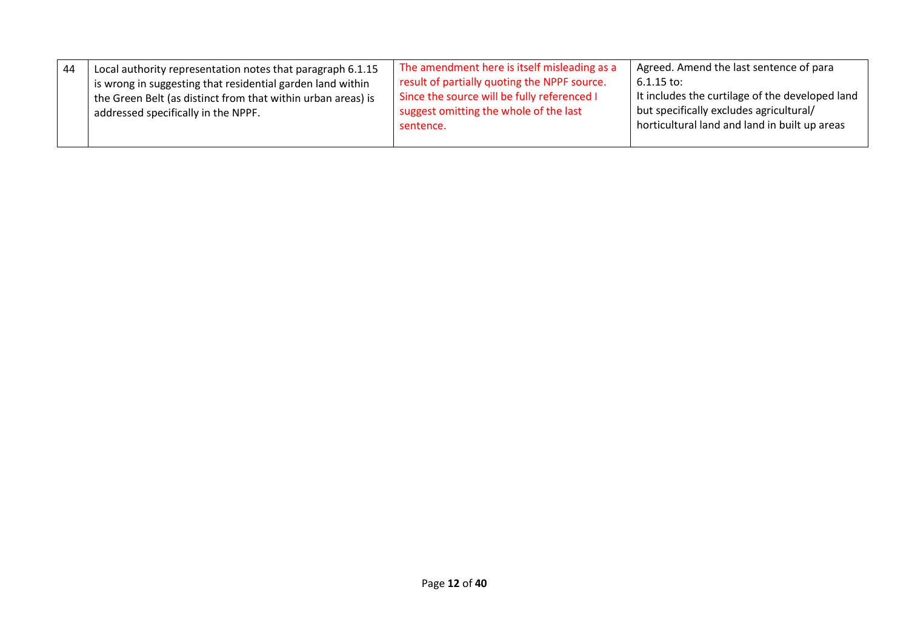| 44 | Local authority representation notes that paragraph 6.1.15 is wrong in suggesting that residential garden land within the Green Belt (as distinct from that within urban areas) is addressed specifically in the NPPF. | The amendment here is itself misleading as a result of partially quoting the NPPF source. Since the source will be fully referenced I suggest omitting the whole of the last sentence. | Agreed. Amend the last sentence of para 6.1.15 to:<br>It includes the curtilage of the developed land but specifically excludes agricultural/ horticultural land and land in built up areas |
|---|---|---|---|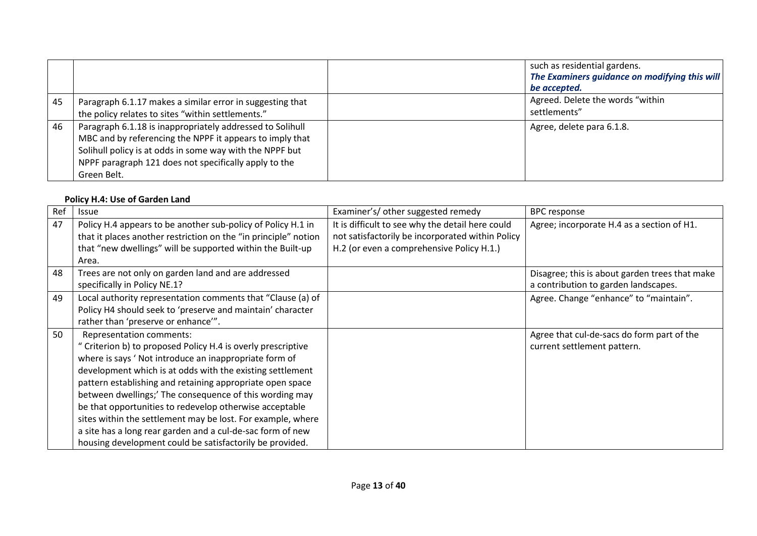| | | | |
|---|---|---|---|
| | | | such as residential gardens. ***The Examiners guidance on modifying this will be accepted.*** |
| 45 | Paragraph 6.1.17 makes a similar error in suggesting that the policy relates to sites "within settlements." | | Agreed. Delete the words "within settlements" |
| 46 | Paragraph 6.1.18 is inappropriately addressed to Solihull MBC and by referencing the NPPF it appears to imply that Solihull policy is at odds in some way with the NPPF but NPPF paragraph 121 does not specifically apply to the Green Belt. | | Agree, delete para 6.1.8. |

**Policy H.4: Use of Garden Land**

| Ref | Issue | Examiner's/ other suggested remedy | BPC response |
|---|---|---|---|
| 47 | Policy H.4 appears to be another sub-policy of Policy H.1 in that it places another restriction on the "in principle" notion that "new dwellings" will be supported within the Built-up Area. | It is difficult to see why the detail here could not satisfactorily be incorporated within Policy H.2 (or even a comprehensive Policy H.1.) | Agree; incorporate H.4 as a section of H1. |
| 48 | Trees are not only on garden land and are addressed specifically in Policy NE.1? | | Disagree; this is about garden trees that make a contribution to garden landscapes. |
| 49 | Local authority representation comments that "Clause (a) of Policy H4 should seek to 'preserve and maintain' character rather than 'preserve or enhance'". | | Agree. Change "enhance" to "maintain". |
| 50 | Representation comments: " Criterion b) to proposed Policy H.4 is overly prescriptive where is says ' Not introduce an inappropriate form of development which is at odds with the existing settlement pattern establishing and retaining appropriate open space between dwellings;' The consequence of this wording may be that opportunities to redevelop otherwise acceptable sites within the settlement may be lost. For example, where a site has a long rear garden and a cul-de-sac form of new housing development could be satisfactorily be provided. | | Agree that cul-de-sacs do form part of the current settlement pattern. |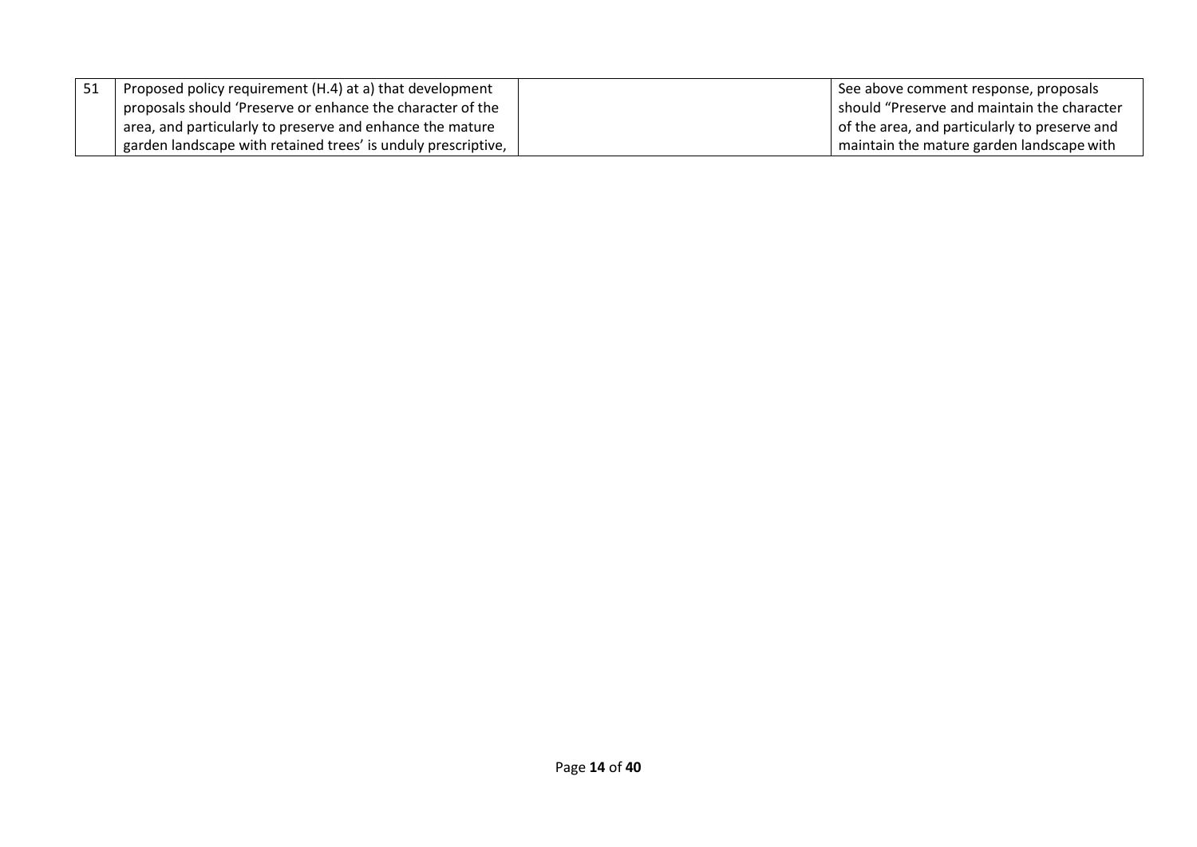| 51 | Proposed policy requirement (H.4) at a) that development proposals should 'Preserve or enhance the character of the area, and particularly to preserve and enhance the mature garden landscape with retained trees' is unduly prescriptive, | | See above comment response, proposals should "Preserve and maintain the character of the area, and particularly to preserve and maintain the mature garden landscape with |
|---|---|---|---|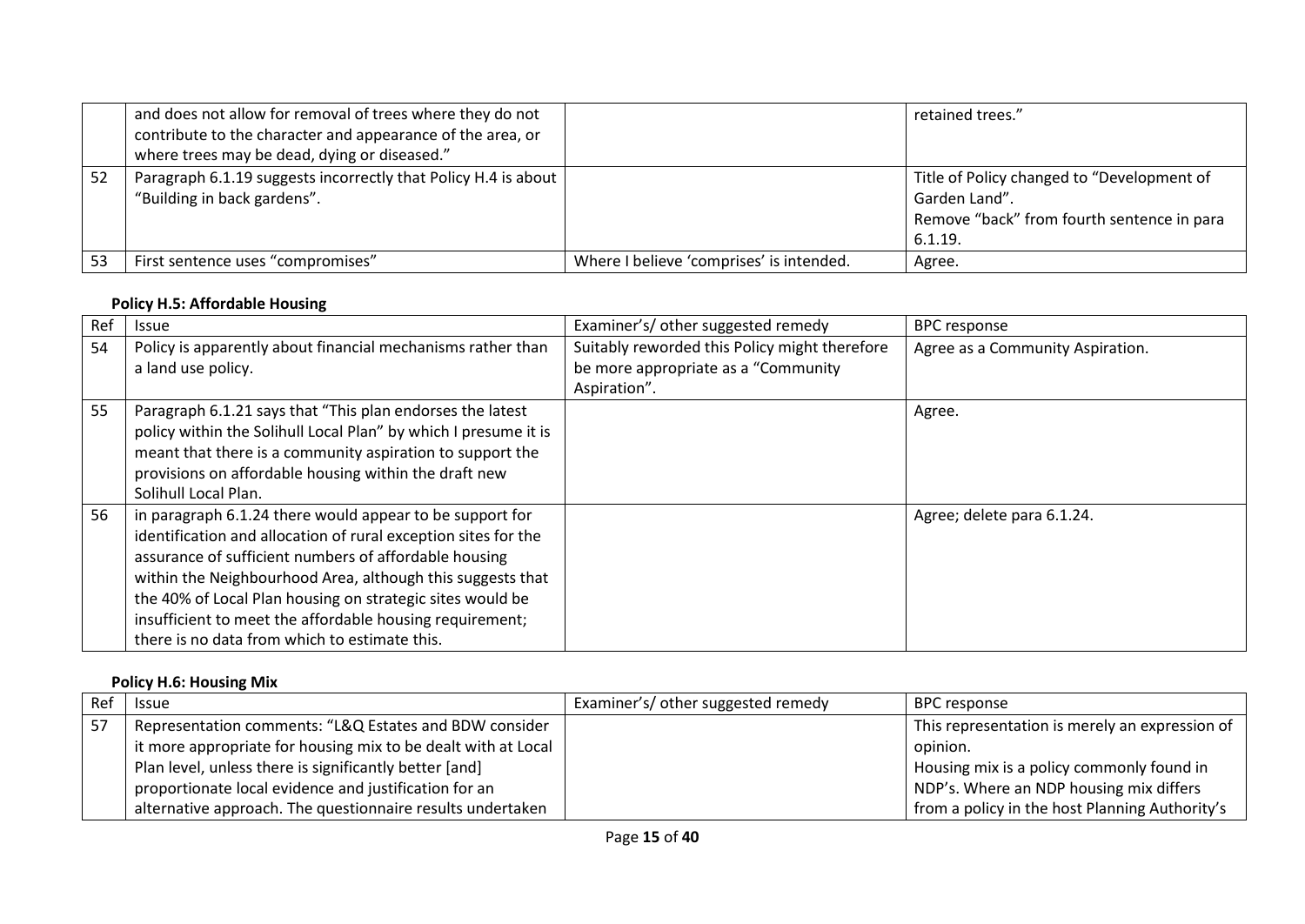| | | | |
|---|---|---|---|
| | and does not allow for removal of trees where they do not contribute to the character and appearance of the area, or where trees may be dead, dying or diseased." | | retained trees." |
| 52 | Paragraph 6.1.19 suggests incorrectly that Policy H.4 is about "Building in back gardens". | | Title of Policy changed to "Development of Garden Land".<br>Remove "back" from fourth sentence in para 6.1.19. |
| 53 | First sentence uses "compromises" | Where I believe 'comprises' is intended. | Agree. |

**Policy H.5: Affordable Housing**

| Ref | Issue | Examiner's/ other suggested remedy | BPC response |
|---|---|---|---|
| 54 | Policy is apparently about financial mechanisms rather than a land use policy. | Suitably reworded this Policy might therefore be more appropriate as a "Community Aspiration". | Agree as a Community Aspiration. |
| 55 | Paragraph 6.1.21 says that "This plan endorses the latest policy within the Solihull Local Plan" by which I presume it is meant that there is a community aspiration to support the provisions on affordable housing within the draft new Solihull Local Plan. | | Agree. |
| 56 | in paragraph 6.1.24 there would appear to be support for identification and allocation of rural exception sites for the assurance of sufficient numbers of affordable housing within the Neighbourhood Area, although this suggests that the 40% of Local Plan housing on strategic sites would be insufficient to meet the affordable housing requirement; there is no data from which to estimate this. | | Agree; delete para 6.1.24. |

**Policy H.6: Housing Mix**

| Ref | Issue | Examiner's/ other suggested remedy | BPC response |
|---|---|---|---|
| 57 | Representation comments: "L&Q Estates and BDW consider it more appropriate for housing mix to be dealt with at Local Plan level, unless there is significantly better [and] proportionate local evidence and justification for an alternative approach. The questionnaire results undertaken | | This representation is merely an expression of opinion.<br>Housing mix is a policy commonly found in NDP's. Where an NDP housing mix differs from a policy in the host Planning Authority's |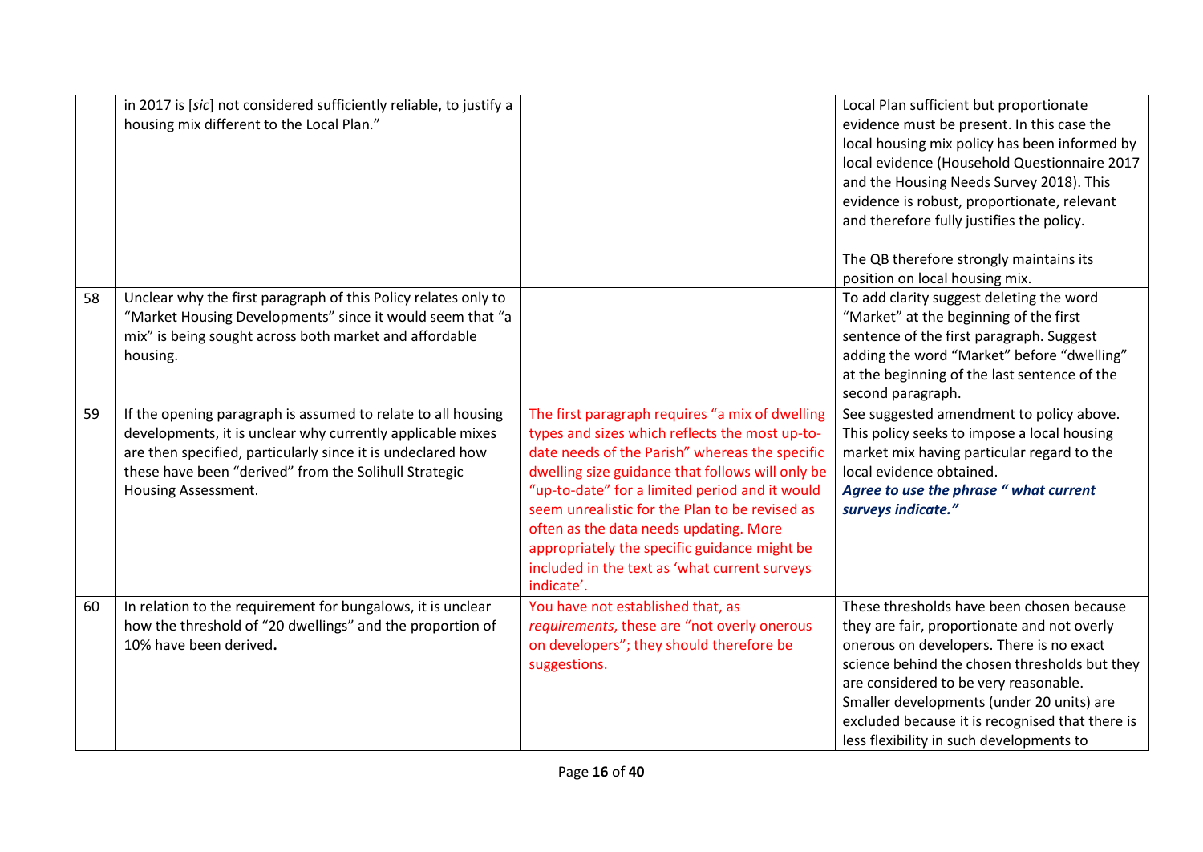| | | | |
|---|---|---|---|
| | in 2017 is [*sic*] not considered sufficiently reliable, to justify a housing mix different to the Local Plan." | | Local Plan sufficient but proportionate evidence must be present. In this case the local housing mix policy has been informed by local evidence (Household Questionnaire 2017 and the Housing Needs Survey 2018). This evidence is robust, proportionate, relevant and therefore fully justifies the policy.<br><br>The QB therefore strongly maintains its position on local housing mix. |
| 58 | Unclear why the first paragraph of this Policy relates only to "Market Housing Developments" since it would seem that "a mix" is being sought across both market and affordable housing. | | To add clarity suggest deleting the word "Market" at the beginning of the first sentence of the first paragraph. Suggest adding the word "Market" before "dwelling" at the beginning of the last sentence of the second paragraph. |
| 59 | If the opening paragraph is assumed to relate to all housing developments, it is unclear why currently applicable mixes are then specified, particularly since it is undeclared how these have been "derived" from the Solihull Strategic Housing Assessment. | The first paragraph requires "a mix of dwelling types and sizes which reflects the most up-to-date needs of the Parish" whereas the specific dwelling size guidance that follows will only be "up-to-date" for a limited period and it would seem unrealistic for the Plan to be revised as often as the data needs updating. More appropriately the specific guidance might be included in the text as 'what current surveys indicate'. | See suggested amendment to policy above. This policy seeks to impose a local housing market mix having particular regard to the local evidence obtained.<br>***Agree to use the phrase " what current surveys indicate."*** |
| 60 | In relation to the requirement for bungalows, it is unclear how the threshold of "20 dwellings" and the proportion of 10% have been derived**.** | You have not established that, as *requirements*, these are "not overly onerous on developers"; they should therefore be suggestions. | These thresholds have been chosen because they are fair, proportionate and not overly onerous on developers. There is no exact science behind the chosen thresholds but they are considered to be very reasonable. Smaller developments (under 20 units) are excluded because it is recognised that there is less flexibility in such developments to |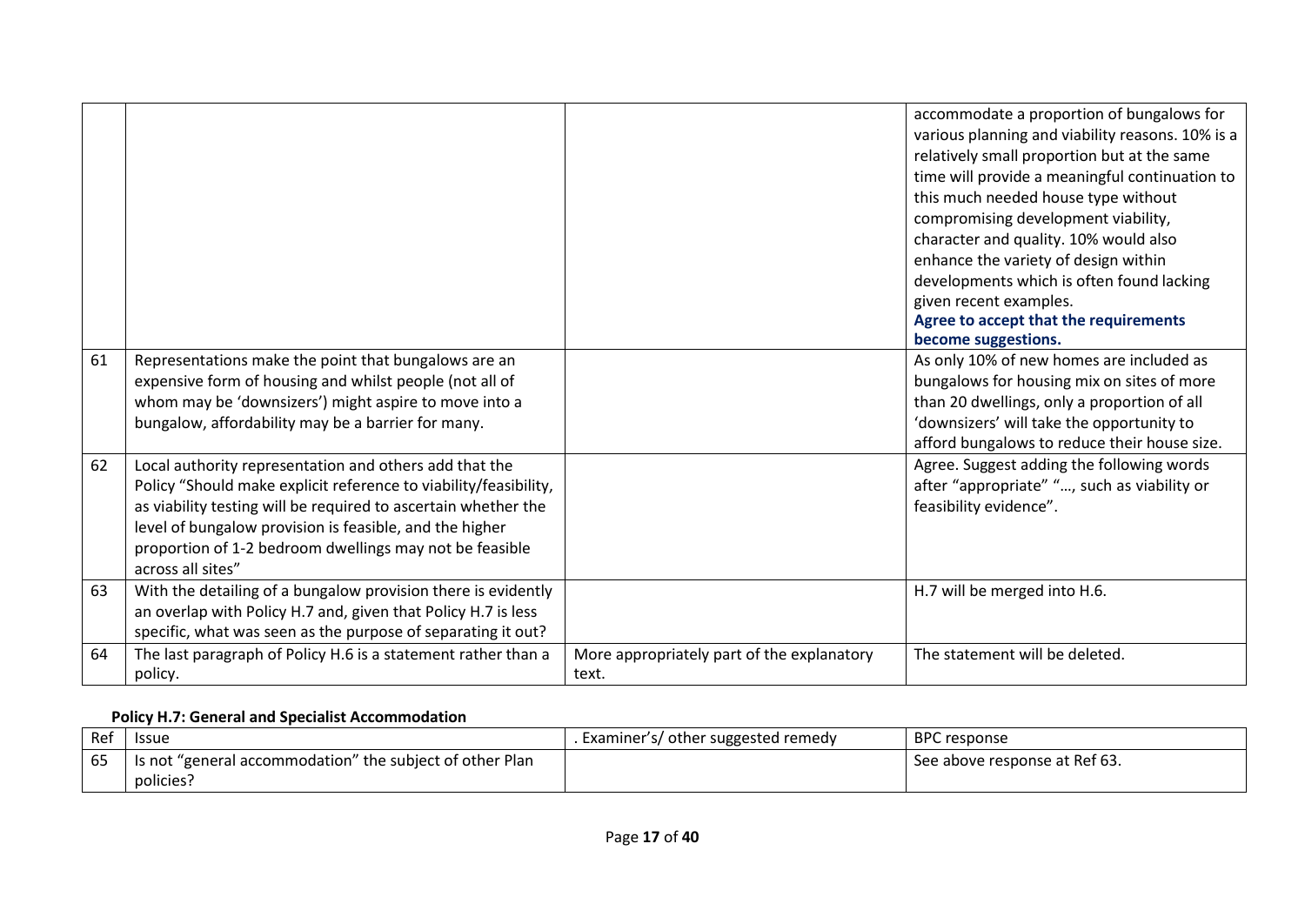| | | | |
|---|---|---|---|
| | | | accommodate a proportion of bungalows for various planning and viability reasons. 10% is a relatively small proportion but at the same time will provide a meaningful continuation to this much needed house type without compromising development viability, character and quality. 10% would also enhance the variety of design within developments which is often found lacking given recent examples. **Agree to accept that the requirements become suggestions.** |
| 61 | Representations make the point that bungalows are an expensive form of housing and whilst people (not all of whom may be 'downsizers') might aspire to move into a bungalow, affordability may be a barrier for many. | | As only 10% of new homes are included as bungalows for housing mix on sites of more than 20 dwellings, only a proportion of all 'downsizers' will take the opportunity to afford bungalows to reduce their house size. |
| 62 | Local authority representation and others add that the Policy "Should make explicit reference to viability/feasibility, as viability testing will be required to ascertain whether the level of bungalow provision is feasible, and the higher proportion of 1-2 bedroom dwellings may not be feasible across all sites" | | Agree. Suggest adding the following words after "appropriate" "…, such as viability or feasibility evidence". |
| 63 | With the detailing of a bungalow provision there is evidently an overlap with Policy H.7 and, given that Policy H.7 is less specific, what was seen as the purpose of separating it out? | | H.7 will be merged into H.6. |
| 64 | The last paragraph of Policy H.6 is a statement rather than a policy. | More appropriately part of the explanatory text. | The statement will be deleted. |

**Policy H.7: General and Specialist Accommodation**

| Ref | Issue | . Examiner's/ other suggested remedy | BPC response |
|---|---|---|---|
| 65 | Is not "general accommodation" the subject of other Plan policies? | | See above response at Ref 63. |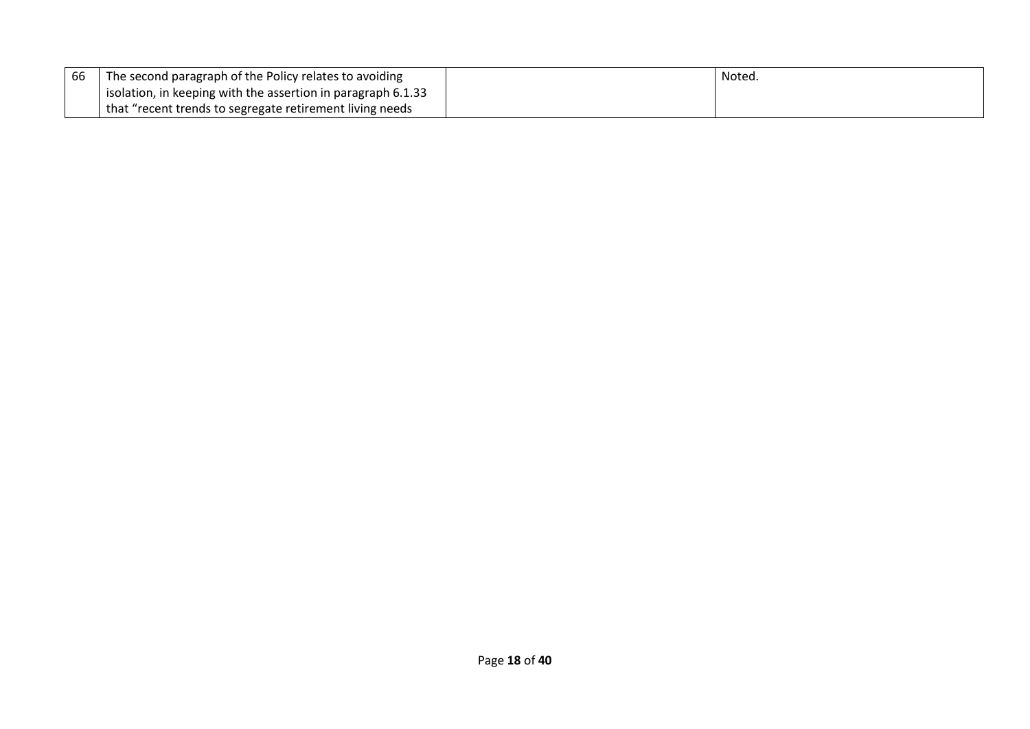| 66 | The second paragraph of the Policy relates to avoiding isolation, in keeping with the assertion in paragraph 6.1.33 that "recent trends to segregate retirement living needs | | Noted. |
|---|---|---|---|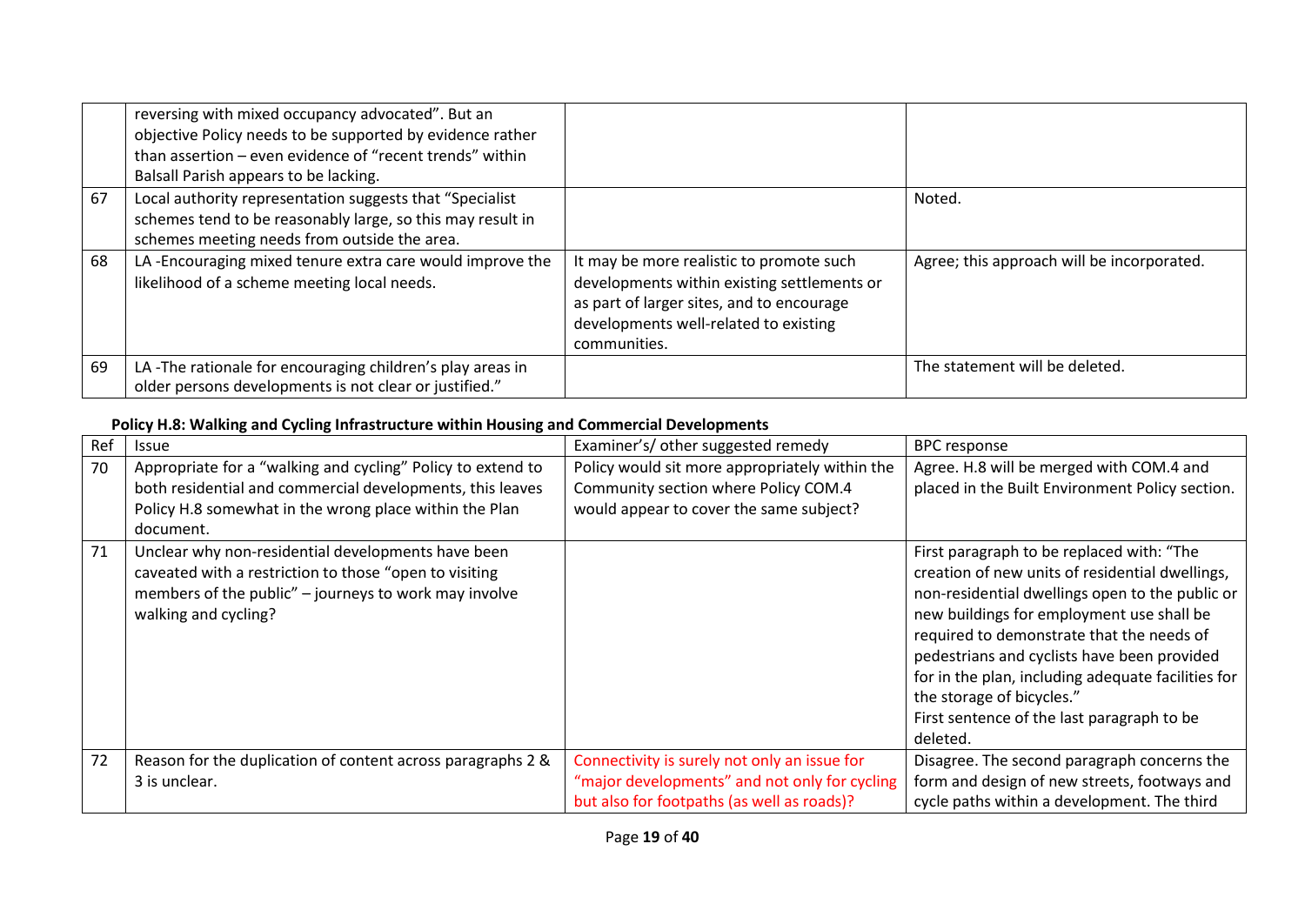| | | | |
|---|---|---|---|
| | reversing with mixed occupancy advocated". But an objective Policy needs to be supported by evidence rather than assertion – even evidence of "recent trends" within Balsall Parish appears to be lacking. | | |
| 67 | Local authority representation suggests that "Specialist schemes tend to be reasonably large, so this may result in schemes meeting needs from outside the area. | | Noted. |
| 68 | LA -Encouraging mixed tenure extra care would improve the likelihood of a scheme meeting local needs. | It may be more realistic to promote such developments within existing settlements or as part of larger sites, and to encourage developments well-related to existing communities. | Agree; this approach will be incorporated. |
| 69 | LA -The rationale for encouraging children's play areas in older persons developments is not clear or justified." | | The statement will be deleted. |

**Policy H.8: Walking and Cycling Infrastructure within Housing and Commercial Developments**

| Ref | Issue | Examiner's/ other suggested remedy | BPC response |
|---|---|---|---|
| 70 | Appropriate for a "walking and cycling" Policy to extend to both residential and commercial developments, this leaves Policy H.8 somewhat in the wrong place within the Plan document. | Policy would sit more appropriately within the Community section where Policy COM.4 would appear to cover the same subject? | Agree. H.8 will be merged with COM.4 and placed in the Built Environment Policy section. |
| 71 | Unclear why non-residential developments have been caveated with a restriction to those "open to visiting members of the public" – journeys to work may involve walking and cycling? | | First paragraph to be replaced with: "The creation of new units of residential dwellings, non-residential dwellings open to the public or new buildings for employment use shall be required to demonstrate that the needs of pedestrians and cyclists have been provided for in the plan, including adequate facilities for the storage of bicycles."<br>First sentence of the last paragraph to be deleted. |
| 72 | Reason for the duplication of content across paragraphs 2 & 3 is unclear. | Connectivity is surely not only an issue for "major developments" and not only for cycling but also for footpaths (as well as roads)? | Disagree. The second paragraph concerns the form and design of new streets, footways and cycle paths within a development. The third |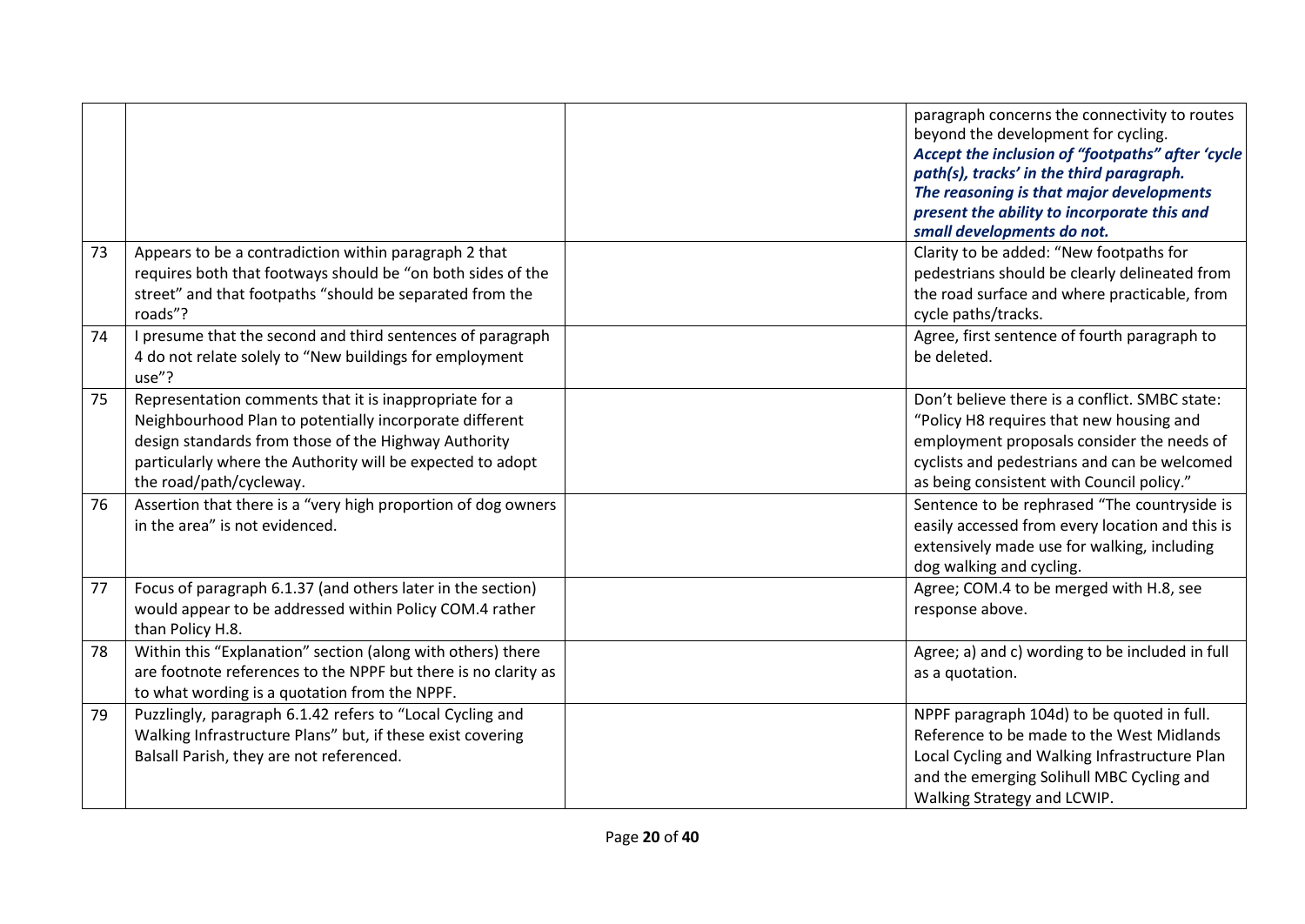| | | | |
|---|---|---|---|
| | | | paragraph concerns the connectivity to routes beyond the development for cycling. ***Accept the inclusion of "footpaths" after 'cycle path(s), tracks' in the third paragraph. The reasoning is that major developments present the ability to incorporate this and small developments do not.*** |
| 73 | Appears to be a contradiction within paragraph 2 that requires both that footways should be "on both sides of the street" and that footpaths "should be separated from the roads"? | | Clarity to be added: "New footpaths for pedestrians should be clearly delineated from the road surface and where practicable, from cycle paths/tracks. |
| 74 | I presume that the second and third sentences of paragraph 4 do not relate solely to "New buildings for employment use"? | | Agree, first sentence of fourth paragraph to be deleted. |
| 75 | Representation comments that it is inappropriate for a Neighbourhood Plan to potentially incorporate different design standards from those of the Highway Authority particularly where the Authority will be expected to adopt the road/path/cycleway. | | Don't believe there is a conflict. SMBC state: "Policy H8 requires that new housing and employment proposals consider the needs of cyclists and pedestrians and can be welcomed as being consistent with Council policy." |
| 76 | Assertion that there is a "very high proportion of dog owners in the area" is not evidenced. | | Sentence to be rephrased "The countryside is easily accessed from every location and this is extensively made use for walking, including dog walking and cycling. |
| 77 | Focus of paragraph 6.1.37 (and others later in the section) would appear to be addressed within Policy COM.4 rather than Policy H.8. | | Agree; COM.4 to be merged with H.8, see response above. |
| 78 | Within this "Explanation" section (along with others) there are footnote references to the NPPF but there is no clarity as to what wording is a quotation from the NPPF. | | Agree; a) and c) wording to be included in full as a quotation. |
| 79 | Puzzlingly, paragraph 6.1.42 refers to "Local Cycling and Walking Infrastructure Plans" but, if these exist covering Balsall Parish, they are not referenced. | | NPPF paragraph 104d) to be quoted in full. Reference to be made to the West Midlands Local Cycling and Walking Infrastructure Plan and the emerging Solihull MBC Cycling and Walking Strategy and LCWIP. |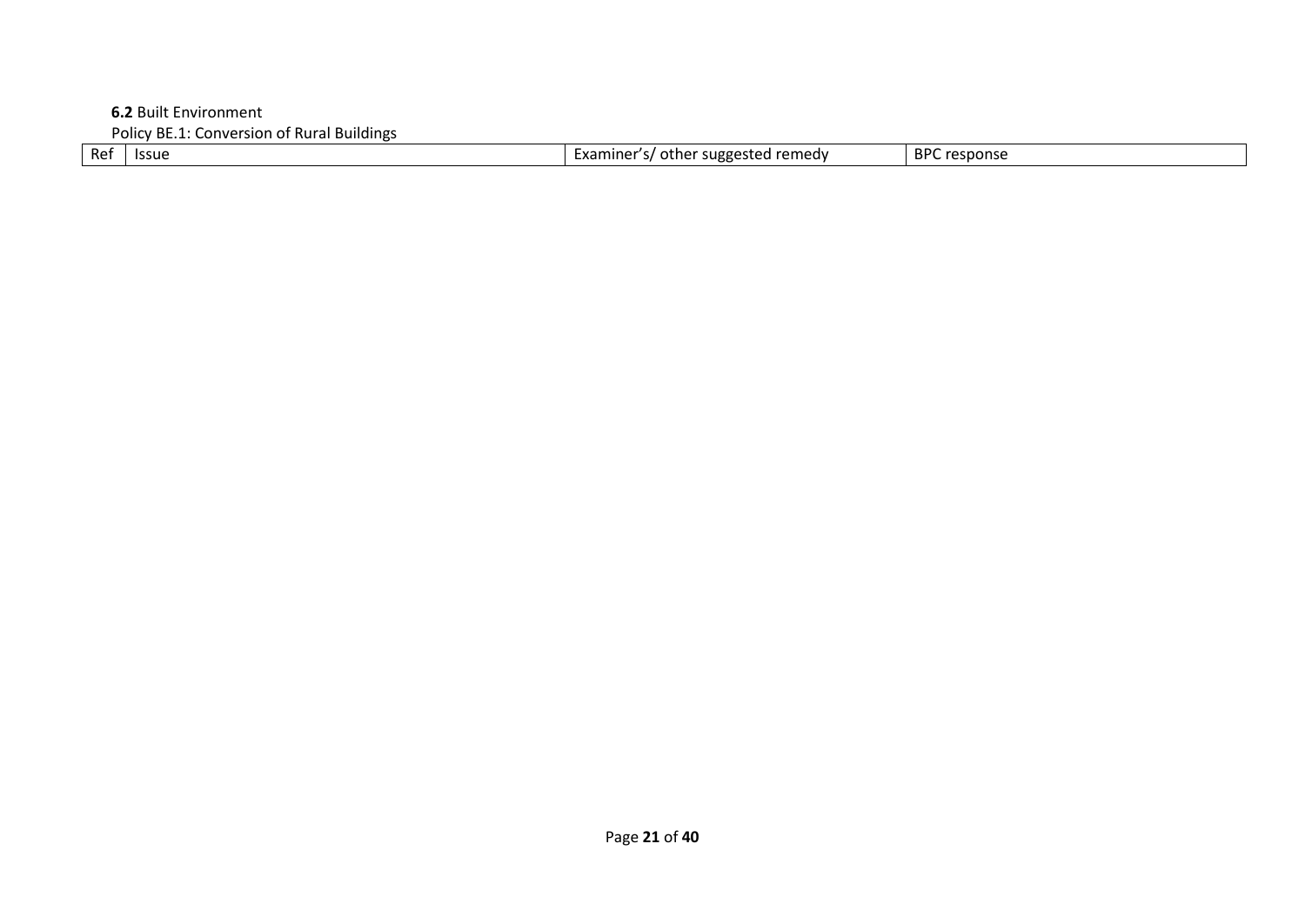**6.2** Built Environment

Policy BE.1: Conversion of Rural Buildings

| Ref | Issue | Examiner's/ other suggested remedy | BPC response |
|---|---|---|---|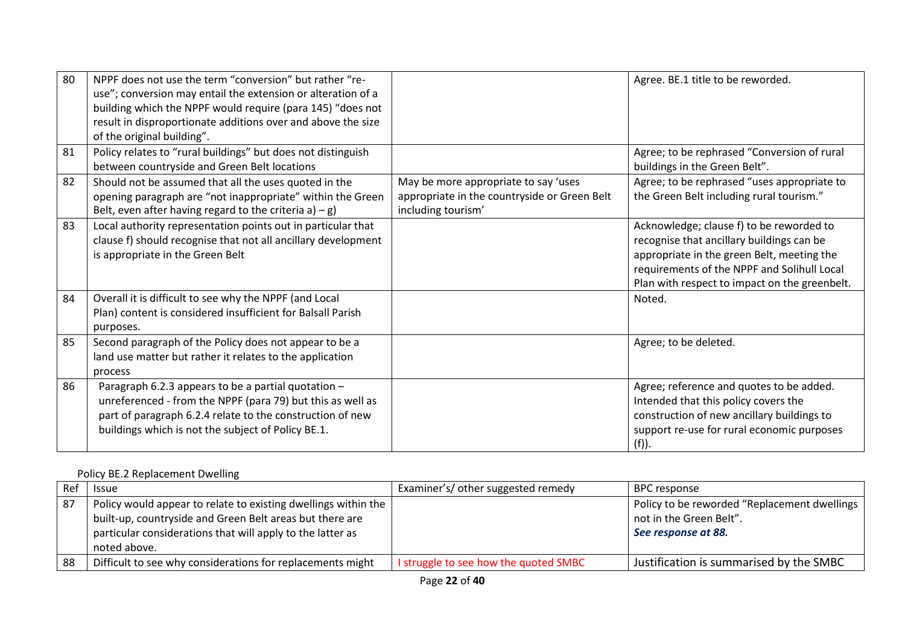| | | | |
|---|---|---|---|
| 80 | NPPF does not use the term "conversion" but rather "re-use"; conversion may entail the extension or alteration of a building which the NPPF would require (para 145) "does not result in disproportionate additions over and above the size of the original building". | | Agree. BE.1 title to be reworded. |
| 81 | Policy relates to "rural buildings" but does not distinguish between countryside and Green Belt locations | | Agree; to be rephrased "Conversion of rural buildings in the Green Belt". |
| 82 | Should not be assumed that all the uses quoted in the opening paragraph are "not inappropriate" within the Green Belt, even after having regard to the criteria a) – g) | May be more appropriate to say 'uses appropriate in the countryside or Green Belt including tourism' | Agree; to be rephrased "uses appropriate to the Green Belt including rural tourism." |
| 83 | Local authority representation points out in particular that clause f) should recognise that not all ancillary development is appropriate in the Green Belt | | Acknowledge; clause f) to be reworded to recognise that ancillary buildings can be appropriate in the green Belt, meeting the requirements of the NPPF and Solihull Local Plan with respect to impact on the greenbelt. |
| 84 | Overall it is difficult to see why the NPPF (and Local Plan) content is considered insufficient for Balsall Parish purposes. | | Noted. |
| 85 | Second paragraph of the Policy does not appear to be a land use matter but rather it relates to the application process | | Agree; to be deleted. |
| 86 | Paragraph 6.2.3 appears to be a partial quotation – unreferenced - from the NPPF (para 79) but this as well as part of paragraph 6.2.4 relate to the construction of new buildings which is not the subject of Policy BE.1. | | Agree; reference and quotes to be added. Intended that this policy covers the construction of new ancillary buildings to support re-use for rural economic purposes (f)). |

Policy BE.2 Replacement Dwelling

| Ref | Issue | Examiner's/ other suggested remedy | BPC response |
|---|---|---|---|
| 87 | Policy would appear to relate to existing dwellings within the built-up, countryside and Green Belt areas but there are particular considerations that will apply to the latter as noted above. | | Policy to be reworded "Replacement dwellings not in the Green Belt". ***See response at 88.*** |
| 88 | Difficult to see why considerations for replacements might | I struggle to see how the quoted SMBC | Justification is summarised by the SMBC |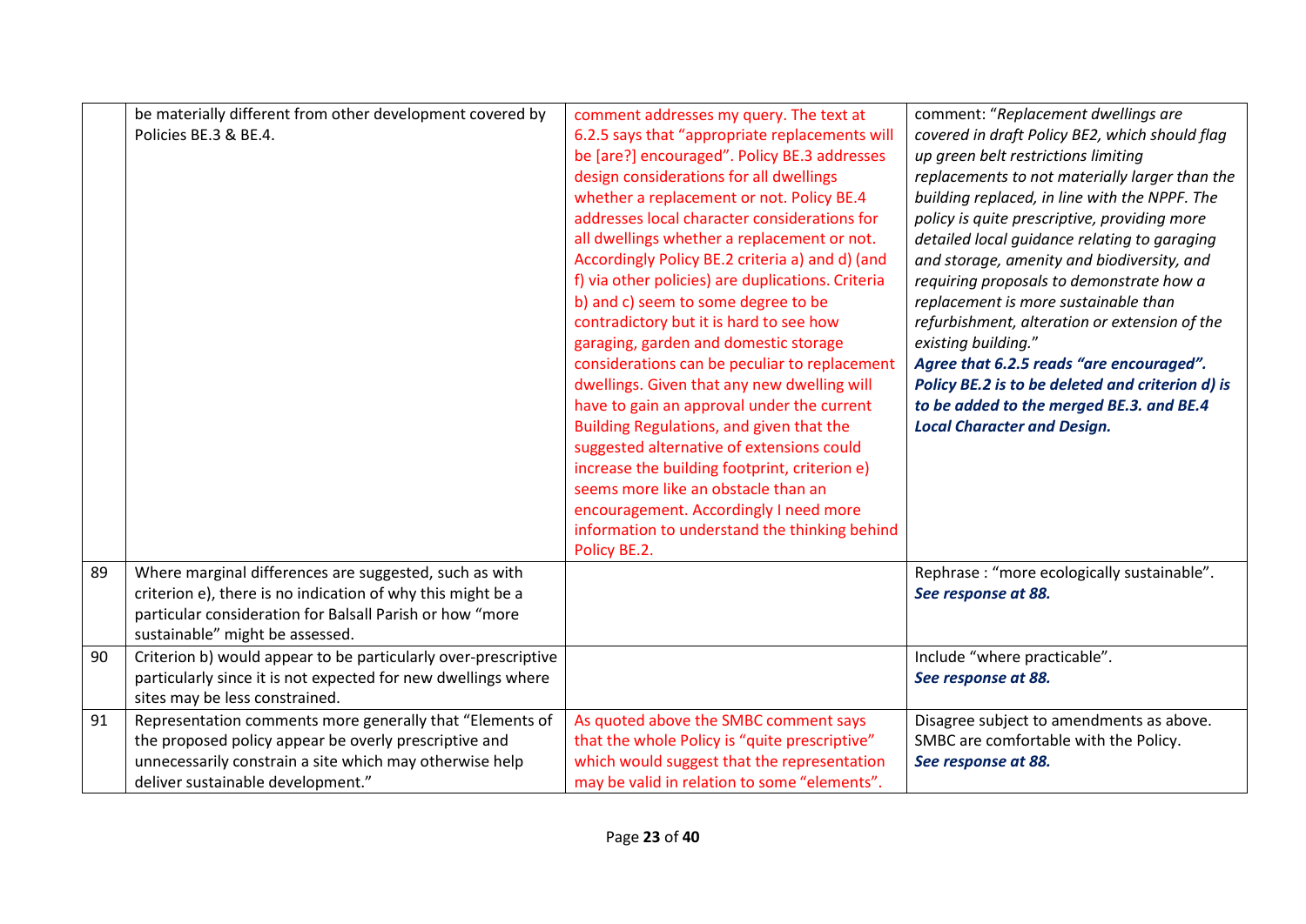| | | | |
|---|---|---|---|
| | be materially different from other development covered by Policies BE.3 & BE.4. | comment addresses my query. The text at 6.2.5 says that "appropriate replacements will be [are?] encouraged". Policy BE.3 addresses design considerations for all dwellings whether a replacement or not. Policy BE.4 addresses local character considerations for all dwellings whether a replacement or not. Accordingly Policy BE.2 criteria a) and d) (and f) via other policies) are duplications. Criteria b) and c) seem to some degree to be contradictory but it is hard to see how garaging, garden and domestic storage considerations can be peculiar to replacement dwellings. Given that any new dwelling will have to gain an approval under the current Building Regulations, and given that the suggested alternative of extensions could increase the building footprint, criterion e) seems more like an obstacle than an encouragement. Accordingly I need more information to understand the thinking behind Policy BE.2. | comment: "*Replacement dwellings are covered in draft Policy BE2, which should flag up green belt restrictions limiting replacements to not materially larger than the building replaced, in line with the NPPF. The policy is quite prescriptive, providing more detailed local guidance relating to garaging and storage, amenity and biodiversity, and requiring proposals to demonstrate how a replacement is more sustainable than refurbishment, alteration or extension of the existing building.*" ***Agree that 6.2.5 reads "are encouraged". Policy BE.2 is to be deleted and criterion d) is to be added to the merged BE.3. and BE.4 Local Character and Design.*** |
| 89 | Where marginal differences are suggested, such as with criterion e), there is no indication of why this might be a particular consideration for Balsall Parish or how "more sustainable" might be assessed. | | Rephrase : "more ecologically sustainable". ***See response at 88.*** |
| 90 | Criterion b) would appear to be particularly over-prescriptive particularly since it is not expected for new dwellings where sites may be less constrained. | | Include "where practicable". ***See response at 88.*** |
| 91 | Representation comments more generally that "Elements of the proposed policy appear be overly prescriptive and unnecessarily constrain a site which may otherwise help deliver sustainable development." | As quoted above the SMBC comment says that the whole Policy is "quite prescriptive" which would suggest that the representation may be valid in relation to some "elements". | Disagree subject to amendments as above. SMBC are comfortable with the Policy. ***See response at 88.*** |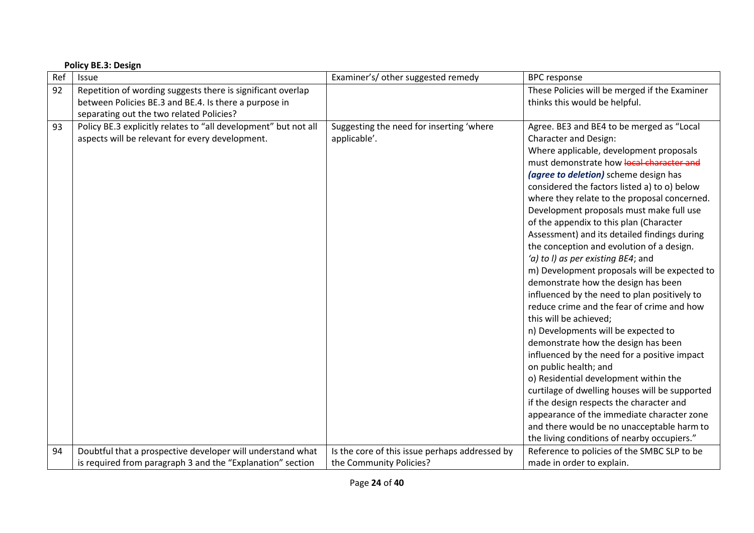**Policy BE.3: Design**

| Ref | Issue | Examiner's/ other suggested remedy | BPC response |
|---|---|---|---|
| 92 | Repetition of wording suggests there is significant overlap between Policies BE.3 and BE.4. Is there a purpose in separating out the two related Policies? | | These Policies will be merged if the Examiner thinks this would be helpful. |
| 93 | Policy BE.3 explicitly relates to "all development" but not all aspects will be relevant for every development. | Suggesting the need for inserting 'where applicable'. | Agree. BE3 and BE4 to be merged as "Local Character and Design:<br>Where applicable, development proposals must demonstrate how ~~local character and~~ ***(agree to deletion)*** scheme design has considered the factors listed a) to o) below where they relate to the proposal concerned. Development proposals must make full use of the appendix to this plan (Character Assessment) and its detailed findings during the conception and evolution of a design.<br>*'a) to l) as per existing BE4*; and<br>m) Development proposals will be expected to demonstrate how the design has been influenced by the need to plan positively to reduce crime and the fear of crime and how this will be achieved;<br>n) Developments will be expected to demonstrate how the design has been influenced by the need for a positive impact on public health; and<br>o) Residential development within the curtilage of dwelling houses will be supported if the design respects the character and appearance of the immediate character zone and there would be no unacceptable harm to the living conditions of nearby occupiers." |
| 94 | Doubtful that a prospective developer will understand what is required from paragraph 3 and the "Explanation" section | Is the core of this issue perhaps addressed by the Community Policies? | Reference to policies of the SMBC SLP to be made in order to explain. |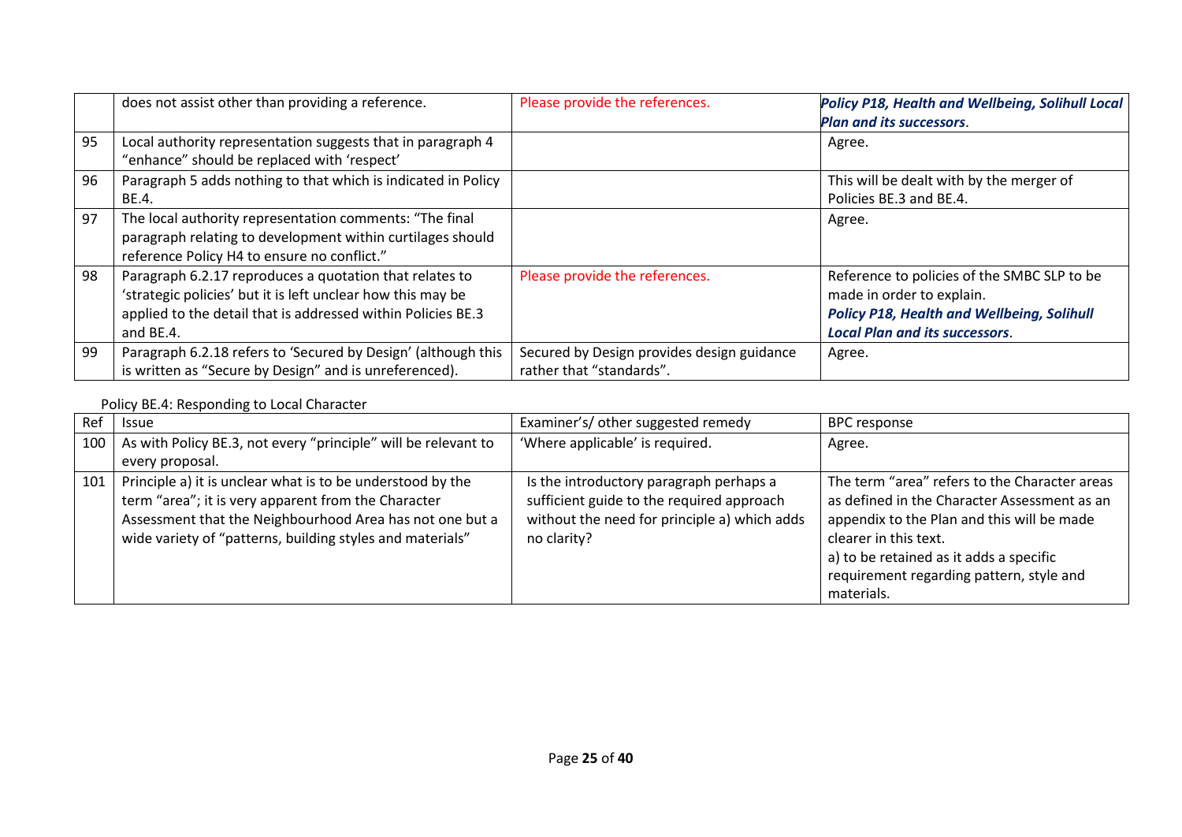| | | | |
|---|---|---|---|
| | does not assist other than providing a reference. | Please provide the references. | ***Policy P18, Health and Wellbeing, Solihull Local Plan and its successors*.** |
| 95 | Local authority representation suggests that in paragraph 4 "enhance" should be replaced with 'respect' | | Agree. |
| 96 | Paragraph 5 adds nothing to that which is indicated in Policy BE.4. | | This will be dealt with by the merger of Policies BE.3 and BE.4. |
| 97 | The local authority representation comments: "The final paragraph relating to development within curtilages should reference Policy H4 to ensure no conflict." | | Agree. |
| 98 | Paragraph 6.2.17 reproduces a quotation that relates to 'strategic policies' but it is left unclear how this may be applied to the detail that is addressed within Policies BE.3 and BE.4. | Please provide the references. | Reference to policies of the SMBC SLP to be made in order to explain. ***Policy P18, Health and Wellbeing, Solihull Local Plan and its successors*.** |
| 99 | Paragraph 6.2.18 refers to 'Secured by Design' (although this is written as "Secure by Design" and is unreferenced). | Secured by Design provides design guidance rather that "standards". | Agree. |

Policy BE.4: Responding to Local Character

| Ref | Issue | Examiner's/ other suggested remedy | BPC response |
|---|---|---|---|
| 100 | As with Policy BE.3, not every "principle" will be relevant to every proposal. | 'Where applicable' is required. | Agree. |
| 101 | Principle a) it is unclear what is to be understood by the term "area"; it is very apparent from the Character Assessment that the Neighbourhood Area has not one but a wide variety of "patterns, building styles and materials" | Is the introductory paragraph perhaps a sufficient guide to the required approach without the need for principle a) which adds no clarity? | The term "area" refers to the Character areas as defined in the Character Assessment as an appendix to the Plan and this will be made clearer in this text. a) to be retained as it adds a specific requirement regarding pattern, style and materials. |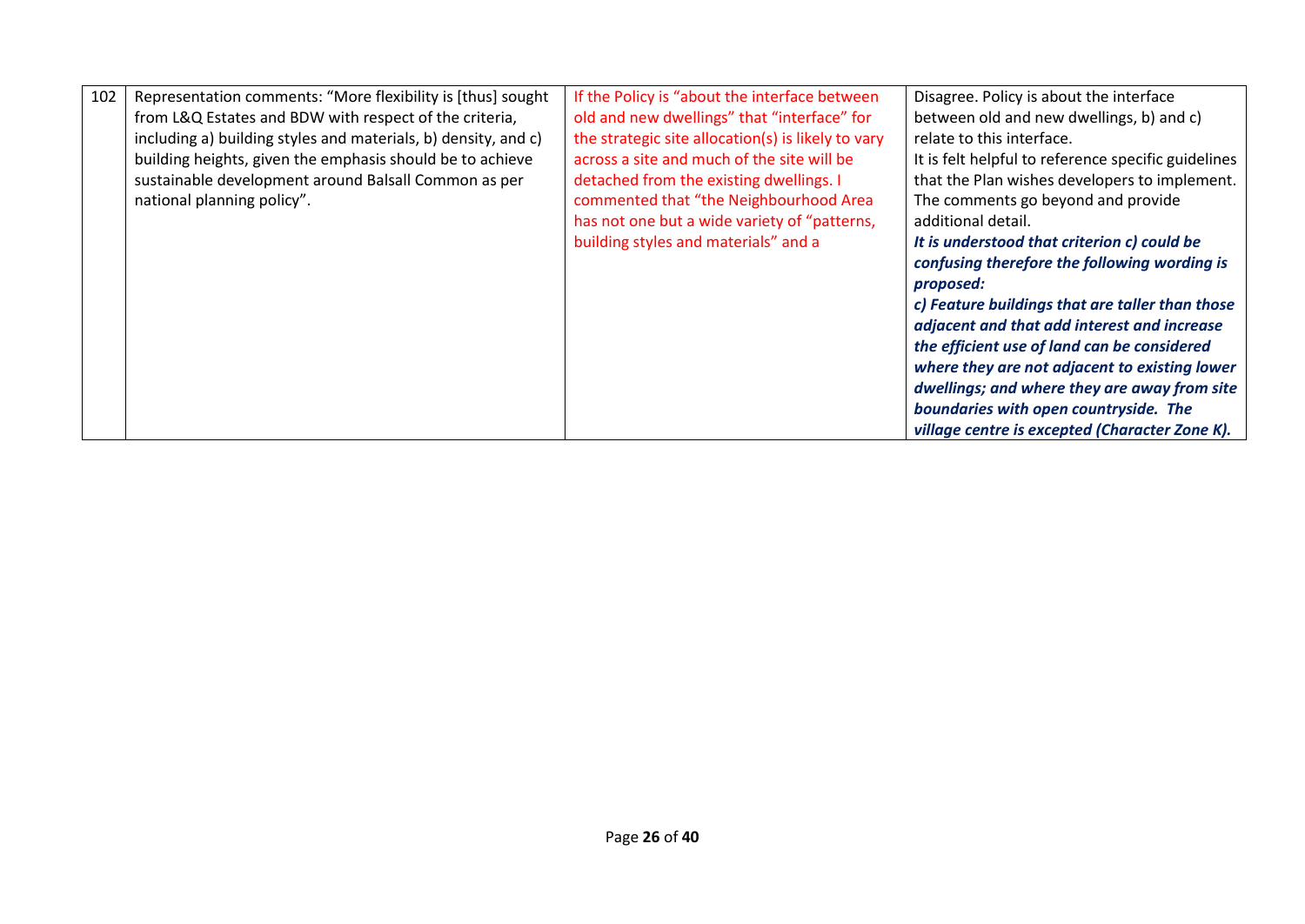| | | | |
|---|---|---|---|
| 102 | Representation comments: "More flexibility is [thus] sought from L&Q Estates and BDW with respect of the criteria, including a) building styles and materials, b) density, and c) building heights, given the emphasis should be to achieve sustainable development around Balsall Common as per national planning policy". | If the Policy is "about the interface between old and new dwellings" that "interface" for the strategic site allocation(s) is likely to vary across a site and much of the site will be detached from the existing dwellings. I commented that "the Neighbourhood Area has not one but a wide variety of "patterns, building styles and materials" and a | Disagree. Policy is about the interface between old and new dwellings, b) and c) relate to this interface.<br>It is felt helpful to reference specific guidelines that the Plan wishes developers to implement. The comments go beyond and provide additional detail.<br>***It is understood that criterion c) could be confusing therefore the following wording is proposed:***<br>***c) Feature buildings that are taller than those adjacent and that add interest and increase the efficient use of land can be considered where they are not adjacent to existing lower dwellings; and where they are away from site boundaries with open countryside. The village centre is excepted (Character Zone K).*** |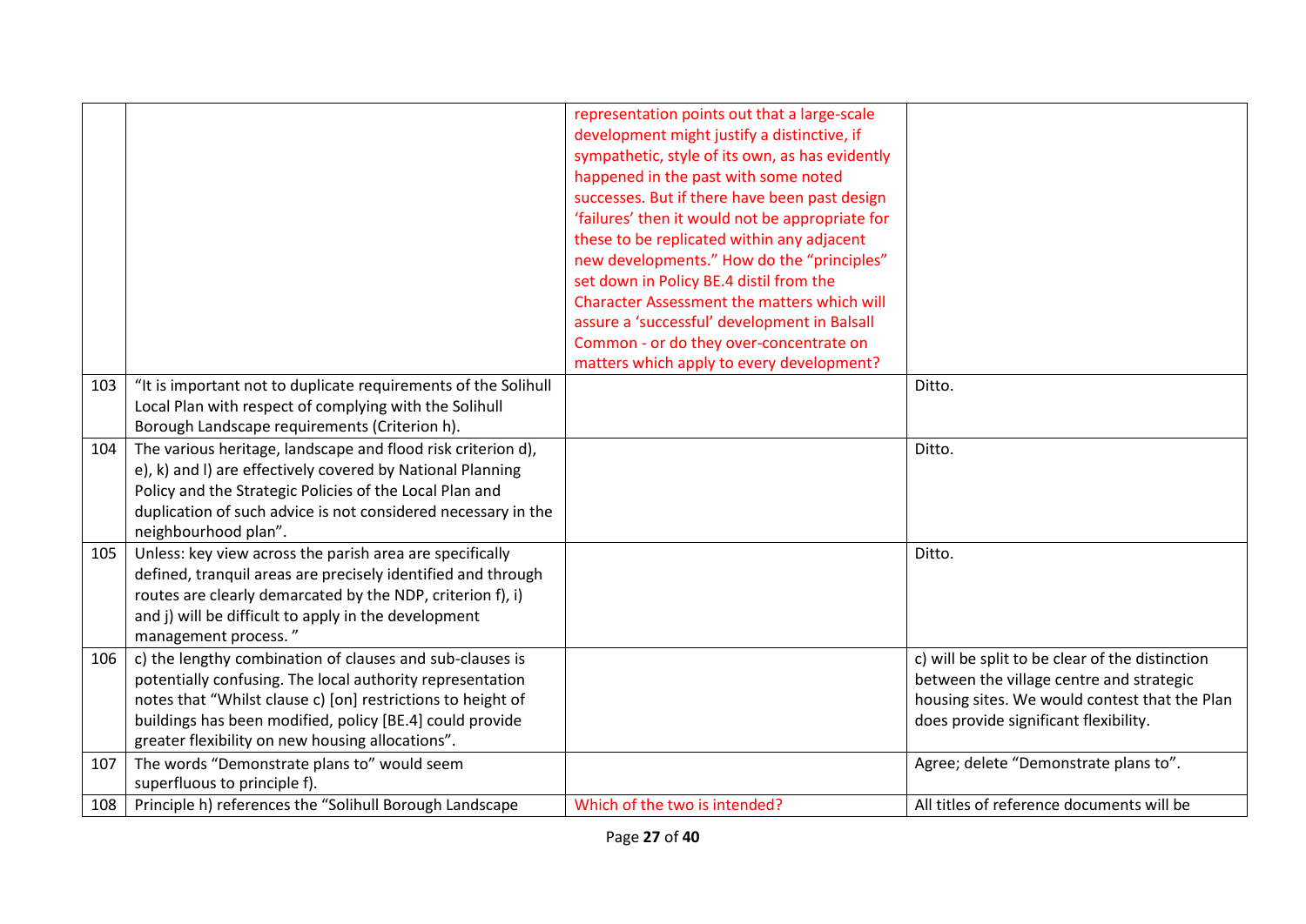| | | | |
|---|---|---|---|
| | | representation points out that a large-scale development might justify a distinctive, if sympathetic, style of its own, as has evidently happened in the past with some noted successes. But if there have been past design 'failures' then it would not be appropriate for these to be replicated within any adjacent new developments." How do the "principles" set down in Policy BE.4 distil from the Character Assessment the matters which will assure a 'successful' development in Balsall Common - or do they over-concentrate on matters which apply to every development? | |
| 103 | "It is important not to duplicate requirements of the Solihull Local Plan with respect of complying with the Solihull Borough Landscape requirements (Criterion h). | | Ditto. |
| 104 | The various heritage, landscape and flood risk criterion d), e), k) and l) are effectively covered by National Planning Policy and the Strategic Policies of the Local Plan and duplication of such advice is not considered necessary in the neighbourhood plan". | | Ditto. |
| 105 | Unless: key view across the parish area are specifically defined, tranquil areas are precisely identified and through routes are clearly demarcated by the NDP, criterion f), i) and j) will be difficult to apply in the development management process. " | | Ditto. |
| 106 | c) the lengthy combination of clauses and sub-clauses is potentially confusing. The local authority representation notes that "Whilst clause c) [on] restrictions to height of buildings has been modified, policy [BE.4] could provide greater flexibility on new housing allocations". | | c) will be split to be clear of the distinction between the village centre and strategic housing sites. We would contest that the Plan does provide significant flexibility. |
| 107 | The words "Demonstrate plans to" would seem superfluous to principle f). | | Agree; delete "Demonstrate plans to". |
| 108 | Principle h) references the "Solihull Borough Landscape | Which of the two is intended? | All titles of reference documents will be |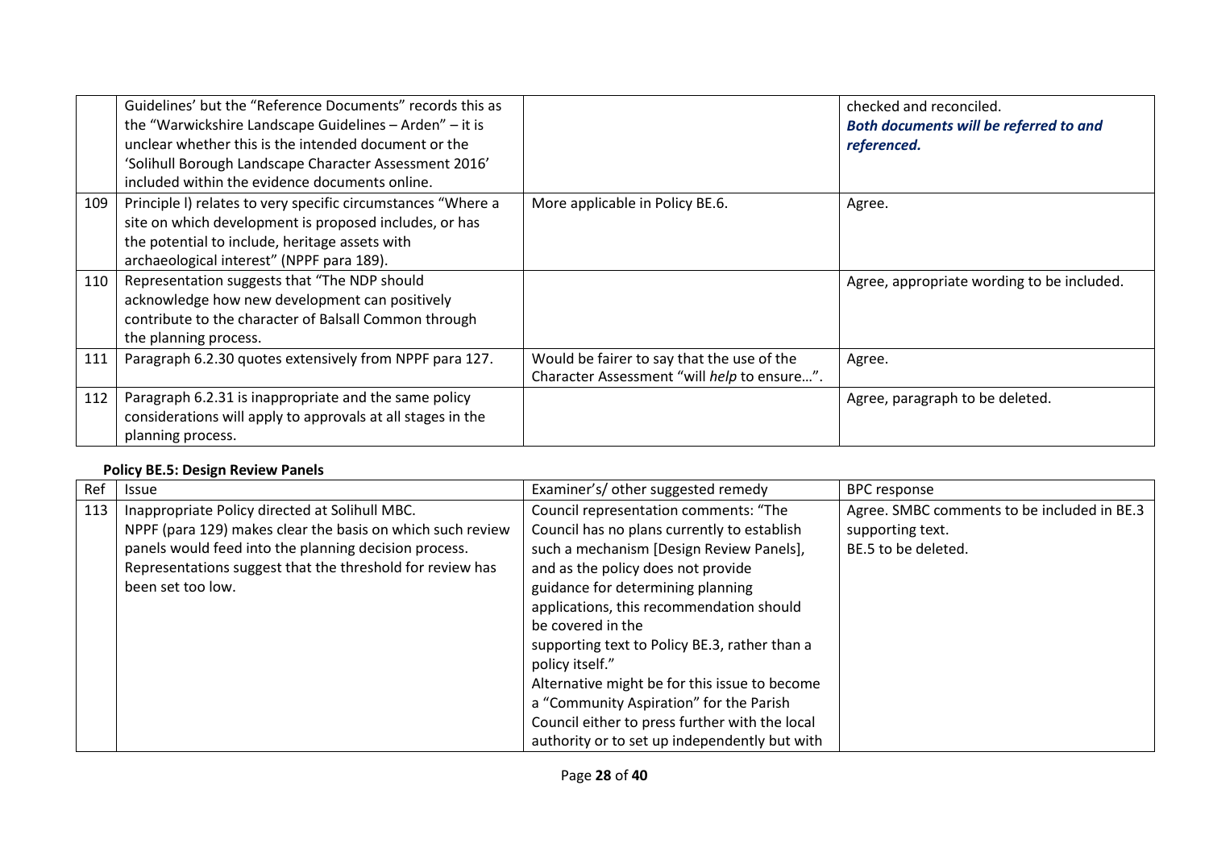| | | | |
|---|---|---|---|
| | Guidelines' but the "Reference Documents" records this as the "Warwickshire Landscape Guidelines – Arden" – it is unclear whether this is the intended document or the 'Solihull Borough Landscape Character Assessment 2016' included within the evidence documents online. | | checked and reconciled. ***Both documents will be referred to and referenced.*** |
| 109 | Principle l) relates to very specific circumstances "Where a site on which development is proposed includes, or has the potential to include, heritage assets with archaeological interest" (NPPF para 189). | More applicable in Policy BE.6. | Agree. |
| 110 | Representation suggests that "The NDP should acknowledge how new development can positively contribute to the character of Balsall Common through the planning process. | | Agree, appropriate wording to be included. |
| 111 | Paragraph 6.2.30 quotes extensively from NPPF para 127. | Would be fairer to say that the use of the Character Assessment "will *help* to ensure…". | Agree. |
| 112 | Paragraph 6.2.31 is inappropriate and the same policy considerations will apply to approvals at all stages in the planning process. | | Agree, paragraph to be deleted. |

**Policy BE.5: Design Review Panels**

| Ref | Issue | Examiner's/ other suggested remedy | BPC response |
|---|---|---|---|
| 113 | Inappropriate Policy directed at Solihull MBC. NPPF (para 129) makes clear the basis on which such review panels would feed into the planning decision process. Representations suggest that the threshold for review has been set too low. | Council representation comments: "The Council has no plans currently to establish such a mechanism [Design Review Panels], and as the policy does not provide guidance for determining planning applications, this recommendation should be covered in the supporting text to Policy BE.3, rather than a policy itself." Alternative might be for this issue to become a "Community Aspiration" for the Parish Council either to press further with the local authority or to set up independently but with | Agree. SMBC comments to be included in BE.3 supporting text. BE.5 to be deleted. |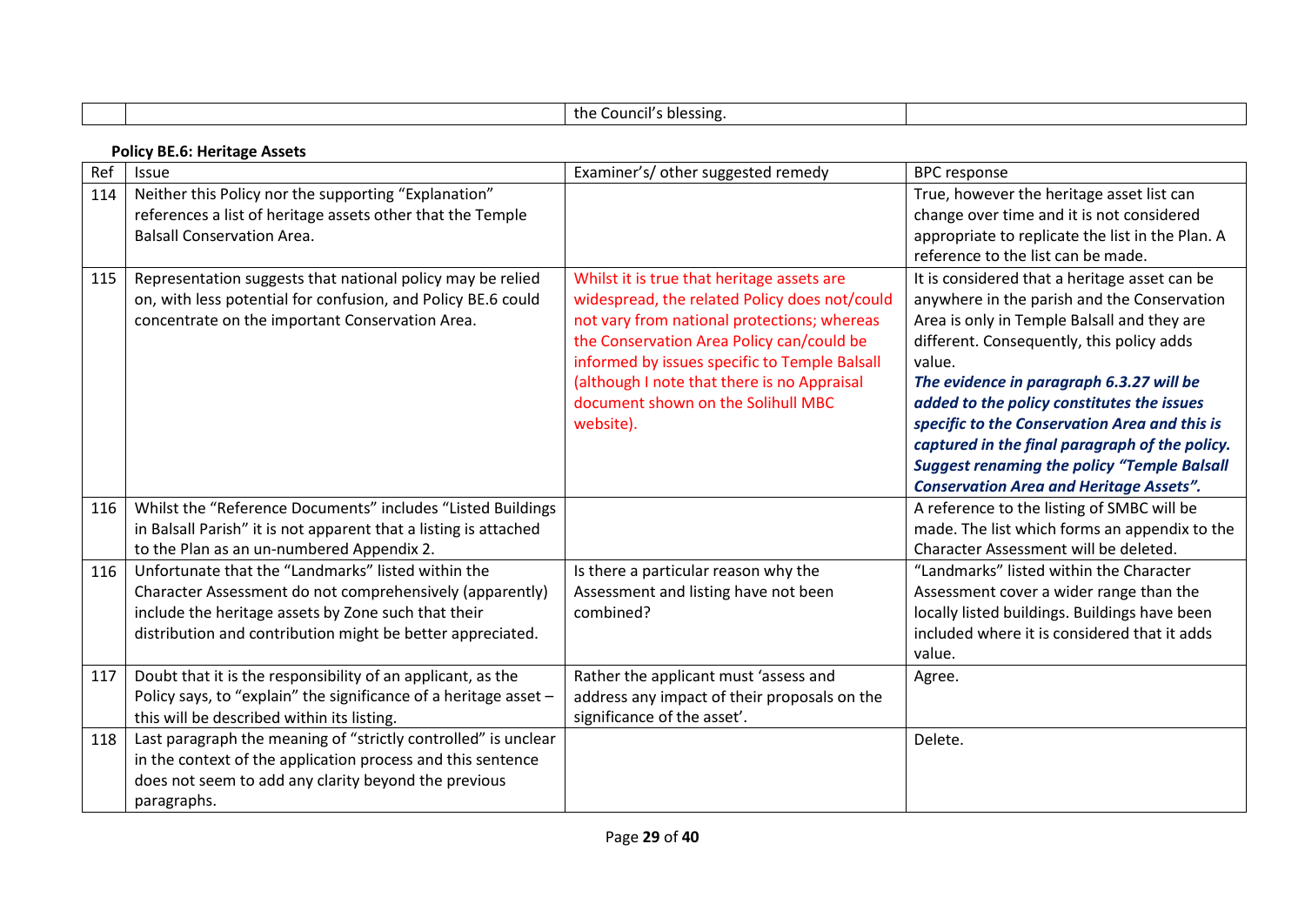| | | the Council's blessing. | |
|---|---|---|---|

**Policy BE.6: Heritage Assets**

| Ref | Issue | Examiner's/ other suggested remedy | BPC response |
|---|---|---|---|
| 114 | Neither this Policy nor the supporting "Explanation" references a list of heritage assets other that the Temple Balsall Conservation Area. | | True, however the heritage asset list can change over time and it is not considered appropriate to replicate the list in the Plan. A reference to the list can be made. |
| 115 | Representation suggests that national policy may be relied on, with less potential for confusion, and Policy BE.6 could concentrate on the important Conservation Area. | Whilst it is true that heritage assets are widespread, the related Policy does not/could not vary from national protections; whereas the Conservation Area Policy can/could be informed by issues specific to Temple Balsall (although I note that there is no Appraisal document shown on the Solihull MBC website). | It is considered that a heritage asset can be anywhere in the parish and the Conservation Area is only in Temple Balsall and they are different. Consequently, this policy adds value. ***The evidence in paragraph 6.3.27 will be added to the policy constitutes the issues specific to the Conservation Area and this is captured in the final paragraph of the policy. Suggest renaming the policy "Temple Balsall Conservation Area and Heritage Assets".*** |
| 116 | Whilst the "Reference Documents" includes "Listed Buildings in Balsall Parish" it is not apparent that a listing is attached to the Plan as an un-numbered Appendix 2. | | A reference to the listing of SMBC will be made. The list which forms an appendix to the Character Assessment will be deleted. |
| 116 | Unfortunate that the "Landmarks" listed within the Character Assessment do not comprehensively (apparently) include the heritage assets by Zone such that their distribution and contribution might be better appreciated. | Is there a particular reason why the Assessment and listing have not been combined? | "Landmarks" listed within the Character Assessment cover a wider range than the locally listed buildings. Buildings have been included where it is considered that it adds value. |
| 117 | Doubt that it is the responsibility of an applicant, as the Policy says, to "explain" the significance of a heritage asset – this will be described within its listing. | Rather the applicant must 'assess and address any impact of their proposals on the significance of the asset'. | Agree. |
| 118 | Last paragraph the meaning of "strictly controlled" is unclear in the context of the application process and this sentence does not seem to add any clarity beyond the previous paragraphs. | | Delete. |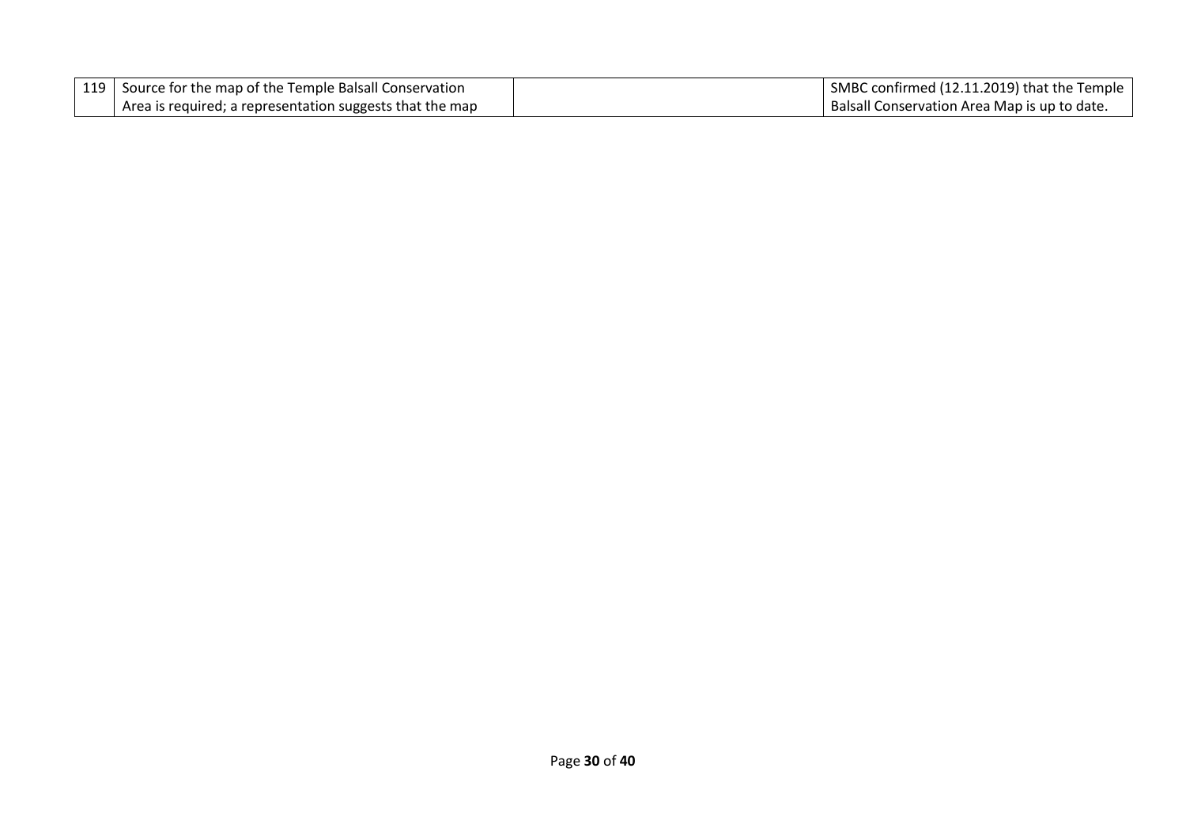| | | | |
|---|---|---|---|
| 119 | Source for the map of the Temple Balsall Conservation Area is required; a representation suggests that the map | | SMBC confirmed (12.11.2019) that the Temple Balsall Conservation Area Map is up to date. |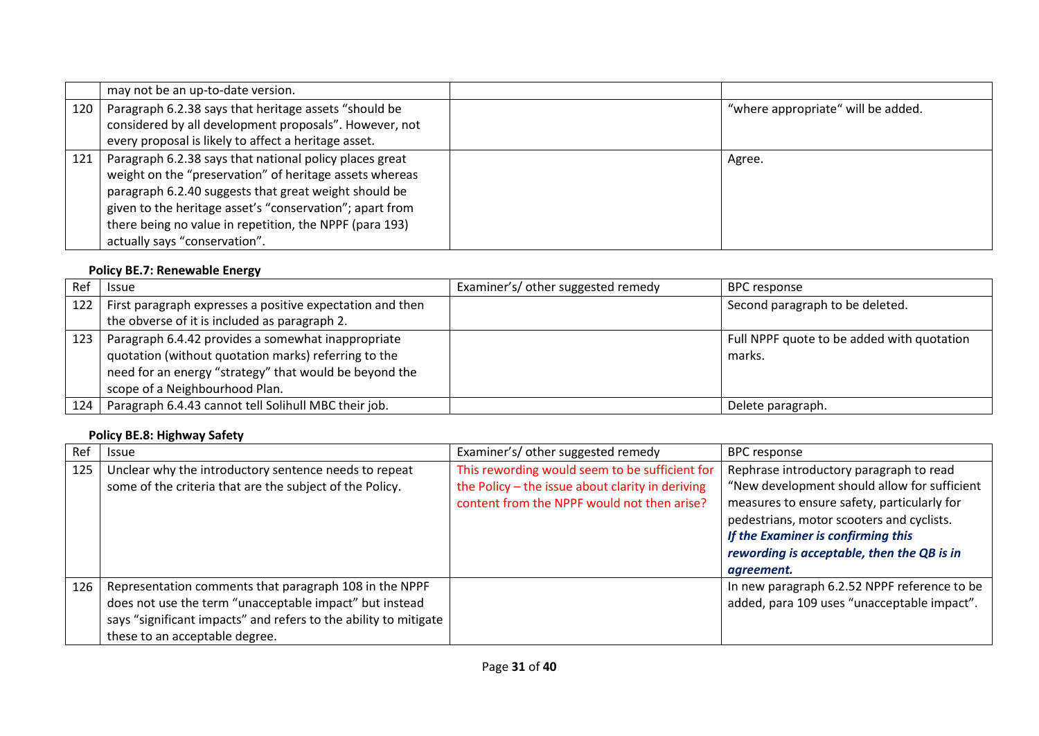| Ref | Issue | Examiner's/ other suggested remedy | BPC response |
|---|---|---|---|
| | may not be an up-to-date version. | | |
| 120 | Paragraph 6.2.38 says that heritage assets "should be considered by all development proposals". However, not every proposal is likely to affect a heritage asset. | | "where appropriate" will be added. |
| 121 | Paragraph 6.2.38 says that national policy places great weight on the "preservation" of heritage assets whereas paragraph 6.2.40 suggests that great weight should be given to the heritage asset's "conservation"; apart from there being no value in repetition, the NPPF (para 193) actually says "conservation". | | Agree. |

**Policy BE.7: Renewable Energy**

| Ref | Issue | Examiner's/ other suggested remedy | BPC response |
|---|---|---|---|
| 122 | First paragraph expresses a positive expectation and then the obverse of it is included as paragraph 2. | | Second paragraph to be deleted. |
| 123 | Paragraph 6.4.42 provides a somewhat inappropriate quotation (without quotation marks) referring to the need for an energy "strategy" that would be beyond the scope of a Neighbourhood Plan. | | Full NPPF quote to be added with quotation marks. |
| 124 | Paragraph 6.4.43 cannot tell Solihull MBC their job. | | Delete paragraph. |

**Policy BE.8: Highway Safety**

| Ref | Issue | Examiner's/ other suggested remedy | BPC response |
|---|---|---|---|
| 125 | Unclear why the introductory sentence needs to repeat some of the criteria that are the subject of the Policy. | This rewording would seem to be sufficient for the Policy – the issue about clarity in deriving content from the NPPF would not then arise? | Rephrase introductory paragraph to read "New development should allow for sufficient measures to ensure safety, particularly for pedestrians, motor scooters and cyclists. ***If the Examiner is confirming this rewording is acceptable, then the QB is in agreement.*** |
| 126 | Representation comments that paragraph 108 in the NPPF does not use the term "unacceptable impact" but instead says "significant impacts" and refers to the ability to mitigate these to an acceptable degree. | | In new paragraph 6.2.52 NPPF reference to be added, para 109 uses "unacceptable impact". |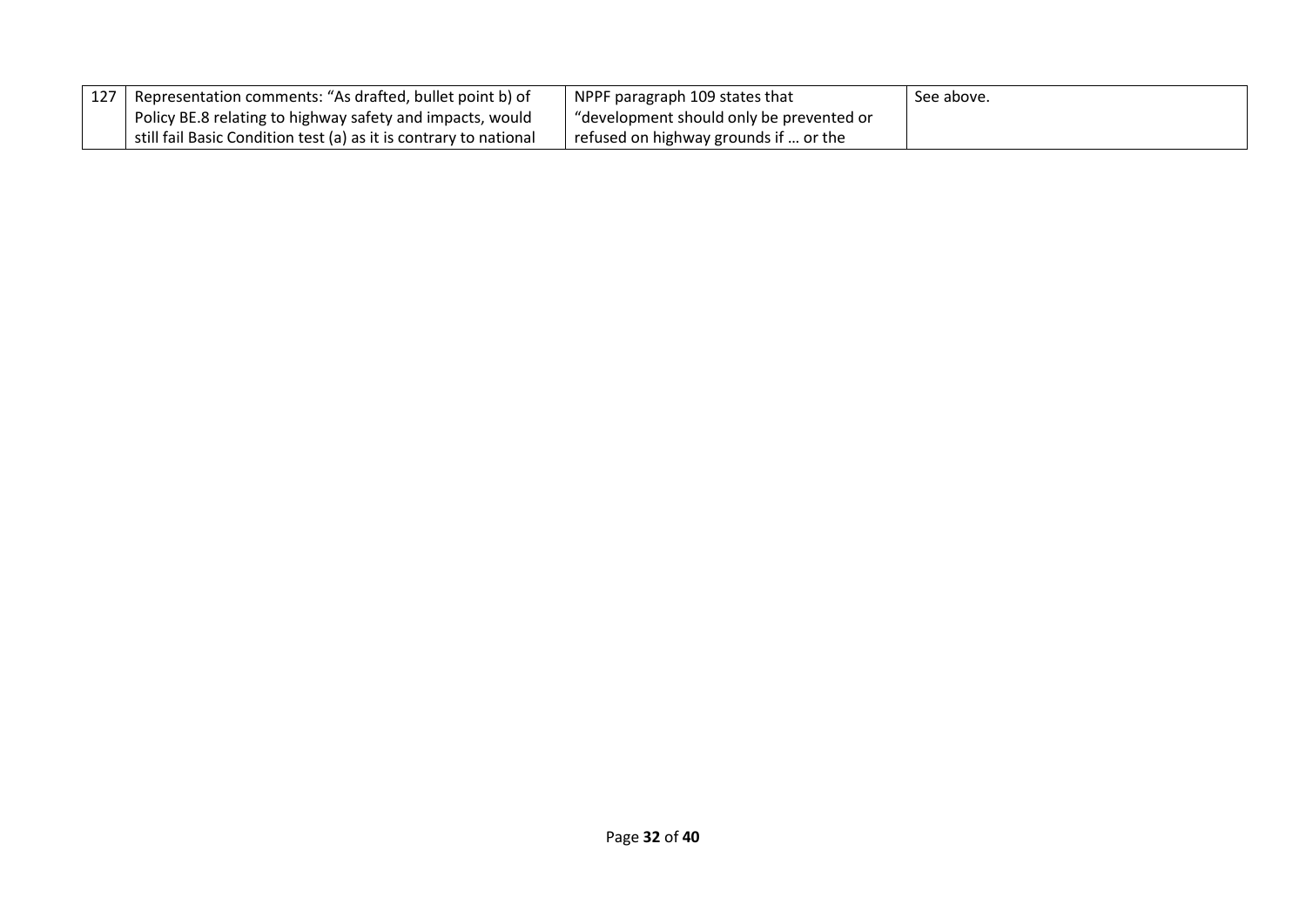| | | | |
|---|---|---|---|
| 127 | Representation comments: "As drafted, bullet point b) of Policy BE.8 relating to highway safety and impacts, would still fail Basic Condition test (a) as it is contrary to national | NPPF paragraph 109 states that "development should only be prevented or refused on highway grounds if … or the | See above. |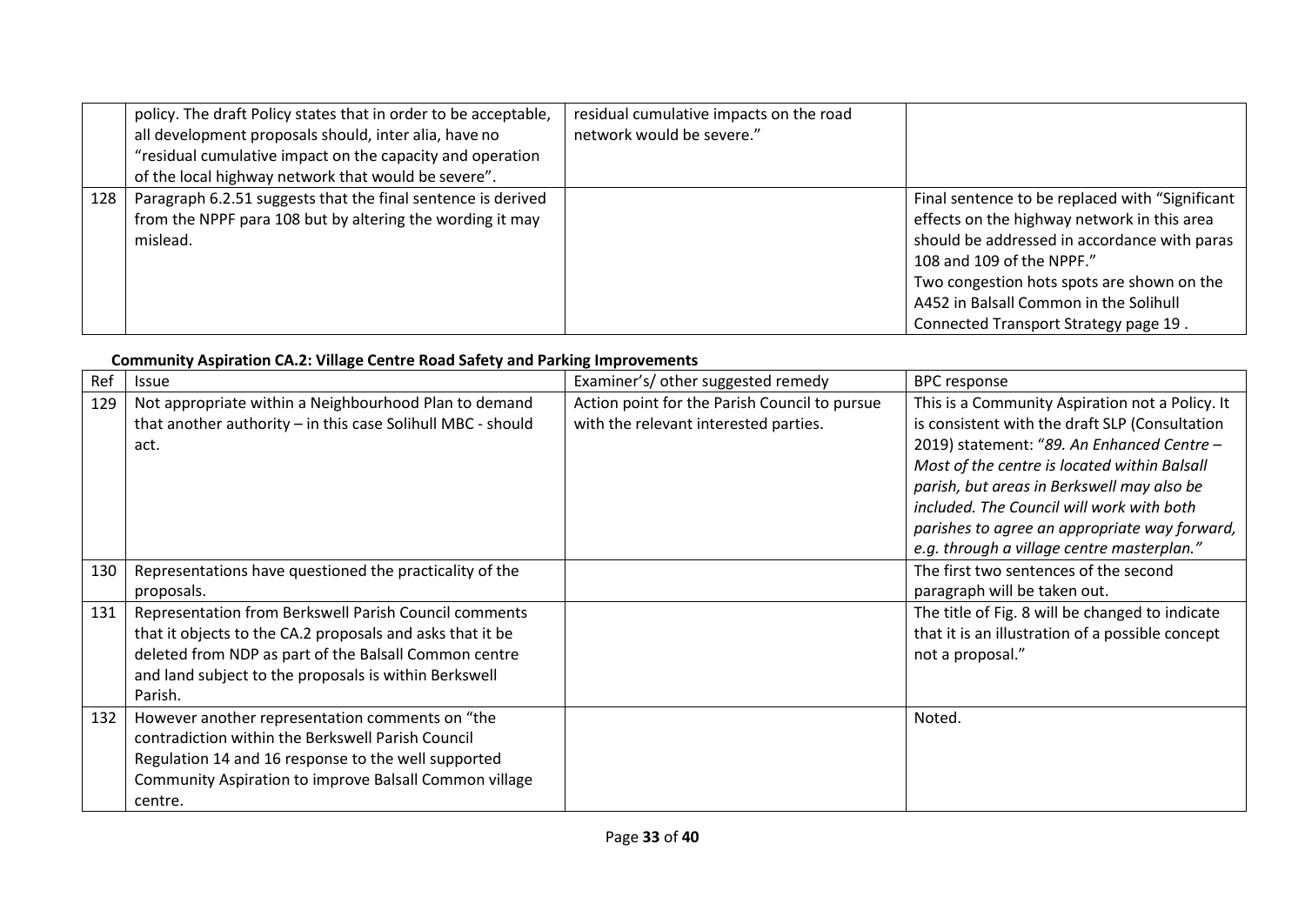| | | | |
|---|---|---|---|
| | policy. The draft Policy states that in order to be acceptable, all development proposals should, inter alia, have no "residual cumulative impact on the capacity and operation of the local highway network that would be severe". | residual cumulative impacts on the road network would be severe." | |
| 128 | Paragraph 6.2.51 suggests that the final sentence is derived from the NPPF para 108 but by altering the wording it may mislead. | | Final sentence to be replaced with "Significant effects on the highway network in this area should be addressed in accordance with paras 108 and 109 of the NPPF."<br>Two congestion hots spots are shown on the A452 in Balsall Common in the Solihull Connected Transport Strategy page 19 . |

**Community Aspiration CA.2: Village Centre Road Safety and Parking Improvements**

| Ref | Issue | Examiner's/ other suggested remedy | BPC response |
|---|---|---|---|
| 129 | Not appropriate within a Neighbourhood Plan to demand that another authority – in this case Solihull MBC - should act. | Action point for the Parish Council to pursue with the relevant interested parties. | This is a Community Aspiration not a Policy. It is consistent with the draft SLP (Consultation 2019) statement: "*89. An Enhanced Centre – Most of the centre is located within Balsall parish, but areas in Berkswell may also be included. The Council will work with both parishes to agree an appropriate way forward, e.g. through a village centre masterplan.*" |
| 130 | Representations have questioned the practicality of the proposals. | | The first two sentences of the second paragraph will be taken out. |
| 131 | Representation from Berkswell Parish Council comments that it objects to the CA.2 proposals and asks that it be deleted from NDP as part of the Balsall Common centre and land subject to the proposals is within Berkswell Parish. | | The title of Fig. 8 will be changed to indicate that it is an illustration of a possible concept not a proposal." |
| 132 | However another representation comments on "the contradiction within the Berkswell Parish Council Regulation 14 and 16 response to the well supported Community Aspiration to improve Balsall Common village centre. | | Noted. |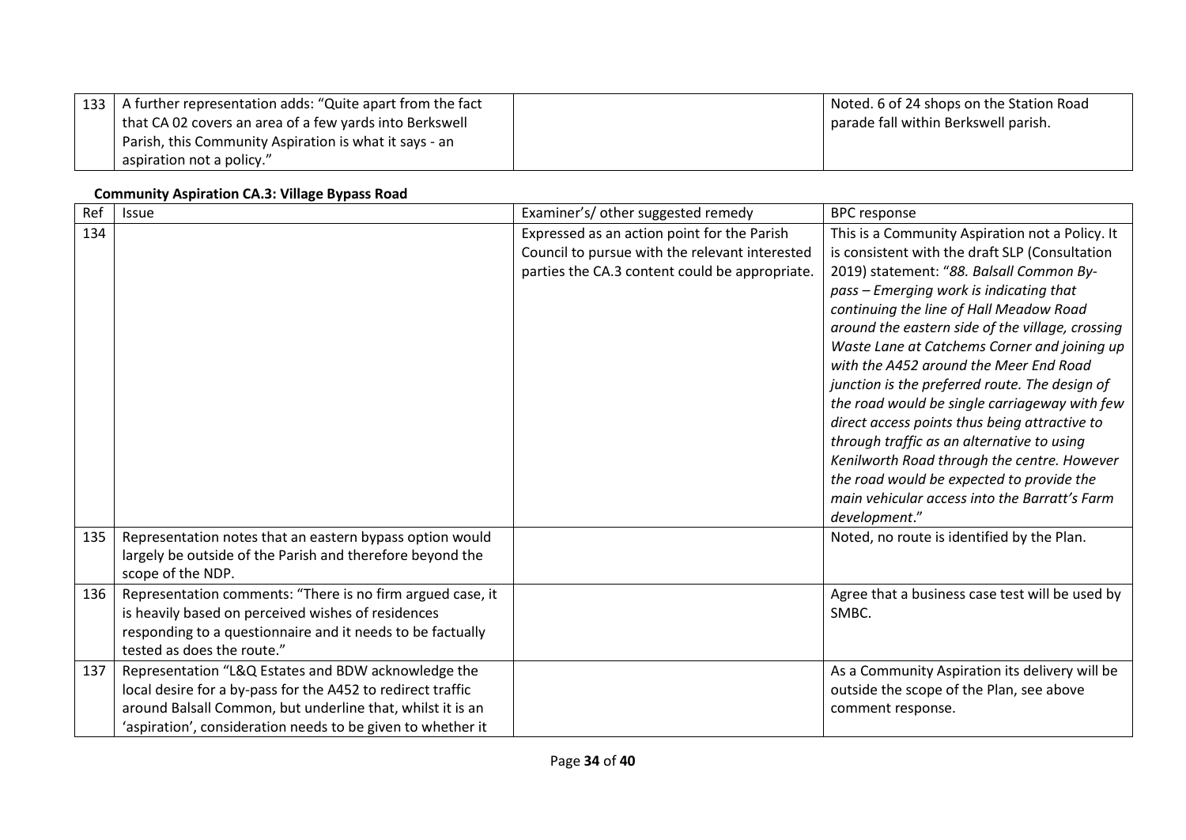| | | | |
|---|---|---|---|
| 133 | A further representation adds: "Quite apart from the fact that CA 02 covers an area of a few yards into Berkswell Parish, this Community Aspiration is what it says - an aspiration not a policy." | | Noted. 6 of 24 shops on the Station Road parade fall within Berkswell parish. |

**Community Aspiration CA.3: Village Bypass Road**

| Ref | Issue | Examiner's/ other suggested remedy | BPC response |
|---|---|---|---|
| 134 | | Expressed as an action point for the Parish Council to pursue with the relevant interested parties the CA.3 content could be appropriate. | This is a Community Aspiration not a Policy. It is consistent with the draft SLP (Consultation 2019) statement: "*88. Balsall Common By-pass – Emerging work is indicating that continuing the line of Hall Meadow Road around the eastern side of the village, crossing Waste Lane at Catchems Corner and joining up with the A452 around the Meer End Road junction is the preferred route. The design of the road would be single carriageway with few direct access points thus being attractive to through traffic as an alternative to using Kenilworth Road through the centre. However the road would be expected to provide the main vehicular access into the Barratt's Farm development*." |
| 135 | Representation notes that an eastern bypass option would largely be outside of the Parish and therefore beyond the scope of the NDP. | | Noted, no route is identified by the Plan. |
| 136 | Representation comments: "There is no firm argued case, it is heavily based on perceived wishes of residences responding to a questionnaire and it needs to be factually tested as does the route." | | Agree that a business case test will be used by SMBC. |
| 137 | Representation "L&Q Estates and BDW acknowledge the local desire for a by-pass for the A452 to redirect traffic around Balsall Common, but underline that, whilst it is an 'aspiration', consideration needs to be given to whether it | | As a Community Aspiration its delivery will be outside the scope of the Plan, see above comment response. |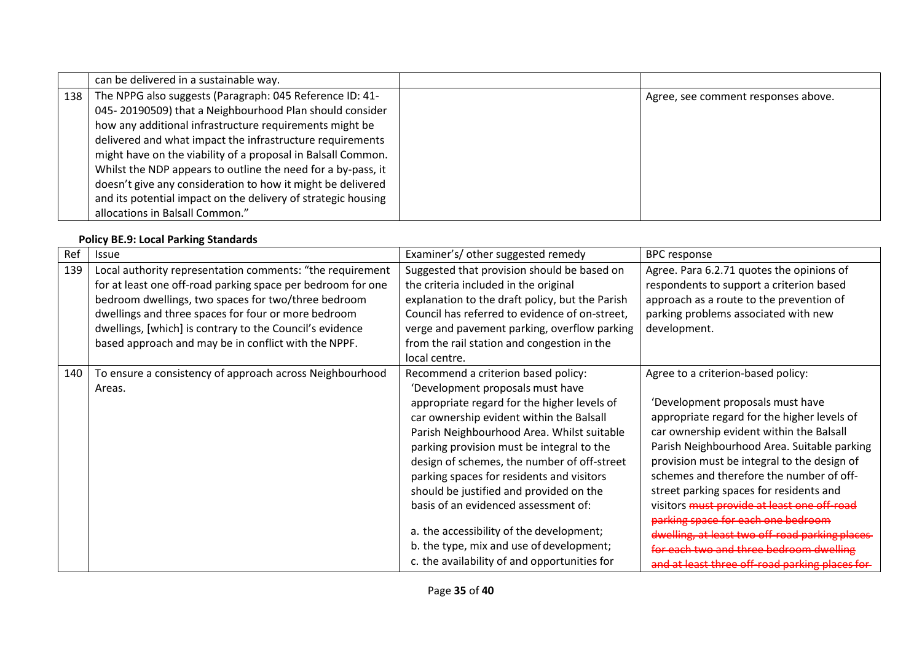| | | | |
|---|---|---|---|
| | can be delivered in a sustainable way. | | |
| 138 | The NPPG also suggests (Paragraph: 045 Reference ID: 41-045- 20190509) that a Neighbourhood Plan should consider how any additional infrastructure requirements might be delivered and what impact the infrastructure requirements might have on the viability of a proposal in Balsall Common. Whilst the NDP appears to outline the need for a by-pass, it doesn't give any consideration to how it might be delivered and its potential impact on the delivery of strategic housing allocations in Balsall Common." | | Agree, see comment responses above. |

**Policy BE.9: Local Parking Standards**

| Ref | Issue | Examiner's/ other suggested remedy | BPC response |
|---|---|---|---|
| 139 | Local authority representation comments: "the requirement for at least one off-road parking space per bedroom for one bedroom dwellings, two spaces for two/three bedroom dwellings and three spaces for four or more bedroom dwellings, [which] is contrary to the Council's evidence based approach and may be in conflict with the NPPF. | Suggested that provision should be based on the criteria included in the original explanation to the draft policy, but the Parish Council has referred to evidence of on-street, verge and pavement parking, overflow parking from the rail station and congestion in the local centre. | Agree. Para 6.2.71 quotes the opinions of respondents to support a criterion based approach as a route to the prevention of parking problems associated with new development. |
| 140 | To ensure a consistency of approach across Neighbourhood Areas. | Recommend a criterion based policy: 'Development proposals must have appropriate regard for the higher levels of car ownership evident within the Balsall Parish Neighbourhood Area. Whilst suitable parking provision must be integral to the design of schemes, the number of off-street parking spaces for residents and visitors should be justified and provided on the basis of an evidenced assessment of:<br><br>a. the accessibility of the development;<br>b. the type, mix and use of development;<br>c. the availability of and opportunities for | Agree to a criterion-based policy:<br><br>'Development proposals must have appropriate regard for the higher levels of car ownership evident within the Balsall Parish Neighbourhood Area. Suitable parking provision must be integral to the design of schemes and therefore the number of off-street parking spaces for residents and visitors ~~must provide at least one off-road parking space for each one bedroom dwelling, at least two off-road parking places for each two and three bedroom dwelling and at least three off-road parking places for~~ |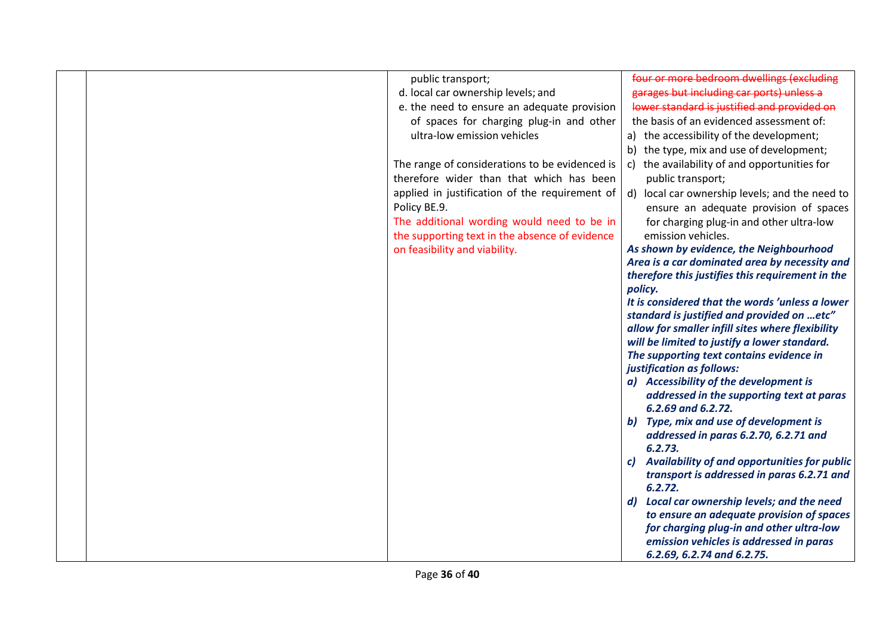| | | | |
|---|---|---|---|
| | | d. local car ownership levels; and<br>e. the need to ensure an adequate provision of spaces for charging plug-in and other ultra-low emission vehicles<br><br>The range of considerations to be evidenced is therefore wider than that which has been applied in justification of the requirement of Policy BE.9.<br>The additional wording would need to be in the supporting text in the absence of evidence on feasibility and viability. | ~~four or more bedroom dwellings (excluding garages but including car ports) unless a lower standard is justified and provided on~~ the basis of an evidenced assessment of:<br>a) the accessibility of the development;<br>b) the type, mix and use of development;<br>c) the availability of and opportunities for public transport;<br>d) local car ownership levels; and the need to ensure an adequate provision of spaces for charging plug-in and other ultra-low emission vehicles.<br>***As shown by evidence, the Neighbourhood Area is a car dominated area by necessity and therefore this justifies this requirement in the policy.***<br>***It is considered that the words 'unless a lower standard is justified and provided on …etc" allow for smaller infill sites where flexibility will be limited to justify a lower standard.***<br>***The supporting text contains evidence in justification as follows:***<br>***a) Accessibility of the development is addressed in the supporting text at paras 6.2.69 and 6.2.72.***<br>***b) Type, mix and use of development is addressed in paras 6.2.70, 6.2.71 and 6.2.73.***<br>***c) Availability of and opportunities for public transport is addressed in paras 6.2.71 and 6.2.72.***<br>***d) Local car ownership levels; and the need to ensure an adequate provision of spaces for charging plug-in and other ultra-low emission vehicles is addressed in paras 6.2.69, 6.2.74 and 6.2.75.*** |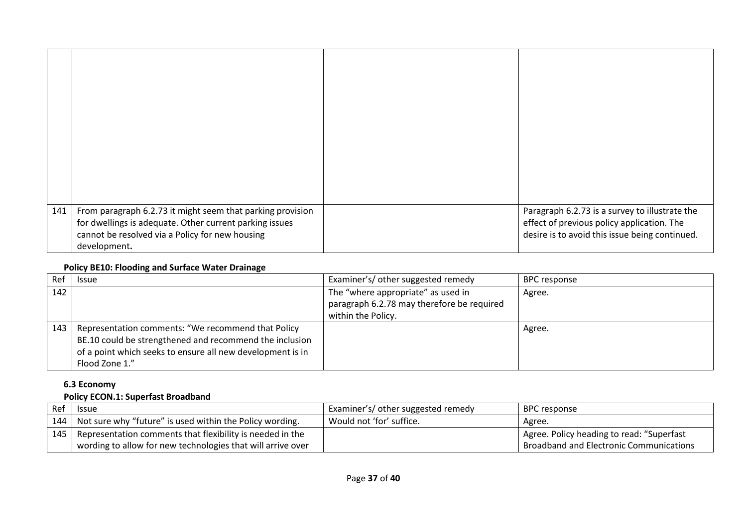| | | | |
|---|---|---|---|
| | | | |
| 141 | From paragraph 6.2.73 it might seem that parking provision for dwellings is adequate. Other current parking issues cannot be resolved via a Policy for new housing development**.** | | Paragraph 6.2.73 is a survey to illustrate the effect of previous policy application. The desire is to avoid this issue being continued. |

**Policy BE10: Flooding and Surface Water Drainage**

| Ref | Issue | Examiner's/ other suggested remedy | BPC response |
|---|---|---|---|
| 142 | | The "where appropriate" as used in paragraph 6.2.78 may therefore be required within the Policy. | Agree. |
| 143 | Representation comments: "We recommend that Policy BE.10 could be strengthened and recommend the inclusion of a point which seeks to ensure all new development is in Flood Zone 1." | | Agree. |

**6.3 Economy**

**Policy ECON.1: Superfast Broadband**

| Ref | Issue | Examiner's/ other suggested remedy | BPC response |
|---|---|---|---|
| 144 | Not sure why "future" is used within the Policy wording. | Would not 'for' suffice. | Agree. |
| 145 | Representation comments that flexibility is needed in the wording to allow for new technologies that will arrive over | | Agree. Policy heading to read: "Superfast Broadband and Electronic Communications |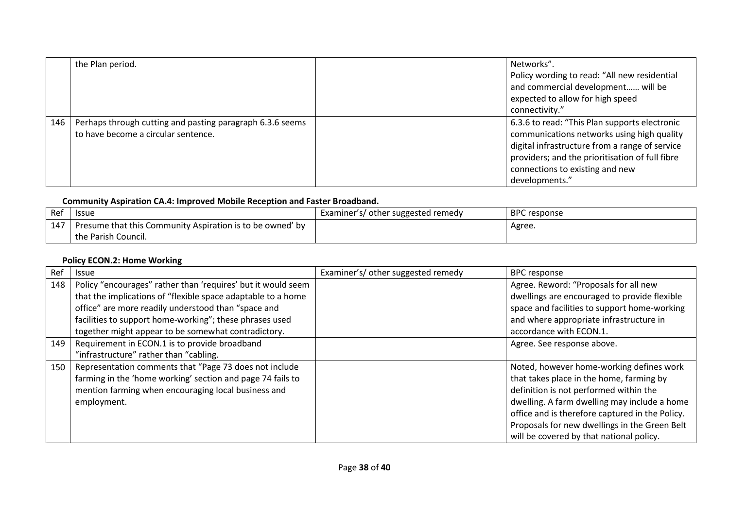| | | | |
|---|---|---|---|
| | the Plan period. | | Networks". Policy wording to read: "All new residential and commercial development…… will be expected to allow for high speed connectivity." |
| 146 | Perhaps through cutting and pasting paragraph 6.3.6 seems to have become a circular sentence. | | 6.3.6 to read: "This Plan supports electronic communications networks using high quality digital infrastructure from a range of service providers; and the prioritisation of full fibre connections to existing and new developments." |

**Community Aspiration CA.4: Improved Mobile Reception and Faster Broadband.**

| Ref | Issue | Examiner's/ other suggested remedy | BPC response |
|---|---|---|---|
| 147 | Presume that this Community Aspiration is to be owned' by the Parish Council. | | Agree. |

**Policy ECON.2: Home Working**

| Ref | Issue | Examiner's/ other suggested remedy | BPC response |
|---|---|---|---|
| 148 | Policy "encourages" rather than 'requires' but it would seem that the implications of "flexible space adaptable to a home office" are more readily understood than "space and facilities to support home-working"; these phrases used together might appear to be somewhat contradictory. | | Agree. Reword: "Proposals for all new dwellings are encouraged to provide flexible space and facilities to support home-working and where appropriate infrastructure in accordance with ECON.1. |
| 149 | Requirement in ECON.1 is to provide broadband "infrastructure" rather than "cabling. | | Agree. See response above. |
| 150 | Representation comments that "Page 73 does not include farming in the 'home working' section and page 74 fails to mention farming when encouraging local business and employment. | | Noted, however home-working defines work that takes place in the home, farming by definition is not performed within the dwelling. A farm dwelling may include a home office and is therefore captured in the Policy. Proposals for new dwellings in the Green Belt will be covered by that national policy. |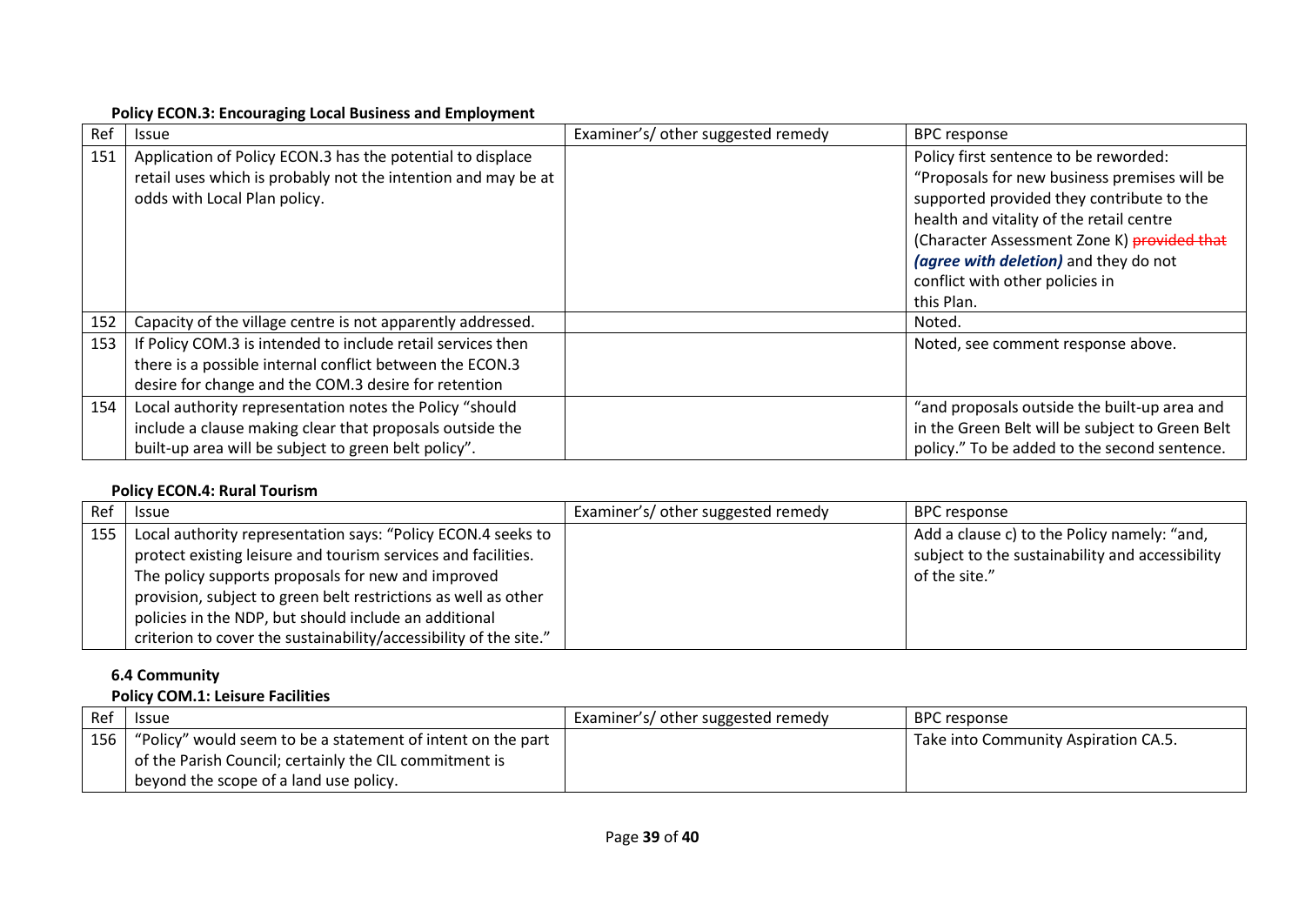**Policy ECON.3: Encouraging Local Business and Employment**

| Ref | Issue | Examiner's/ other suggested remedy | BPC response |
|---|---|---|---|
| 151 | Application of Policy ECON.3 has the potential to displace retail uses which is probably not the intention and may be at odds with Local Plan policy. | | Policy first sentence to be reworded: "Proposals for new business premises will be supported provided they contribute to the health and vitality of the retail centre (Character Assessment Zone K) ~~provided that~~ ***(agree with deletion)*** and they do not conflict with other policies in this Plan. |
| 152 | Capacity of the village centre is not apparently addressed. | | Noted. |
| 153 | If Policy COM.3 is intended to include retail services then there is a possible internal conflict between the ECON.3 desire for change and the COM.3 desire for retention | | Noted, see comment response above. |
| 154 | Local authority representation notes the Policy "should include a clause making clear that proposals outside the built-up area will be subject to green belt policy". | | "and proposals outside the built-up area and in the Green Belt will be subject to Green Belt policy." To be added to the second sentence. |

**Policy ECON.4: Rural Tourism**

| Ref | Issue | Examiner's/ other suggested remedy | BPC response |
|---|---|---|---|
| 155 | Local authority representation says: "Policy ECON.4 seeks to protect existing leisure and tourism services and facilities. The policy supports proposals for new and improved provision, subject to green belt restrictions as well as other policies in the NDP, but should include an additional criterion to cover the sustainability/accessibility of the site." | | Add a clause c) to the Policy namely: "and, subject to the sustainability and accessibility of the site." |

**6.4 Community**

**Policy COM.1: Leisure Facilities**

| Ref | Issue | Examiner's/ other suggested remedy | BPC response |
|---|---|---|---|
| 156 | "Policy" would seem to be a statement of intent on the part of the Parish Council; certainly the CIL commitment is beyond the scope of a land use policy. | | Take into Community Aspiration CA.5. |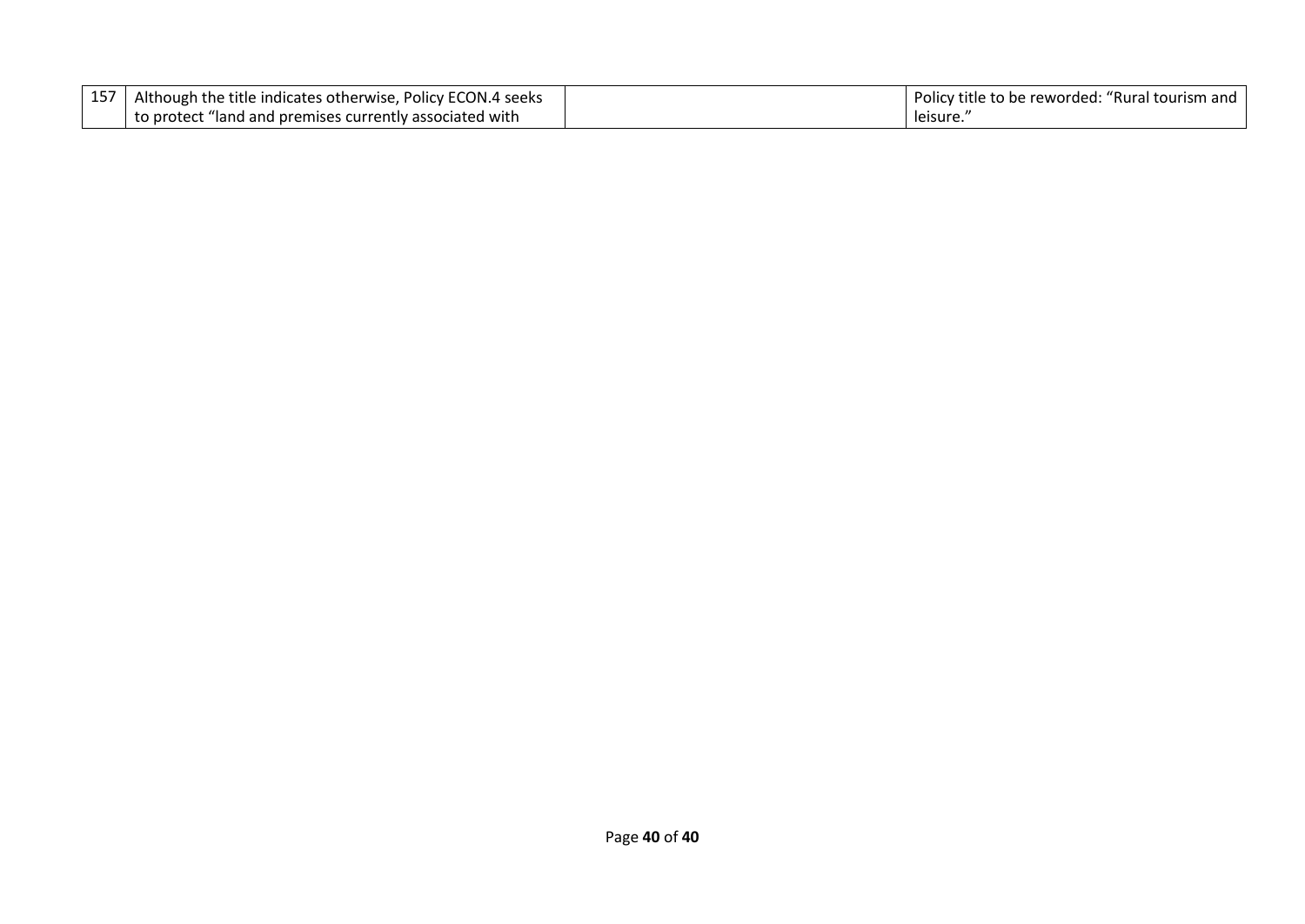| | | | |
|---|---|---|---|
| 157 | Although the title indicates otherwise, Policy ECON.4 seeks to protect "land and premises currently associated with | | Policy title to be reworded: "Rural tourism and leisure." |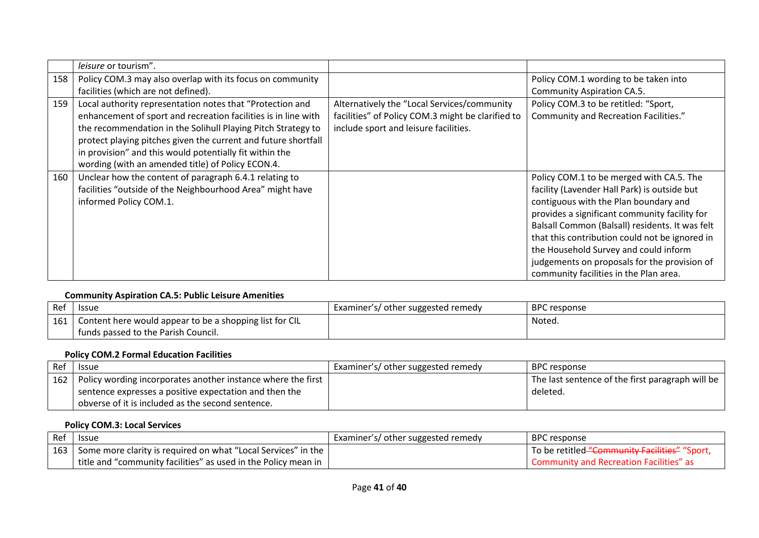| | | | |
|---|---|---|---|
| | *leisure* or tourism". | | |
| 158 | Policy COM.3 may also overlap with its focus on community facilities (which are not defined). | | Policy COM.1 wording to be taken into Community Aspiration CA.5. |
| 159 | Local authority representation notes that "Protection and enhancement of sport and recreation facilities is in line with the recommendation in the Solihull Playing Pitch Strategy to protect playing pitches given the current and future shortfall in provision" and this would potentially fit within the wording (with an amended title) of Policy ECON.4. | Alternatively the "Local Services/community facilities" of Policy COM.3 might be clarified to include sport and leisure facilities. | Policy COM.3 to be retitled: "Sport, Community and Recreation Facilities." |
| 160 | Unclear how the content of paragraph 6.4.1 relating to facilities "outside of the Neighbourhood Area" might have informed Policy COM.1. | | Policy COM.1 to be merged with CA.5. The facility (Lavender Hall Park) is outside but contiguous with the Plan boundary and provides a significant community facility for Balsall Common (Balsall) residents. It was felt that this contribution could not be ignored in the Household Survey and could inform judgements on proposals for the provision of community facilities in the Plan area. |

**Community Aspiration CA.5: Public Leisure Amenities**

| Ref | Issue | Examiner's/ other suggested remedy | BPC response |
|---|---|---|---|
| 161 | Content here would appear to be a shopping list for CIL funds passed to the Parish Council. | | Noted. |

**Policy COM.2 Formal Education Facilities**

| Ref | Issue | Examiner's/ other suggested remedy | BPC response |
|---|---|---|---|
| 162 | Policy wording incorporates another instance where the first sentence expresses a positive expectation and then the obverse of it is included as the second sentence. | | The last sentence of the first paragraph will be deleted. |

**Policy COM.3: Local Services**

| Ref | Issue | Examiner's/ other suggested remedy | BPC response |
|---|---|---|---|
| 163 | Some more clarity is required on what "Local Services" in the title and "community facilities" as used in the Policy mean in | | To be retitled ~~"Community Facilities"~~ "Sport, Community and Recreation Facilities" as |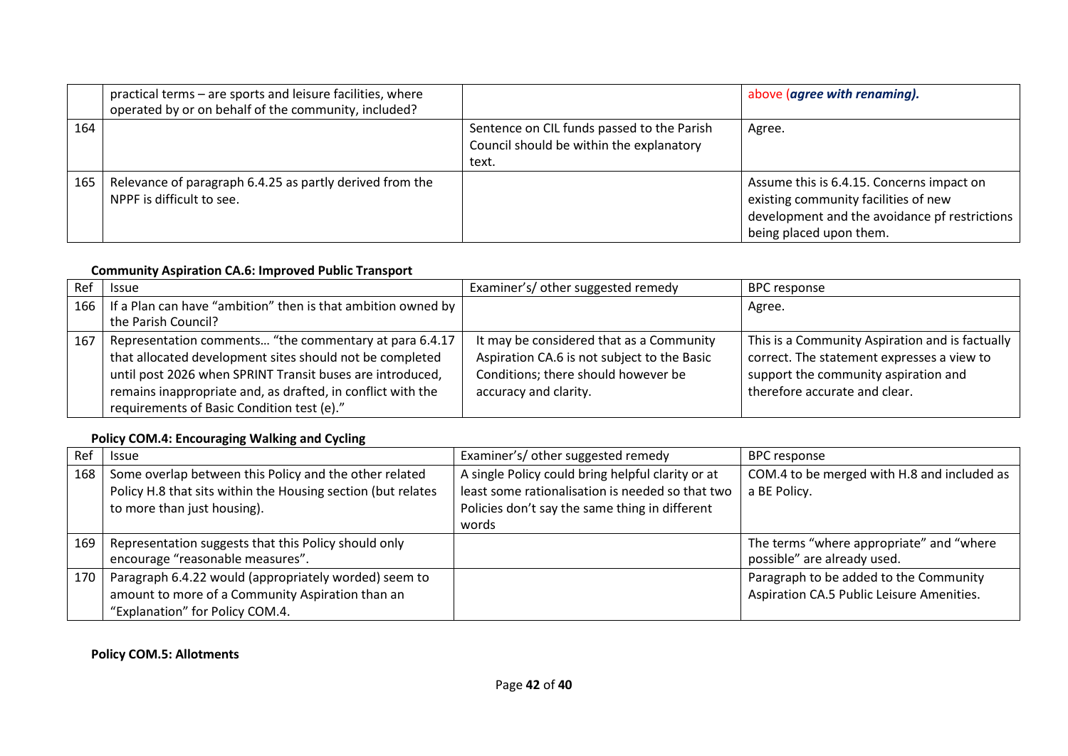| | | | |
|---|---|---|---|
| | practical terms – are sports and leisure facilities, where operated by or on behalf of the community, included? | | above (***agree with renaming).*** |
| 164 | | Sentence on CIL funds passed to the Parish Council should be within the explanatory text. | Agree. |
| 165 | Relevance of paragraph 6.4.25 as partly derived from the NPPF is difficult to see. | | Assume this is 6.4.15. Concerns impact on existing community facilities of new development and the avoidance pf restrictions being placed upon them. |

**Community Aspiration CA.6: Improved Public Transport**

| Ref | Issue | Examiner's/ other suggested remedy | BPC response |
|---|---|---|---|
| 166 | If a Plan can have "ambition" then is that ambition owned by the Parish Council? | | Agree. |
| 167 | Representation comments… "the commentary at para 6.4.17 that allocated development sites should not be completed until post 2026 when SPRINT Transit buses are introduced, remains inappropriate and, as drafted, in conflict with the requirements of Basic Condition test (e)." | It may be considered that as a Community Aspiration CA.6 is not subject to the Basic Conditions; there should however be accuracy and clarity. | This is a Community Aspiration and is factually correct. The statement expresses a view to support the community aspiration and therefore accurate and clear. |

**Policy COM.4: Encouraging Walking and Cycling**

| Ref | Issue | Examiner's/ other suggested remedy | BPC response |
|---|---|---|---|
| 168 | Some overlap between this Policy and the other related Policy H.8 that sits within the Housing section (but relates to more than just housing). | A single Policy could bring helpful clarity or at least some rationalisation is needed so that two Policies don't say the same thing in different words | COM.4 to be merged with H.8 and included as a BE Policy. |
| 169 | Representation suggests that this Policy should only encourage "reasonable measures". | | The terms "where appropriate" and "where possible" are already used. |
| 170 | Paragraph 6.4.22 would (appropriately worded) seem to amount to more of a Community Aspiration than an "Explanation" for Policy COM.4. | | Paragraph to be added to the Community Aspiration CA.5 Public Leisure Amenities. |

**Policy COM.5: Allotments**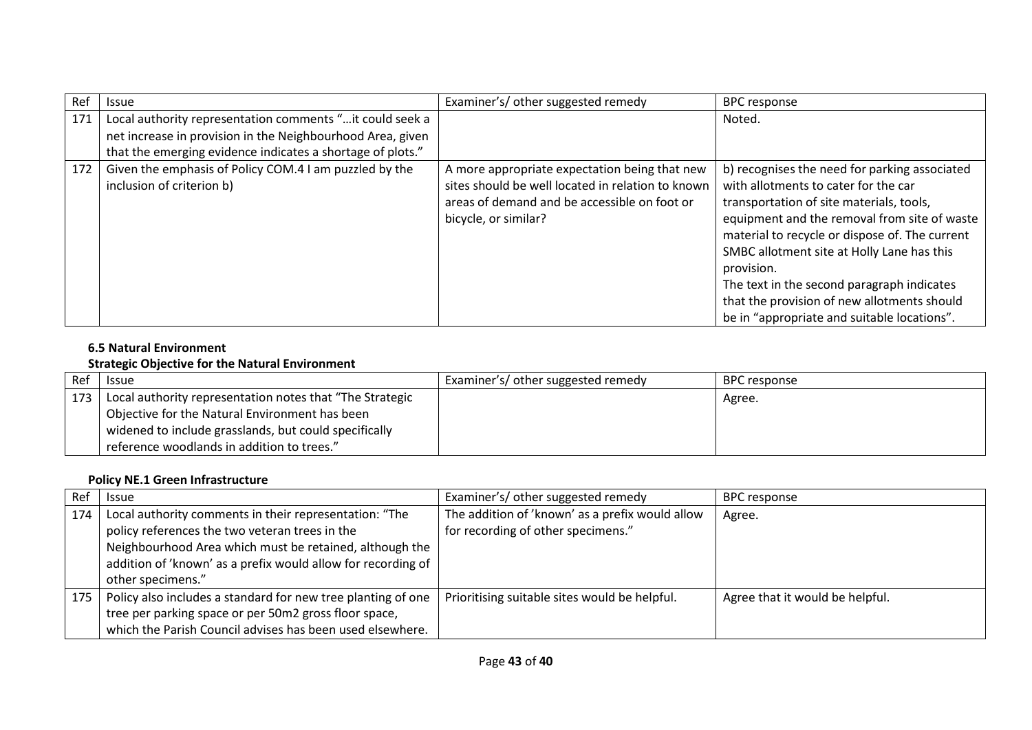| Ref | Issue | Examiner's/ other suggested remedy | BPC response |
|---|---|---|---|
| 171 | Local authority representation comments "…it could seek a net increase in provision in the Neighbourhood Area, given that the emerging evidence indicates a shortage of plots." | | Noted. |
| 172 | Given the emphasis of Policy COM.4 I am puzzled by the inclusion of criterion b) | A more appropriate expectation being that new sites should be well located in relation to known areas of demand and be accessible on foot or bicycle, or similar? | b) recognises the need for parking associated with allotments to cater for the car transportation of site materials, tools, equipment and the removal from site of waste material to recycle or dispose of. The current SMBC allotment site at Holly Lane has this provision.<br>The text in the second paragraph indicates that the provision of new allotments should be in "appropriate and suitable locations". |

#### 6.5 Natural Environment

#### Strategic Objective for the Natural Environment

| Ref | Issue | Examiner's/ other suggested remedy | BPC response |
|---|---|---|---|
| 173 | Local authority representation notes that "The Strategic Objective for the Natural Environment has been widened to include grasslands, but could specifically reference woodlands in addition to trees." | | Agree. |

#### Policy NE.1 Green Infrastructure

| Ref | Issue | Examiner's/ other suggested remedy | BPC response |
|---|---|---|---|
| 174 | Local authority comments in their representation: "The policy references the two veteran trees in the Neighbourhood Area which must be retained, although the addition of 'known' as a prefix would allow for recording of other specimens." | The addition of 'known' as a prefix would allow for recording of other specimens." | Agree. |
| 175 | Policy also includes a standard for new tree planting of one tree per parking space or per 50m2 gross floor space, which the Parish Council advises has been used elsewhere. | Prioritising suitable sites would be helpful. | Agree that it would be helpful. |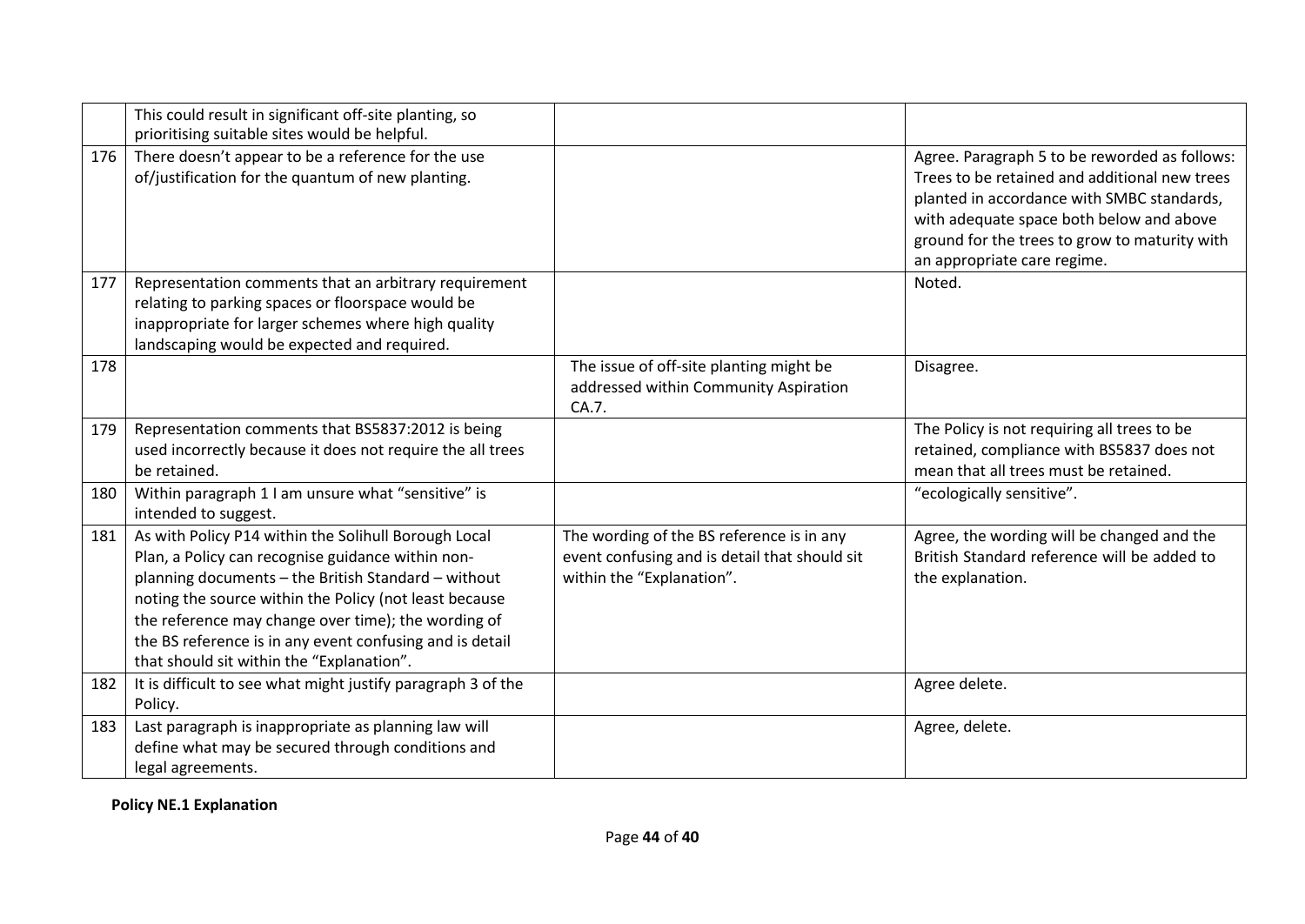| | | | |
|---|---|---|---|
| | This could result in significant off-site planting, so prioritising suitable sites would be helpful. | | |
| 176 | There doesn't appear to be a reference for the use of/justification for the quantum of new planting. | | Agree. Paragraph 5 to be reworded as follows: Trees to be retained and additional new trees planted in accordance with SMBC standards, with adequate space both below and above ground for the trees to grow to maturity with an appropriate care regime. |
| 177 | Representation comments that an arbitrary requirement relating to parking spaces or floorspace would be inappropriate for larger schemes where high quality landscaping would be expected and required. | | Noted. |
| 178 | | The issue of off-site planting might be addressed within Community Aspiration CA.7. | Disagree. |
| 179 | Representation comments that BS5837:2012 is being used incorrectly because it does not require the all trees be retained. | | The Policy is not requiring all trees to be retained, compliance with BS5837 does not mean that all trees must be retained. |
| 180 | Within paragraph 1 I am unsure what "sensitive" is intended to suggest. | | "ecologically sensitive". |
| 181 | As with Policy P14 within the Solihull Borough Local Plan, a Policy can recognise guidance within non-planning documents – the British Standard – without noting the source within the Policy (not least because the reference may change over time); the wording of the BS reference is in any event confusing and is detail that should sit within the "Explanation". | The wording of the BS reference is in any event confusing and is detail that should sit within the "Explanation". | Agree, the wording will be changed and the British Standard reference will be added to the explanation. |
| 182 | It is difficult to see what might justify paragraph 3 of the Policy. | | Agree delete. |
| 183 | Last paragraph is inappropriate as planning law will define what may be secured through conditions and legal agreements. | | Agree, delete. |

**Policy NE.1 Explanation**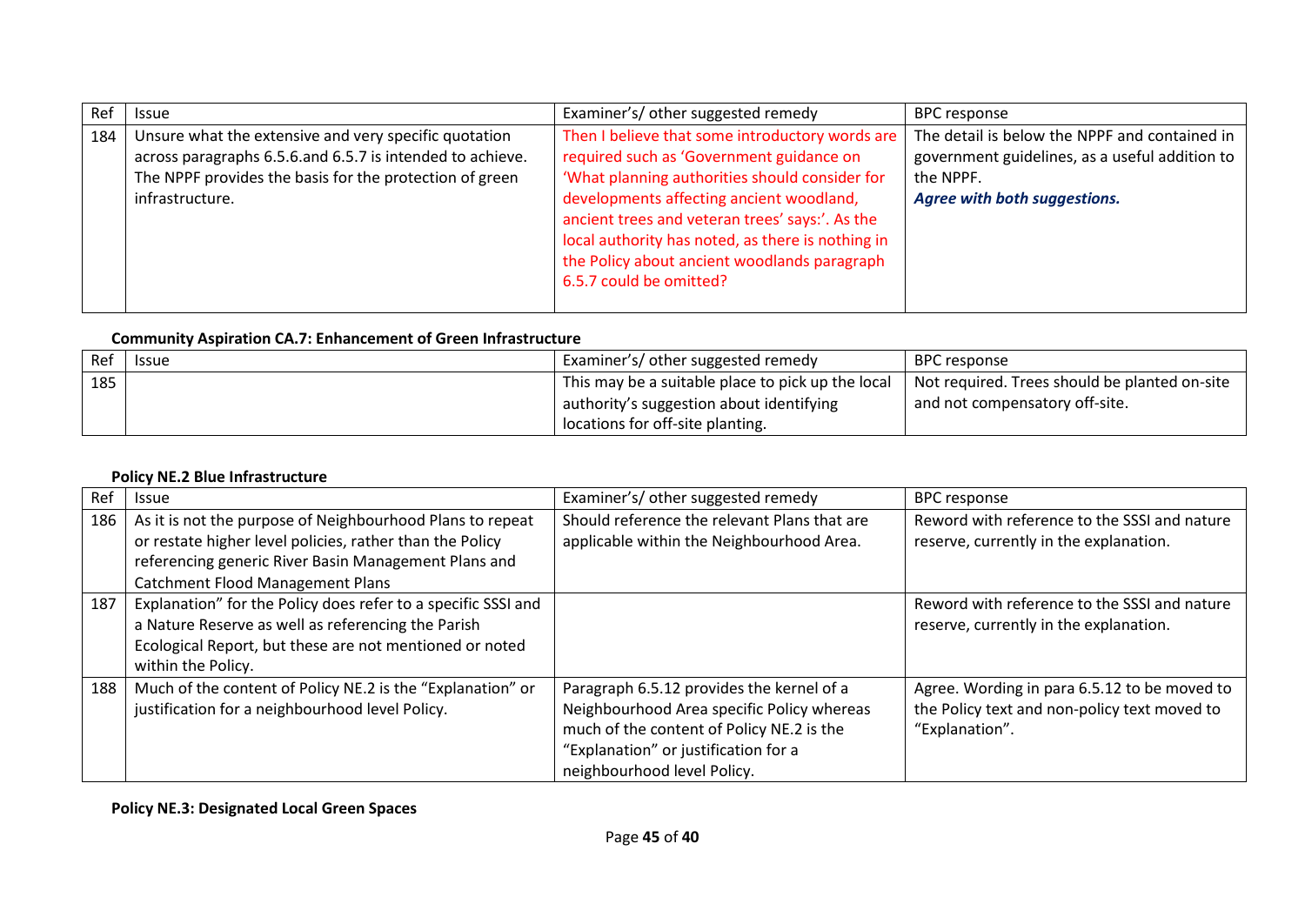| Ref | Issue | Examiner's/ other suggested remedy | BPC response |
|---|---|---|---|
| 184 | Unsure what the extensive and very specific quotation across paragraphs 6.5.6.and 6.5.7 is intended to achieve. The NPPF provides the basis for the protection of green infrastructure. | Then I believe that some introductory words are required such as 'Government guidance on 'What planning authorities should consider for developments affecting ancient woodland, ancient trees and veteran trees' says:'. As the local authority has noted, as there is nothing in the Policy about ancient woodlands paragraph 6.5.7 could be omitted? | The detail is below the NPPF and contained in government guidelines, as a useful addition to the NPPF. ***Agree with both suggestions.*** |

**Community Aspiration CA.7: Enhancement of Green Infrastructure**

| Ref | Issue | Examiner's/ other suggested remedy | BPC response |
|---|---|---|---|
| 185 | | This may be a suitable place to pick up the local authority's suggestion about identifying locations for off-site planting. | Not required. Trees should be planted on-site and not compensatory off-site. |

**Policy NE.2 Blue Infrastructure**

| Ref | Issue | Examiner's/ other suggested remedy | BPC response |
|---|---|---|---|
| 186 | As it is not the purpose of Neighbourhood Plans to repeat or restate higher level policies, rather than the Policy referencing generic River Basin Management Plans and Catchment Flood Management Plans | Should reference the relevant Plans that are applicable within the Neighbourhood Area. | Reword with reference to the SSSI and nature reserve, currently in the explanation. |
| 187 | Explanation" for the Policy does refer to a specific SSSI and a Nature Reserve as well as referencing the Parish Ecological Report, but these are not mentioned or noted within the Policy. | | Reword with reference to the SSSI and nature reserve, currently in the explanation. |
| 188 | Much of the content of Policy NE.2 is the "Explanation" or justification for a neighbourhood level Policy. | Paragraph 6.5.12 provides the kernel of a Neighbourhood Area specific Policy whereas much of the content of Policy NE.2 is the "Explanation" or justification for a neighbourhood level Policy. | Agree. Wording in para 6.5.12 to be moved to the Policy text and non-policy text moved to "Explanation". |

**Policy NE.3: Designated Local Green Spaces**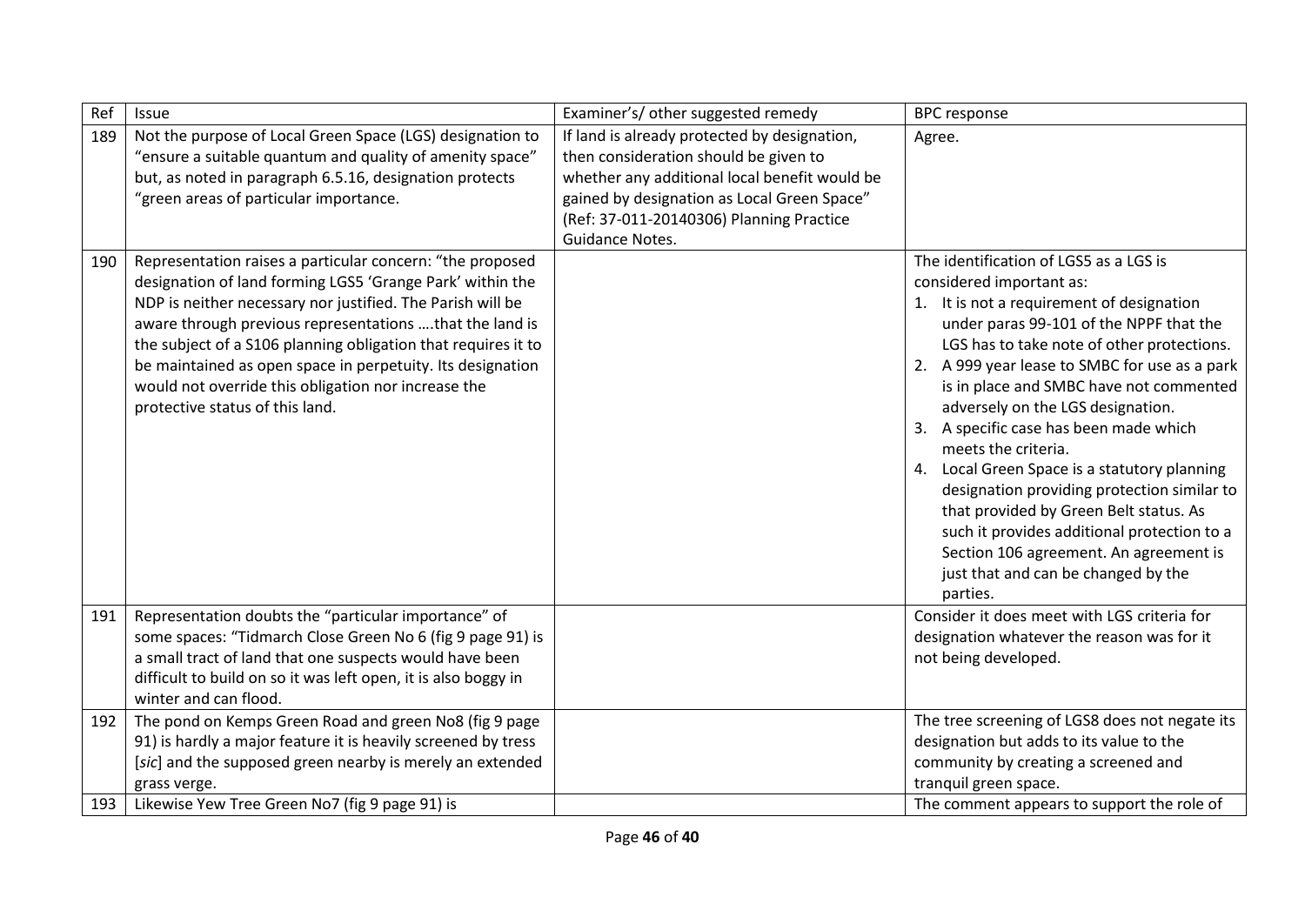| Ref | Issue | Examiner's/ other suggested remedy | BPC response |
|---|---|---|---|
| 189 | Not the purpose of Local Green Space (LGS) designation to "ensure a suitable quantum and quality of amenity space" but, as noted in paragraph 6.5.16, designation protects "green areas of particular importance. | If land is already protected by designation, then consideration should be given to whether any additional local benefit would be gained by designation as Local Green Space" (Ref: 37-011-20140306) Planning Practice Guidance Notes. | Agree. |
| 190 | Representation raises a particular concern: "the proposed designation of land forming LGS5 'Grange Park' within the NDP is neither necessary nor justified. The Parish will be aware through previous representations ….that the land is the subject of a S106 planning obligation that requires it to be maintained as open space in perpetuity. Its designation would not override this obligation nor increase the protective status of this land. | | The identification of LGS5 as a LGS is considered important as:<br>1. It is not a requirement of designation under paras 99-101 of the NPPF that the LGS has to take note of other protections.<br>2. A 999 year lease to SMBC for use as a park is in place and SMBC have not commented adversely on the LGS designation.<br>3. A specific case has been made which meets the criteria.<br>4. Local Green Space is a statutory planning designation providing protection similar to that provided by Green Belt status. As such it provides additional protection to a Section 106 agreement. An agreement is just that and can be changed by the parties. |
| 191 | Representation doubts the "particular importance" of some spaces: "Tidmarch Close Green No 6 (fig 9 page 91) is a small tract of land that one suspects would have been difficult to build on so it was left open, it is also boggy in winter and can flood. | | Consider it does meet with LGS criteria for designation whatever the reason was for it not being developed. |
| 192 | The pond on Kemps Green Road and green No8 (fig 9 page 91) is hardly a major feature it is heavily screened by tress [*sic*] and the supposed green nearby is merely an extended grass verge. | | The tree screening of LGS8 does not negate its designation but adds to its value to the community by creating a screened and tranquil green space. |
| 193 | Likewise Yew Tree Green No7 (fig 9 page 91) is | | The comment appears to support the role of |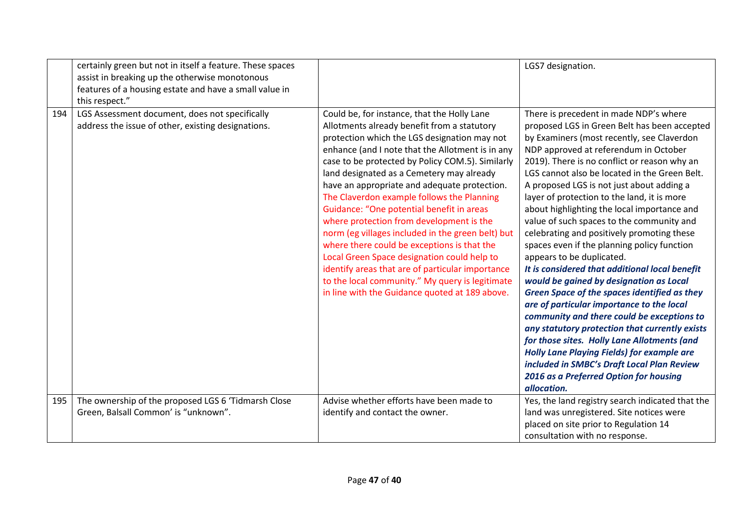| | | | |
|---|---|---|---|
| | certainly green but not in itself a feature. These spaces assist in breaking up the otherwise monotonous features of a housing estate and have a small value in this respect." | | LGS7 designation. |
| 194 | LGS Assessment document, does not specifically address the issue of other, existing designations. | Could be, for instance, that the Holly Lane Allotments already benefit from a statutory protection which the LGS designation may not enhance (and I note that the Allotment is in any case to be protected by Policy COM.5). Similarly land designated as a Cemetery may already have an appropriate and adequate protection. The Claverdon example follows the Planning Guidance: "One potential benefit in areas where protection from development is the norm (eg villages included in the green belt) but where there could be exceptions is that the Local Green Space designation could help to identify areas that are of particular importance to the local community." My query is legitimate in line with the Guidance quoted at 189 above. | There is precedent in made NDP's where proposed LGS in Green Belt has been accepted by Examiners (most recently, see Claverdon NDP approved at referendum in October 2019). There is no conflict or reason why an LGS cannot also be located in the Green Belt. A proposed LGS is not just about adding a layer of protection to the land, it is more about highlighting the local importance and value of such spaces to the community and celebrating and positively promoting these spaces even if the planning policy function appears to be duplicated. ***It is considered that additional local benefit would be gained by designation as Local Green Space of the spaces identified as they are of particular importance to the local community and there could be exceptions to any statutory protection that currently exists for those sites. Holly Lane Allotments (and Holly Lane Playing Fields) for example are included in SMBC's Draft Local Plan Review 2016 as a Preferred Option for housing allocation.*** |
| 195 | The ownership of the proposed LGS 6 'Tidmarsh Close Green, Balsall Common' is "unknown". | Advise whether efforts have been made to identify and contact the owner. | Yes, the land registry search indicated that the land was unregistered. Site notices were placed on site prior to Regulation 14 consultation with no response. |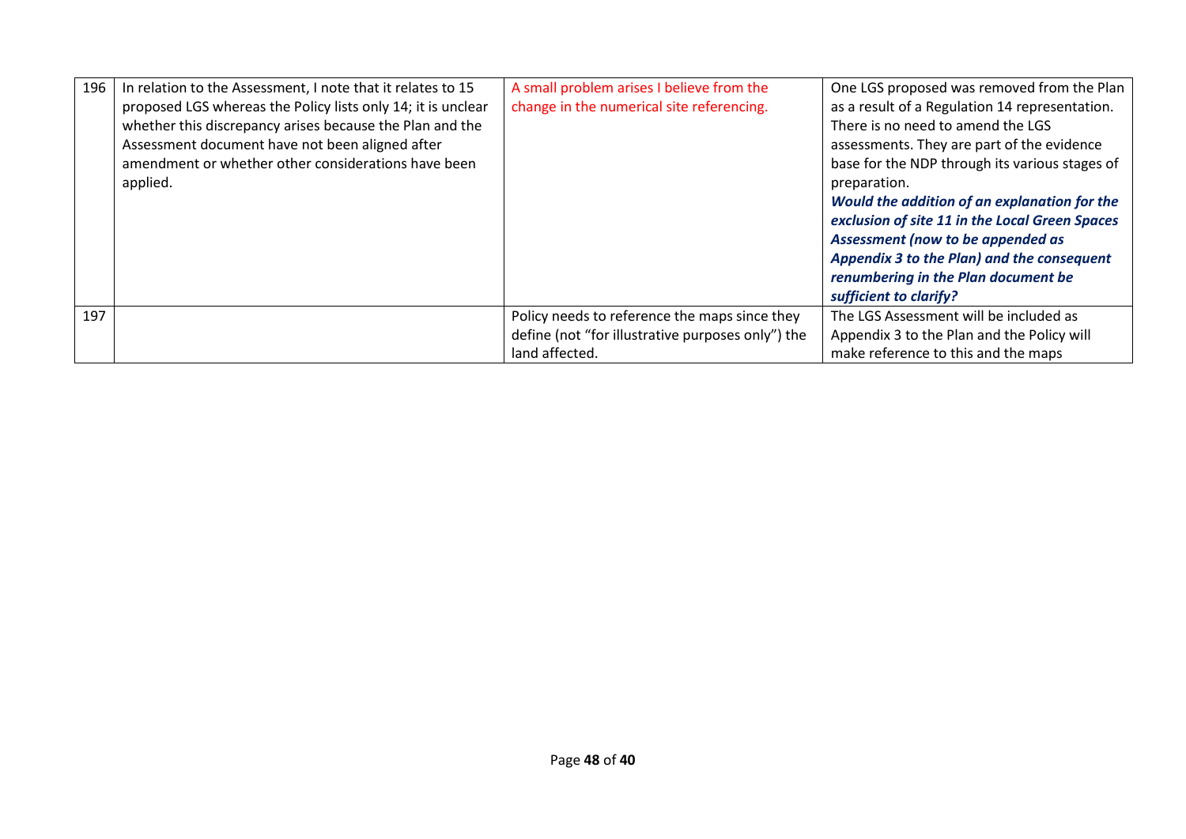| | | | |
|---|---|---|---|
| 196 | In relation to the Assessment, I note that it relates to 15 proposed LGS whereas the Policy lists only 14; it is unclear whether this discrepancy arises because the Plan and the Assessment document have not been aligned after amendment or whether other considerations have been applied. | A small problem arises I believe from the change in the numerical site referencing. | One LGS proposed was removed from the Plan as a result of a Regulation 14 representation. There is no need to amend the LGS assessments. They are part of the evidence base for the NDP through its various stages of preparation. ***Would the addition of an explanation for the exclusion of site 11 in the Local Green Spaces Assessment (now to be appended as Appendix 3 to the Plan) and the consequent renumbering in the Plan document be sufficient to clarify?*** |
| 197 | | Policy needs to reference the maps since they define (not "for illustrative purposes only") the land affected. | The LGS Assessment will be included as Appendix 3 to the Plan and the Policy will make reference to this and the maps |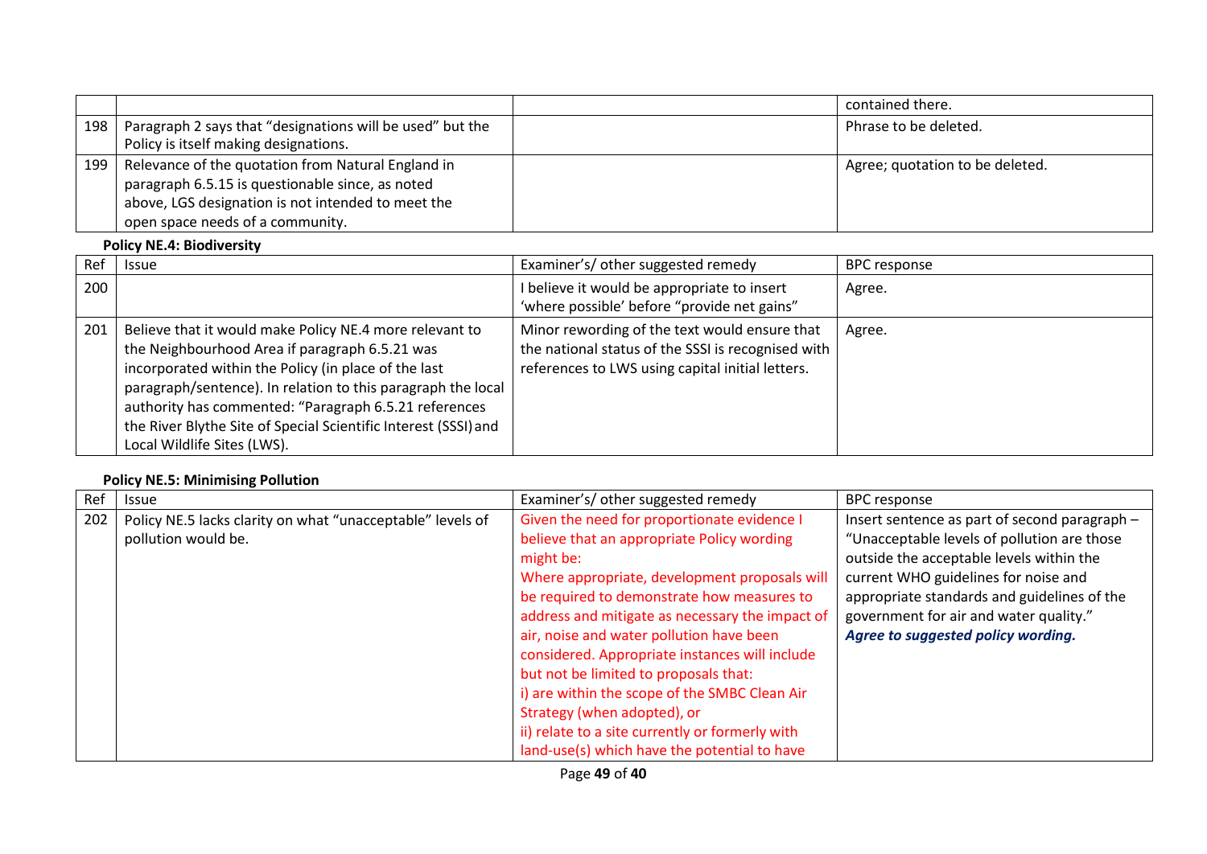| | | | contained there. |
|---|---|---|---|
| 198 | Paragraph 2 says that "designations will be used" but the Policy is itself making designations. | | Phrase to be deleted. |
| 199 | Relevance of the quotation from Natural England in paragraph 6.5.15 is questionable since, as noted above, LGS designation is not intended to meet the open space needs of a community. | | Agree; quotation to be deleted. |

**Policy NE.4: Biodiversity**

| Ref | Issue | Examiner's/ other suggested remedy | BPC response |
|---|---|---|---|
| 200 | | I believe it would be appropriate to insert 'where possible' before "provide net gains" | Agree. |
| 201 | Believe that it would make Policy NE.4 more relevant to the Neighbourhood Area if paragraph 6.5.21 was incorporated within the Policy (in place of the last paragraph/sentence). In relation to this paragraph the local authority has commented: "Paragraph 6.5.21 references the River Blythe Site of Special Scientific Interest (SSSI) and Local Wildlife Sites (LWS). | Minor rewording of the text would ensure that the national status of the SSSI is recognised with references to LWS using capital initial letters. | Agree. |

**Policy NE.5: Minimising Pollution**

| Ref | Issue | Examiner's/ other suggested remedy | BPC response |
|---|---|---|---|
| 202 | Policy NE.5 lacks clarity on what "unacceptable" levels of pollution would be. | Given the need for proportionate evidence I believe that an appropriate Policy wording might be:<br>Where appropriate, development proposals will be required to demonstrate how measures to address and mitigate as necessary the impact of air, noise and water pollution have been considered. Appropriate instances will include but not be limited to proposals that:<br>i) are within the scope of the SMBC Clean Air Strategy (when adopted), or<br>ii) relate to a site currently or formerly with land-use(s) which have the potential to have | Insert sentence as part of second paragraph – "Unacceptable levels of pollution are those outside the acceptable levels within the current WHO guidelines for noise and appropriate standards and guidelines of the government for air and water quality."<br>***Agree to suggested policy wording.*** |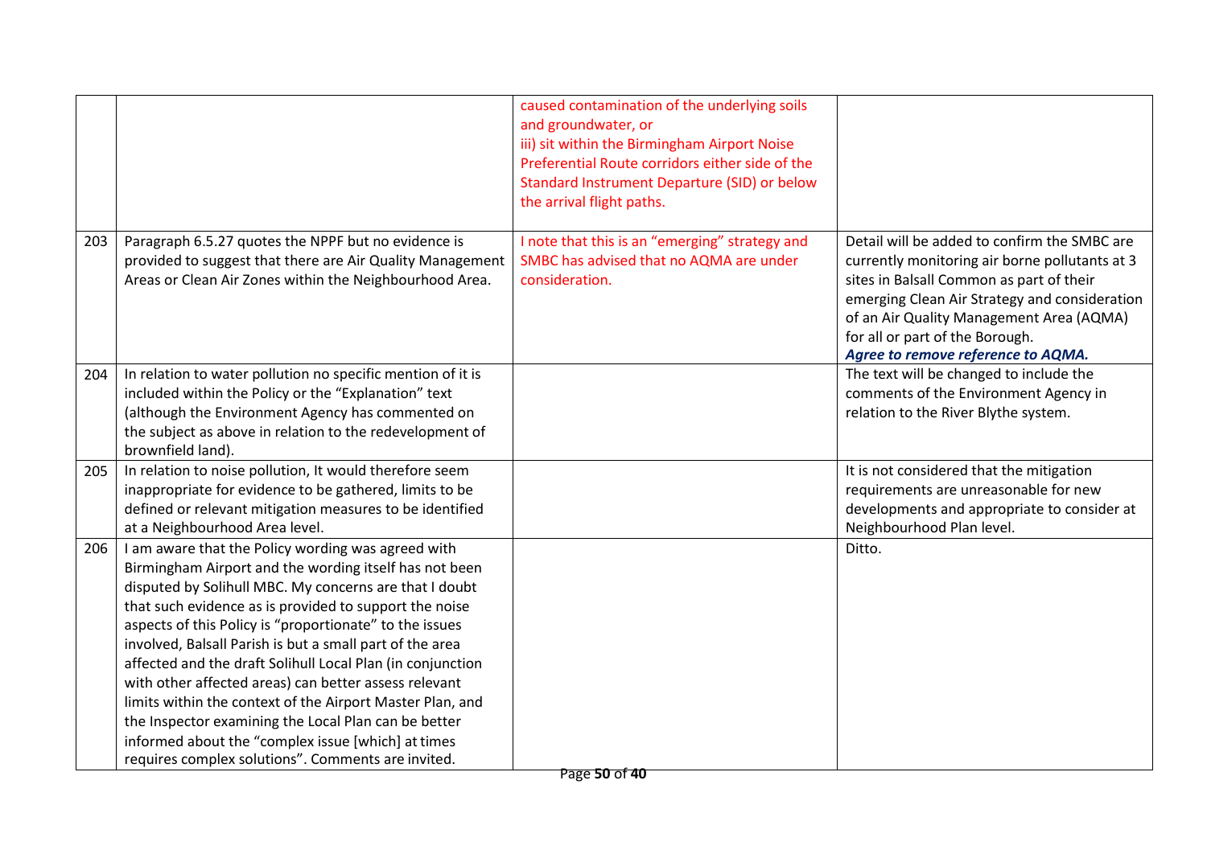| | | | |
|---|---|---|---|
| | | caused contamination of the underlying soils and groundwater, or<br>iii) sit within the Birmingham Airport Noise Preferential Route corridors either side of the Standard Instrument Departure (SID) or below the arrival flight paths. | |
| 203 | Paragraph 6.5.27 quotes the NPPF but no evidence is provided to suggest that there are Air Quality Management Areas or Clean Air Zones within the Neighbourhood Area. | I note that this is an "emerging" strategy and SMBC has advised that no AQMA are under consideration. | Detail will be added to confirm the SMBC are currently monitoring air borne pollutants at 3 sites in Balsall Common as part of their emerging Clean Air Strategy and consideration of an Air Quality Management Area (AQMA) for all or part of the Borough.<br>***Agree to remove reference to AQMA.*** |
| 204 | In relation to water pollution no specific mention of it is included within the Policy or the "Explanation" text (although the Environment Agency has commented on the subject as above in relation to the redevelopment of brownfield land). | | The text will be changed to include the comments of the Environment Agency in relation to the River Blythe system. |
| 205 | In relation to noise pollution, It would therefore seem inappropriate for evidence to be gathered, limits to be defined or relevant mitigation measures to be identified at a Neighbourhood Area level. | | It is not considered that the mitigation requirements are unreasonable for new developments and appropriate to consider at Neighbourhood Plan level. |
| 206 | I am aware that the Policy wording was agreed with Birmingham Airport and the wording itself has not been disputed by Solihull MBC. My concerns are that I doubt that such evidence as is provided to support the noise aspects of this Policy is "proportionate" to the issues involved, Balsall Parish is but a small part of the area affected and the draft Solihull Local Plan (in conjunction with other affected areas) can better assess relevant limits within the context of the Airport Master Plan, and the Inspector examining the Local Plan can be better informed about the "complex issue [which] at times requires complex solutions". Comments are invited. | | Ditto. |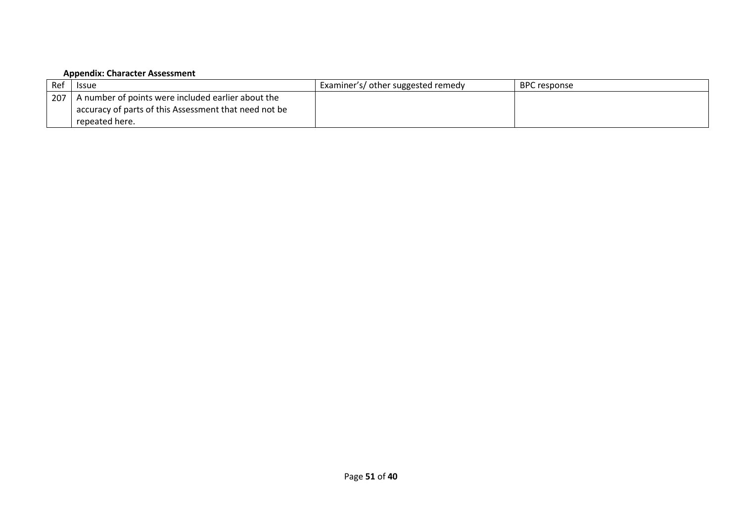**Appendix: Character Assessment**

| Ref | Issue | Examiner's/ other suggested remedy | BPC response |
|---|---|---|---|
| 207 | A number of points were included earlier about the accuracy of parts of this Assessment that need not be repeated here. | | |